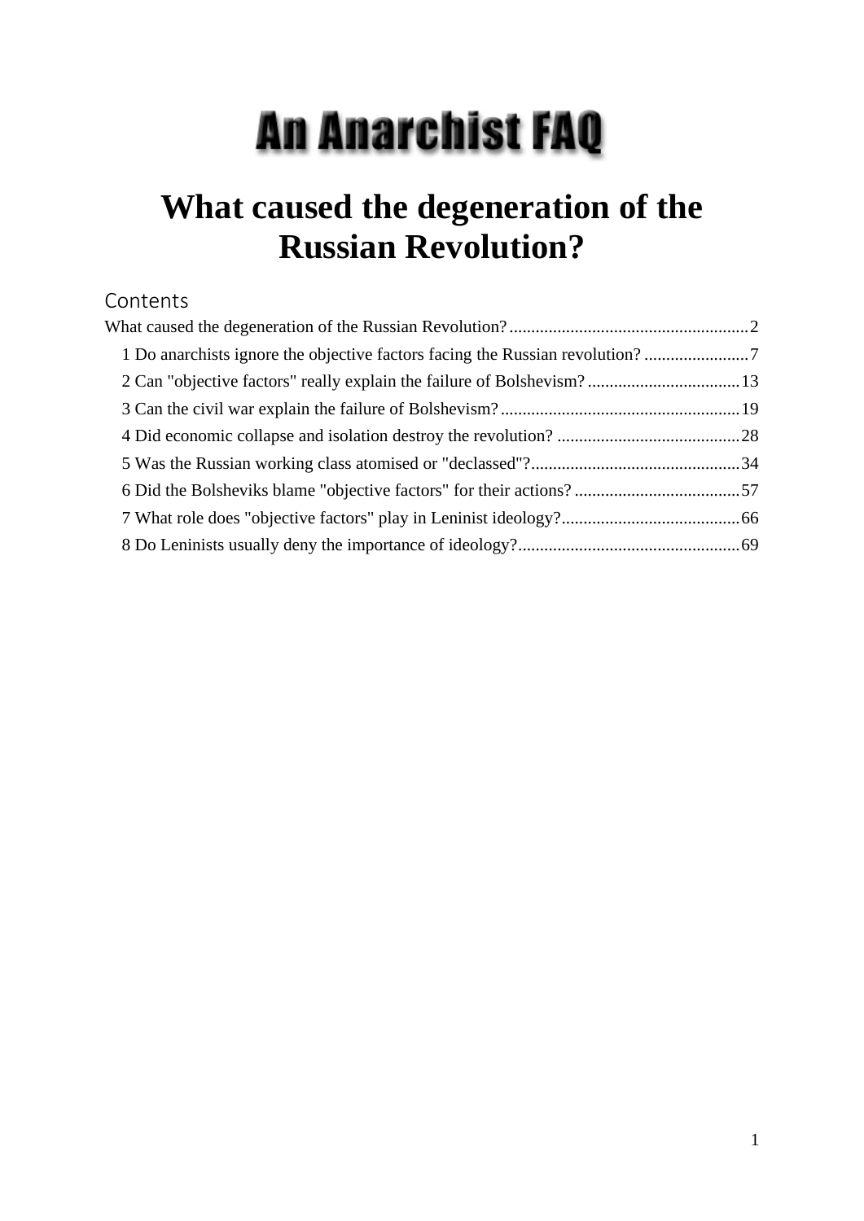# An Anarchist FAQ

# What caused the degeneration of the Russian Revolution?

## Contents

What caused the degeneration of the Russian Revolution? ........................................................ 2

1 Do anarchists ignore the objective factors facing the Russian revolution? ........................ 7

2 Can "objective factors" really explain the failure of Bolshevism? ................................... 13

3 Can the civil war explain the failure of Bolshevism? ....................................................... 19

4 Did economic collapse and isolation destroy the revolution? .......................................... 28

5 Was the Russian working class atomised or "declassed"? ................................................ 34

6 Did the Bolsheviks blame "objective factors" for their actions? ...................................... 57

7 What role does "objective factors" play in Leninist ideology? ......................................... 66

8 Do Leninists usually deny the importance of ideology? .................................................. 69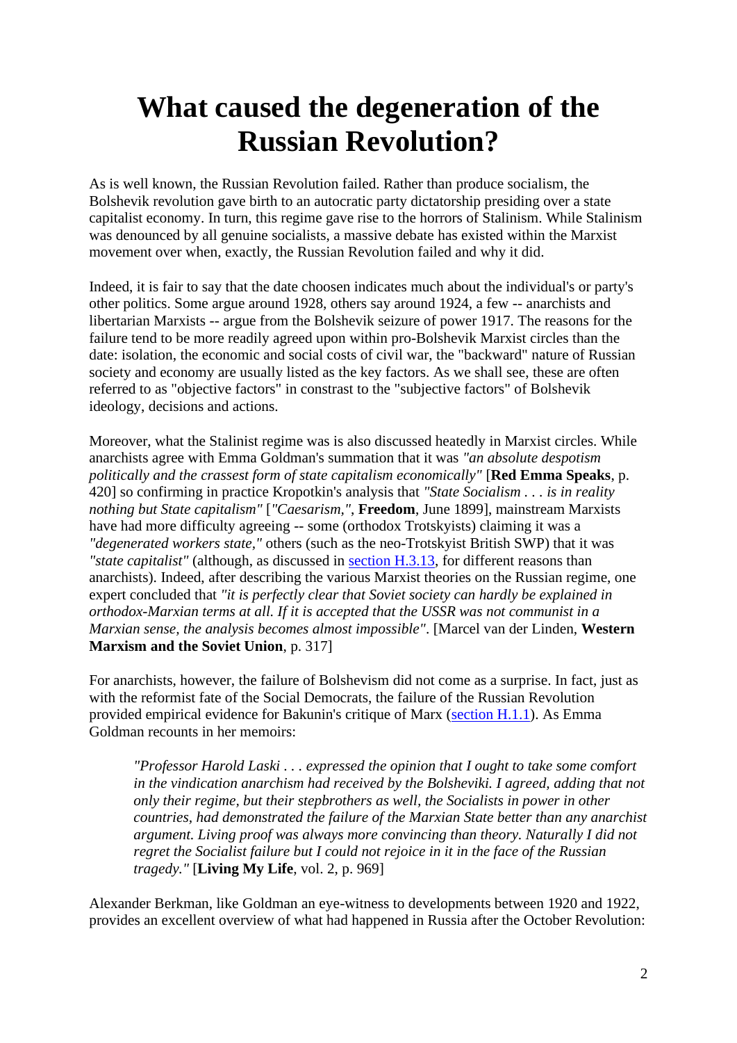# What caused the degeneration of the Russian Revolution?

As is well known, the Russian Revolution failed. Rather than produce socialism, the Bolshevik revolution gave birth to an autocratic party dictatorship presiding over a state capitalist economy. In turn, this regime gave rise to the horrors of Stalinism. While Stalinism was denounced by all genuine socialists, a massive debate has existed within the Marxist movement over when, exactly, the Russian Revolution failed and why it did.

Indeed, it is fair to say that the date choosen indicates much about the individual's or party's other politics. Some argue around 1928, others say around 1924, a few -- anarchists and libertarian Marxists -- argue from the Bolshevik seizure of power 1917. The reasons for the failure tend to be more readily agreed upon within pro-Bolshevik Marxist circles than the date: isolation, the economic and social costs of civil war, the "backward" nature of Russian society and economy are usually listed as the key factors. As we shall see, these are often referred to as "objective factors" in constrast to the "subjective factors" of Bolshevik ideology, decisions and actions.

Moreover, what the Stalinist regime was is also discussed heatedly in Marxist circles. While anarchists agree with Emma Goldman's summation that it was *"an absolute despotism politically and the crassest form of state capitalism economically"* [**Red Emma Speaks**, p. 420] so confirming in practice Kropotkin's analysis that *"State Socialism . . . is in reality nothing but State capitalism"* [*"Caesarism,"*, **Freedom**, June 1899], mainstream Marxists have had more difficulty agreeing -- some (orthodox Trotskyists) claiming it was a *"degenerated workers state,"* others (such as the neo-Trotskyist British SWP) that it was *"state capitalist"* (although, as discussed in section H.3.13, for different reasons than anarchists). Indeed, after describing the various Marxist theories on the Russian regime, one expert concluded that *"it is perfectly clear that Soviet society can hardly be explained in orthodox-Marxian terms at all. If it is accepted that the USSR was not communist in a Marxian sense, the analysis becomes almost impossible"*. [Marcel van der Linden, **Western Marxism and the Soviet Union**, p. 317]

For anarchists, however, the failure of Bolshevism did not come as a surprise. In fact, just as with the reformist fate of the Social Democrats, the failure of the Russian Revolution provided empirical evidence for Bakunin's critique of Marx (section H.1.1). As Emma Goldman recounts in her memoirs:

> *"Professor Harold Laski . . . expressed the opinion that I ought to take some comfort in the vindication anarchism had received by the Bolsheviki. I agreed, adding that not only their regime, but their stepbrothers as well, the Socialists in power in other countries, had demonstrated the failure of the Marxian State better than any anarchist argument. Living proof was always more convincing than theory. Naturally I did not regret the Socialist failure but I could not rejoice in it in the face of the Russian tragedy."* [**Living My Life**, vol. 2, p. 969]

Alexander Berkman, like Goldman an eye-witness to developments between 1920 and 1922, provides an excellent overview of what had happened in Russia after the October Revolution: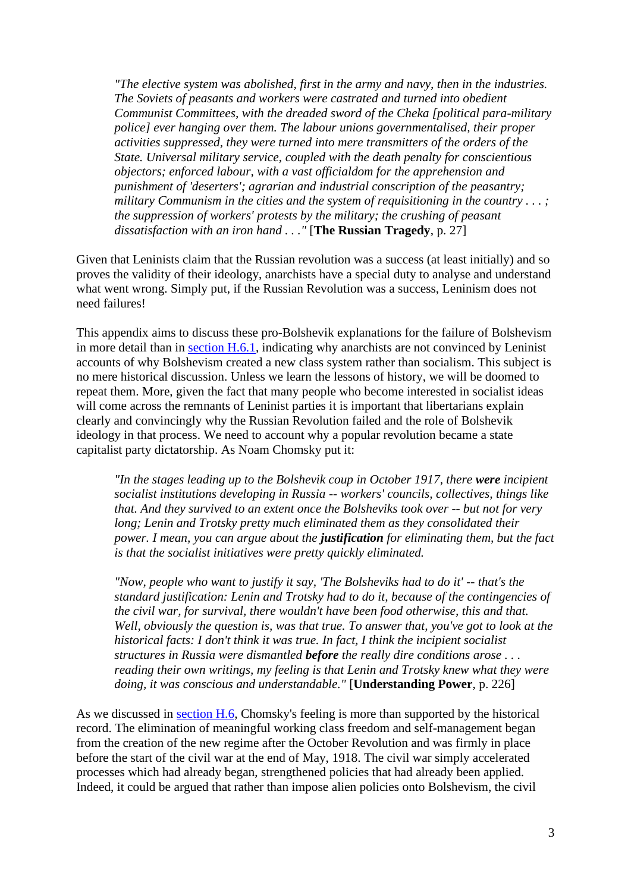> *"The elective system was abolished, first in the army and navy, then in the industries. The Soviets of peasants and workers were castrated and turned into obedient Communist Committees, with the dreaded sword of the Cheka [political para-military police] ever hanging over them. The labour unions governmentalised, their proper activities suppressed, they were turned into mere transmitters of the orders of the State. Universal military service, coupled with the death penalty for conscientious objectors; enforced labour, with a vast officialdom for the apprehension and punishment of 'deserters'; agrarian and industrial conscription of the peasantry; military Communism in the cities and the system of requisitioning in the country . . . ; the suppression of workers' protests by the military; the crushing of peasant dissatisfaction with an iron hand . . ."* [**The Russian Tragedy**, p. 27]

Given that Leninists claim that the Russian revolution was a success (at least initially) and so proves the validity of their ideology, anarchists have a special duty to analyse and understand what went wrong. Simply put, if the Russian Revolution was a success, Leninism does not need failures!

This appendix aims to discuss these pro-Bolshevik explanations for the failure of Bolshevism in more detail than in [section H.6.1](), indicating why anarchists are not convinced by Leninist accounts of why Bolshevism created a new class system rather than socialism. This subject is no mere historical discussion. Unless we learn the lessons of history, we will be doomed to repeat them. More, given the fact that many people who become interested in socialist ideas will come across the remnants of Leninist parties it is important that libertarians explain clearly and convincingly why the Russian Revolution failed and the role of Bolshevik ideology in that process. We need to account why a popular revolution became a state capitalist party dictatorship. As Noam Chomsky put it:

> *"In the stages leading up to the Bolshevik coup in October 1917, there **were** incipient socialist institutions developing in Russia -- workers' councils, collectives, things like that. And they survived to an extent once the Bolsheviks took over -- but not for very long; Lenin and Trotsky pretty much eliminated them as they consolidated their power. I mean, you can argue about the **justification** for eliminating them, but the fact is that the socialist initiatives were pretty quickly eliminated.*
>
> *"Now, people who want to justify it say, 'The Bolsheviks had to do it' -- that's the standard justification: Lenin and Trotsky had to do it, because of the contingencies of the civil war, for survival, there wouldn't have been food otherwise, this and that. Well, obviously the question is, was that true. To answer that, you've got to look at the historical facts: I don't think it was true. In fact, I think the incipient socialist structures in Russia were dismantled **before** the really dire conditions arose . . . reading their own writings, my feeling is that Lenin and Trotsky knew what they were doing, it was conscious and understandable."* [**Understanding Power**, p. 226]

As we discussed in [section H.6](), Chomsky's feeling is more than supported by the historical record. The elimination of meaningful working class freedom and self-management began from the creation of the new regime after the October Revolution and was firmly in place before the start of the civil war at the end of May, 1918. The civil war simply accelerated processes which had already began, strengthened policies that had already been applied. Indeed, it could be argued that rather than impose alien policies onto Bolshevism, the civil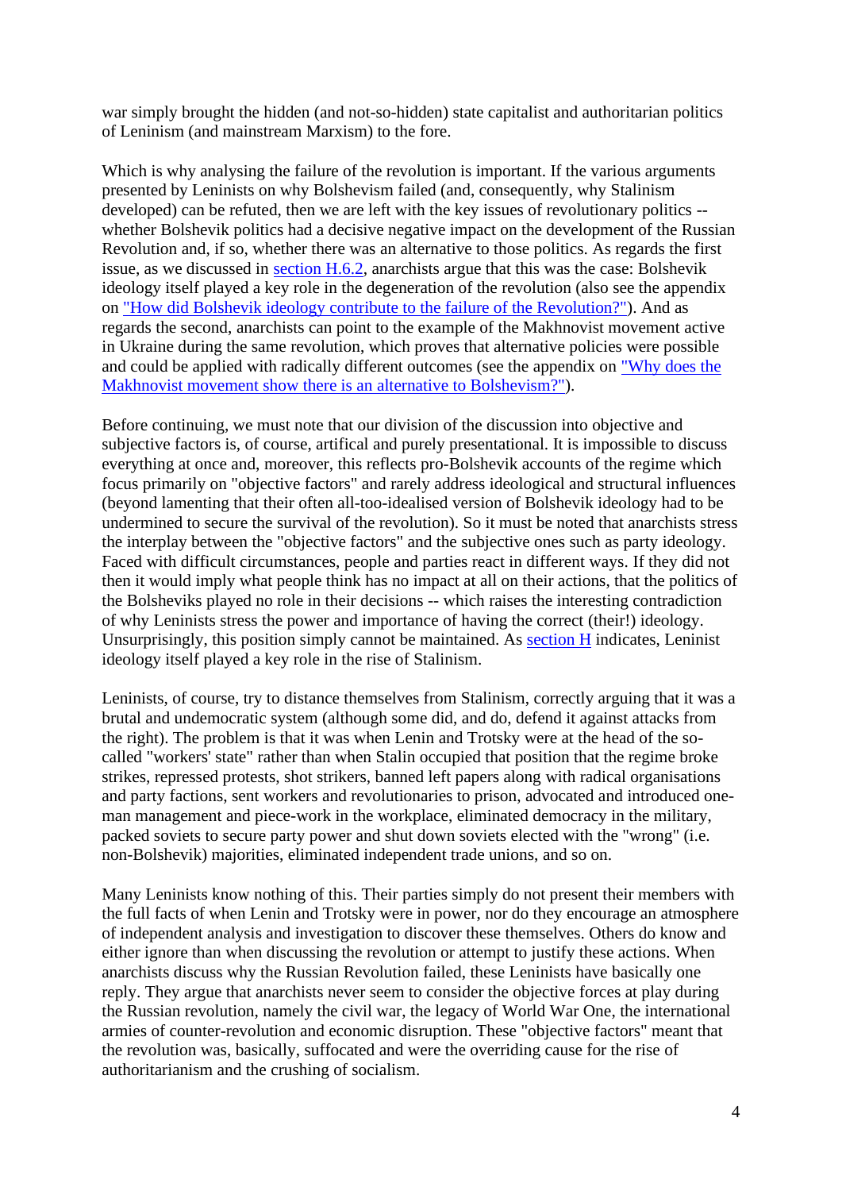war simply brought the hidden (and not-so-hidden) state capitalist and authoritarian politics of Leninism (and mainstream Marxism) to the fore.

Which is why analysing the failure of the revolution is important. If the various arguments presented by Leninists on why Bolshevism failed (and, consequently, why Stalinism developed) can be refuted, then we are left with the key issues of revolutionary politics -- whether Bolshevik politics had a decisive negative impact on the development of the Russian Revolution and, if so, whether there was an alternative to those politics. As regards the first issue, as we discussed in [section H.6.2](), anarchists argue that this was the case: Bolshevik ideology itself played a key role in the degeneration of the revolution (also see the appendix on ["How did Bolshevik ideology contribute to the failure of the Revolution?"]()). And as regards the second, anarchists can point to the example of the Makhnovist movement active in Ukraine during the same revolution, which proves that alternative policies were possible and could be applied with radically different outcomes (see the appendix on ["Why does the Makhnovist movement show there is an alternative to Bolshevism?"]()).

Before continuing, we must note that our division of the discussion into objective and subjective factors is, of course, artifical and purely presentational. It is impossible to discuss everything at once and, moreover, this reflects pro-Bolshevik accounts of the regime which focus primarily on "objective factors" and rarely address ideological and structural influences (beyond lamenting that their often all-too-idealised version of Bolshevik ideology had to be undermined to secure the survival of the revolution). So it must be noted that anarchists stress the interplay between the "objective factors" and the subjective ones such as party ideology. Faced with difficult circumstances, people and parties react in different ways. If they did not then it would imply what people think has no impact at all on their actions, that the politics of the Bolsheviks played no role in their decisions -- which raises the interesting contradiction of why Leninists stress the power and importance of having the correct (their!) ideology. Unsurprisingly, this position simply cannot be maintained. As [section H]() indicates, Leninist ideology itself played a key role in the rise of Stalinism.

Leninists, of course, try to distance themselves from Stalinism, correctly arguing that it was a brutal and undemocratic system (although some did, and do, defend it against attacks from the right). The problem is that it was when Lenin and Trotsky were at the head of the so-called "workers' state" rather than when Stalin occupied that position that the regime broke strikes, repressed protests, shot strikers, banned left papers along with radical organisations and party factions, sent workers and revolutionaries to prison, advocated and introduced one-man management and piece-work in the workplace, eliminated democracy in the military, packed soviets to secure party power and shut down soviets elected with the "wrong" (i.e. non-Bolshevik) majorities, eliminated independent trade unions, and so on.

Many Leninists know nothing of this. Their parties simply do not present their members with the full facts of when Lenin and Trotsky were in power, nor do they encourage an atmosphere of independent analysis and investigation to discover these themselves. Others do know and either ignore than when discussing the revolution or attempt to justify these actions. When anarchists discuss why the Russian Revolution failed, these Leninists have basically one reply. They argue that anarchists never seem to consider the objective forces at play during the Russian revolution, namely the civil war, the legacy of World War One, the international armies of counter-revolution and economic disruption. These "objective factors" meant that the revolution was, basically, suffocated and were the overriding cause for the rise of authoritarianism and the crushing of socialism.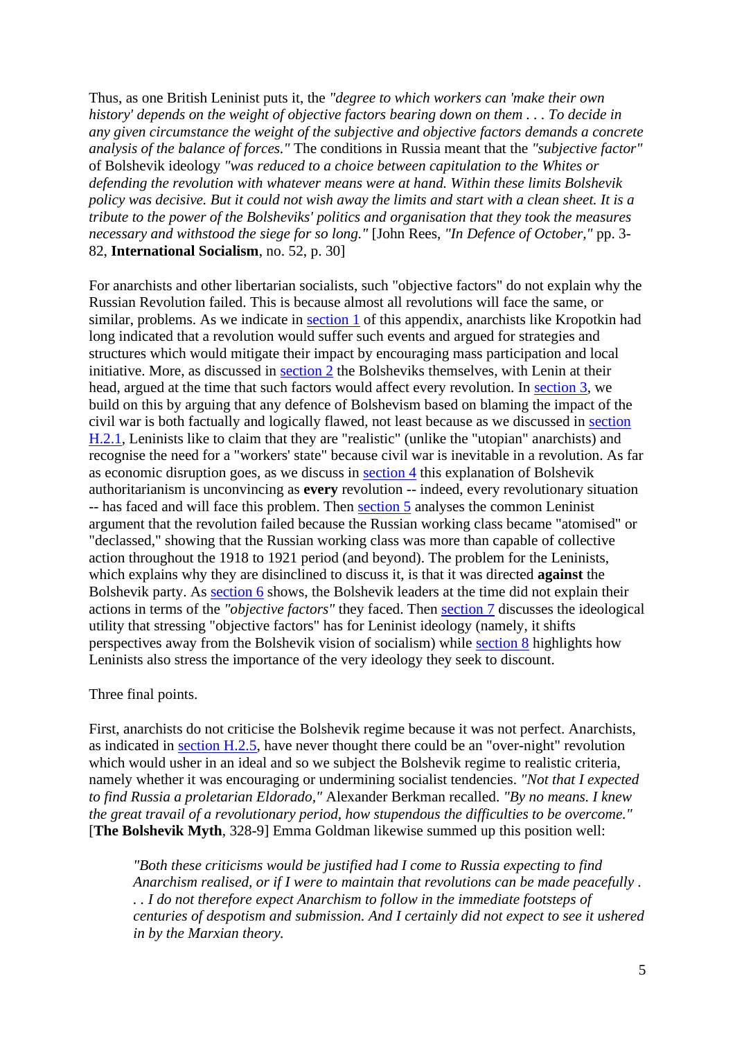Thus, as one British Leninist puts it, the *"degree to which workers can 'make their own history' depends on the weight of objective factors bearing down on them . . . To decide in any given circumstance the weight of the subjective and objective factors demands a concrete analysis of the balance of forces."* The conditions in Russia meant that the *"subjective factor"* of Bolshevik ideology *"was reduced to a choice between capitulation to the Whites or defending the revolution with whatever means were at hand. Within these limits Bolshevik policy was decisive. But it could not wish away the limits and start with a clean sheet. It is a tribute to the power of the Bolsheviks' politics and organisation that they took the measures necessary and withstood the siege for so long."* [John Rees, *"In Defence of October,"* pp. 3-82, **International Socialism**, no. 52, p. 30]

For anarchists and other libertarian socialists, such "objective factors" do not explain why the Russian Revolution failed. This is because almost all revolutions will face the same, or similar, problems. As we indicate in section 1 of this appendix, anarchists like Kropotkin had long indicated that a revolution would suffer such events and argued for strategies and structures which would mitigate their impact by encouraging mass participation and local initiative. More, as discussed in section 2 the Bolsheviks themselves, with Lenin at their head, argued at the time that such factors would affect every revolution. In section 3, we build on this by arguing that any defence of Bolshevism based on blaming the impact of the civil war is both factually and logically flawed, not least because as we discussed in section H.2.1, Leninists like to claim that they are "realistic" (unlike the "utopian" anarchists) and recognise the need for a "workers' state" because civil war is inevitable in a revolution. As far as economic disruption goes, as we discuss in section 4 this explanation of Bolshevik authoritarianism is unconvincing as **every** revolution -- indeed, every revolutionary situation -- has faced and will face this problem. Then section 5 analyses the common Leninist argument that the revolution failed because the Russian working class became "atomised" or "declassed," showing that the Russian working class was more than capable of collective action throughout the 1918 to 1921 period (and beyond). The problem for the Leninists, which explains why they are disinclined to discuss it, is that it was directed **against** the Bolshevik party. As section 6 shows, the Bolshevik leaders at the time did not explain their actions in terms of the *"objective factors"* they faced. Then section 7 discusses the ideological utility that stressing "objective factors" has for Leninist ideology (namely, it shifts perspectives away from the Bolshevik vision of socialism) while section 8 highlights how Leninists also stress the importance of the very ideology they seek to discount.

Three final points.

First, anarchists do not criticise the Bolshevik regime because it was not perfect. Anarchists, as indicated in section H.2.5, have never thought there could be an "over-night" revolution which would usher in an ideal and so we subject the Bolshevik regime to realistic criteria, namely whether it was encouraging or undermining socialist tendencies. *"Not that I expected to find Russia a proletarian Eldorado,"* Alexander Berkman recalled. *"By no means. I knew the great travail of a revolutionary period, how stupendous the difficulties to be overcome."* [**The Bolshevik Myth**, 328-9] Emma Goldman likewise summed up this position well:

> *"Both these criticisms would be justified had I come to Russia expecting to find Anarchism realised, or if I were to maintain that revolutions can be made peacefully . . . I do not therefore expect Anarchism to follow in the immediate footsteps of centuries of despotism and submission. And I certainly did not expect to see it ushered in by the Marxian theory.*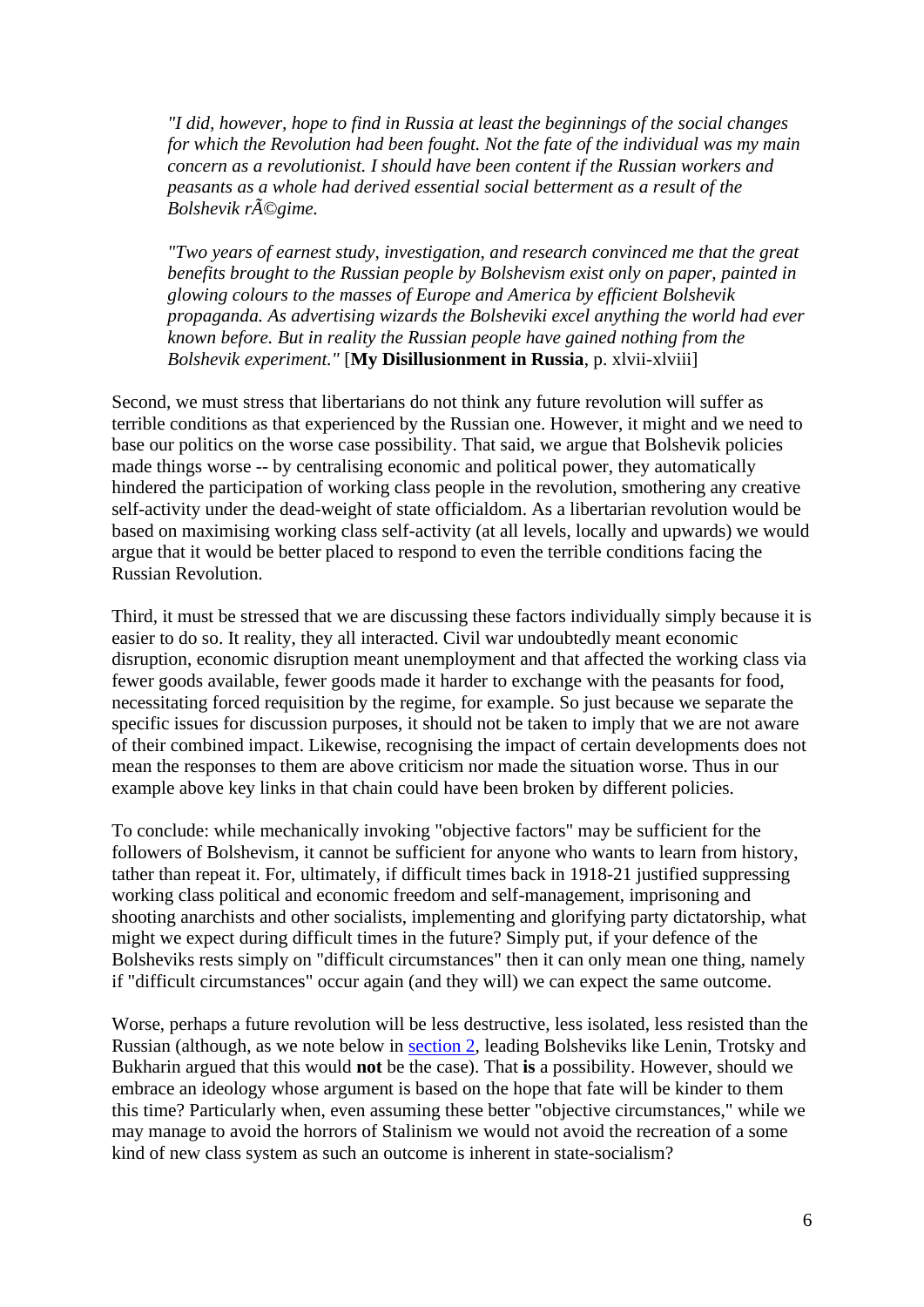> *"I did, however, hope to find in Russia at least the beginnings of the social changes for which the Revolution had been fought. Not the fate of the individual was my main concern as a revolutionist. I should have been content if the Russian workers and peasants as a whole had derived essential social betterment as a result of the Bolshevik rÃ©gime.*
>
> *"Two years of earnest study, investigation, and research convinced me that the great benefits brought to the Russian people by Bolshevism exist only on paper, painted in glowing colours to the masses of Europe and America by efficient Bolshevik propaganda. As advertising wizards the Bolsheviki excel anything the world had ever known before. But in reality the Russian people have gained nothing from the Bolshevik experiment."* [**My Disillusionment in Russia**, p. xlvii-xlviii]

Second, we must stress that libertarians do not think any future revolution will suffer as terrible conditions as that experienced by the Russian one. However, it might and we need to base our politics on the worse case possibility. That said, we argue that Bolshevik policies made things worse -- by centralising economic and political power, they automatically hindered the participation of working class people in the revolution, smothering any creative self-activity under the dead-weight of state officialdom. As a libertarian revolution would be based on maximising working class self-activity (at all levels, locally and upwards) we would argue that it would be better placed to respond to even the terrible conditions facing the Russian Revolution.

Third, it must be stressed that we are discussing these factors individually simply because it is easier to do so. It reality, they all interacted. Civil war undoubtedly meant economic disruption, economic disruption meant unemployment and that affected the working class via fewer goods available, fewer goods made it harder to exchange with the peasants for food, necessitating forced requisition by the regime, for example. So just because we separate the specific issues for discussion purposes, it should not be taken to imply that we are not aware of their combined impact. Likewise, recognising the impact of certain developments does not mean the responses to them are above criticism nor made the situation worse. Thus in our example above key links in that chain could have been broken by different policies.

To conclude: while mechanically invoking "objective factors" may be sufficient for the followers of Bolshevism, it cannot be sufficient for anyone who wants to learn from history, tather than repeat it. For, ultimately, if difficult times back in 1918-21 justified suppressing working class political and economic freedom and self-management, imprisoning and shooting anarchists and other socialists, implementing and glorifying party dictatorship, what might we expect during difficult times in the future? Simply put, if your defence of the Bolsheviks rests simply on "difficult circumstances" then it can only mean one thing, namely if "difficult circumstances" occur again (and they will) we can expect the same outcome.

Worse, perhaps a future revolution will be less destructive, less isolated, less resisted than the Russian (although, as we note below in section 2, leading Bolsheviks like Lenin, Trotsky and Bukharin argued that this would **not** be the case). That **is** a possibility. However, should we embrace an ideology whose argument is based on the hope that fate will be kinder to them this time? Particularly when, even assuming these better "objective circumstances," while we may manage to avoid the horrors of Stalinism we would not avoid the recreation of a some kind of new class system as such an outcome is inherent in state-socialism?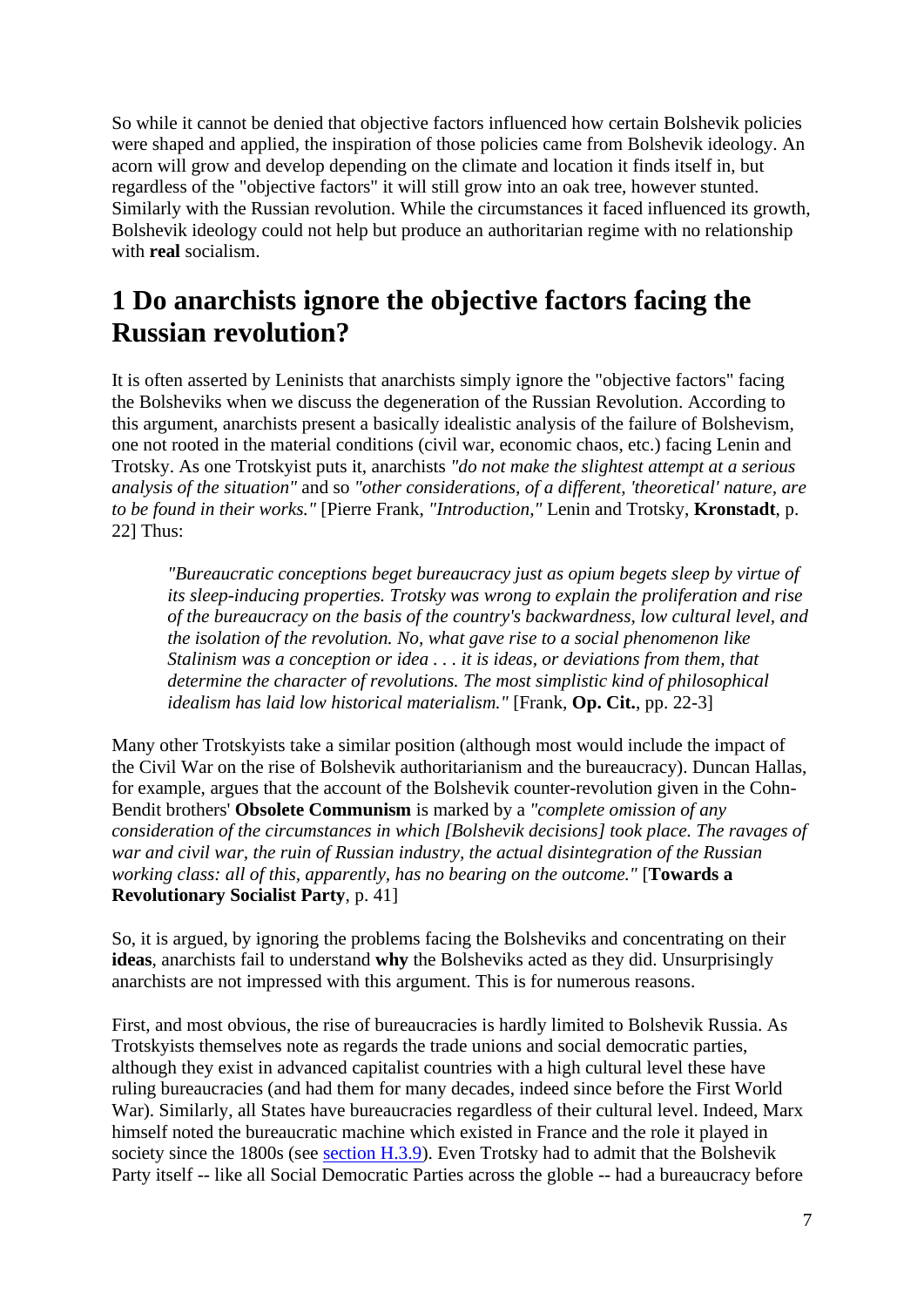So while it cannot be denied that objective factors influenced how certain Bolshevik policies were shaped and applied, the inspiration of those policies came from Bolshevik ideology. An acorn will grow and develop depending on the climate and location it finds itself in, but regardless of the "objective factors" it will still grow into an oak tree, however stunted. Similarly with the Russian revolution. While the circumstances it faced influenced its growth, Bolshevik ideology could not help but produce an authoritarian regime with no relationship with **real** socialism.

# 1 Do anarchists ignore the objective factors facing the Russian revolution?

It is often asserted by Leninists that anarchists simply ignore the "objective factors" facing the Bolsheviks when we discuss the degeneration of the Russian Revolution. According to this argument, anarchists present a basically idealistic analysis of the failure of Bolshevism, one not rooted in the material conditions (civil war, economic chaos, etc.) facing Lenin and Trotsky. As one Trotskyist puts it, anarchists *"do not make the slightest attempt at a serious analysis of the situation"* and so *"other considerations, of a different, 'theoretical' nature, are to be found in their works."* [Pierre Frank, *"Introduction,"* Lenin and Trotsky, **Kronstadt**, p. 22] Thus:

> *"Bureaucratic conceptions beget bureaucracy just as opium begets sleep by virtue of its sleep-inducing properties. Trotsky was wrong to explain the proliferation and rise of the bureaucracy on the basis of the country's backwardness, low cultural level, and the isolation of the revolution. No, what gave rise to a social phenomenon like Stalinism was a conception or idea . . . it is ideas, or deviations from them, that determine the character of revolutions. The most simplistic kind of philosophical idealism has laid low historical materialism."* [Frank, **Op. Cit.**, pp. 22-3]

Many other Trotskyists take a similar position (although most would include the impact of the Civil War on the rise of Bolshevik authoritarianism and the bureaucracy). Duncan Hallas, for example, argues that the account of the Bolshevik counter-revolution given in the Cohn-Bendit brothers' **Obsolete Communism** is marked by a *"complete omission of any consideration of the circumstances in which [Bolshevik decisions] took place. The ravages of war and civil war, the ruin of Russian industry, the actual disintegration of the Russian working class: all of this, apparently, has no bearing on the outcome."* [**Towards a Revolutionary Socialist Party**, p. 41]

So, it is argued, by ignoring the problems facing the Bolsheviks and concentrating on their **ideas**, anarchists fail to understand **why** the Bolsheviks acted as they did. Unsurprisingly anarchists are not impressed with this argument. This is for numerous reasons.

First, and most obvious, the rise of bureaucracies is hardly limited to Bolshevik Russia. As Trotskyists themselves note as regards the trade unions and social democratic parties, although they exist in advanced capitalist countries with a high cultural level these have ruling bureaucracies (and had them for many decades, indeed since before the First World War). Similarly, all States have bureaucracies regardless of their cultural level. Indeed, Marx himself noted the bureaucratic machine which existed in France and the role it played in society since the 1800s (see section H.3.9). Even Trotsky had to admit that the Bolshevik Party itself -- like all Social Democratic Parties across the globle -- had a bureaucracy before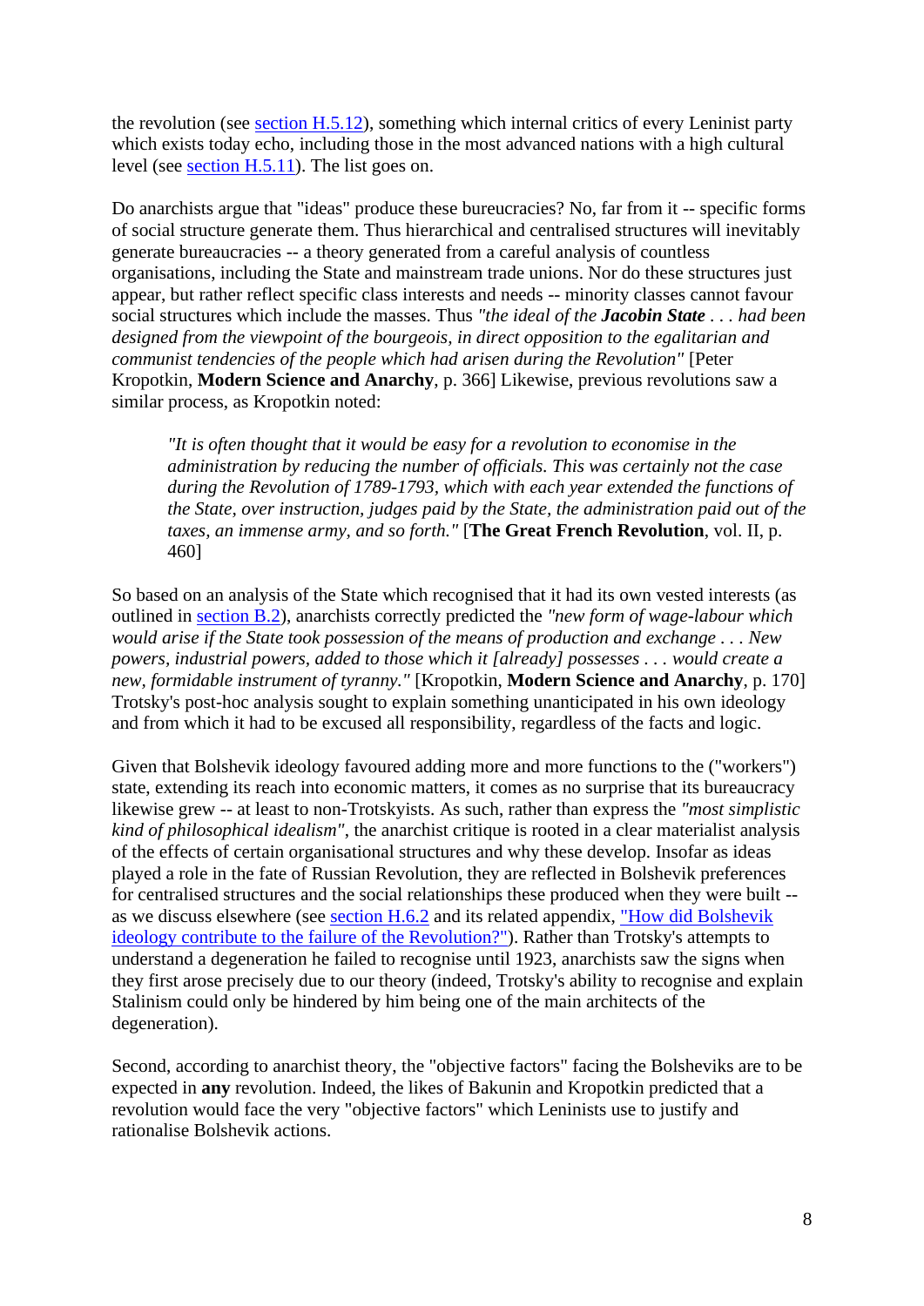the revolution (see [section H.5.12](#)), something which internal critics of every Leninist party which exists today echo, including those in the most advanced nations with a high cultural level (see [section H.5.11](#)). The list goes on.

Do anarchists argue that "ideas" produce these bureucracies? No, far from it -- specific forms of social structure generate them. Thus hierarchical and centralised structures will inevitably generate bureaucracies -- a theory generated from a careful analysis of countless organisations, including the State and mainstream trade unions. Nor do these structures just appear, but rather reflect specific class interests and needs -- minority classes cannot favour social structures which include the masses. Thus *"the ideal of the **Jacobin State** . . . had been designed from the viewpoint of the bourgeois, in direct opposition to the egalitarian and communist tendencies of the people which had arisen during the Revolution"* [Peter Kropotkin, **Modern Science and Anarchy**, p. 366] Likewise, previous revolutions saw a similar process, as Kropotkin noted:

> *"It is often thought that it would be easy for a revolution to economise in the administration by reducing the number of officials. This was certainly not the case during the Revolution of 1789-1793, which with each year extended the functions of the State, over instruction, judges paid by the State, the administration paid out of the taxes, an immense army, and so forth."* [**The Great French Revolution**, vol. II, p. 460]

So based on an analysis of the State which recognised that it had its own vested interests (as outlined in [section B.2](#)), anarchists correctly predicted the *"new form of wage-labour which would arise if the State took possession of the means of production and exchange . . . New powers, industrial powers, added to those which it [already] possesses . . . would create a new, formidable instrument of tyranny."* [Kropotkin, **Modern Science and Anarchy**, p. 170] Trotsky's post-hoc analysis sought to explain something unanticipated in his own ideology and from which it had to be excused all responsibility, regardless of the facts and logic.

Given that Bolshevik ideology favoured adding more and more functions to the ("workers") state, extending its reach into economic matters, it comes as no surprise that its bureaucracy likewise grew -- at least to non-Trotskyists. As such, rather than express the *"most simplistic kind of philosophical idealism"*, the anarchist critique is rooted in a clear materialist analysis of the effects of certain organisational structures and why these develop. Insofar as ideas played a role in the fate of Russian Revolution, they are reflected in Bolshevik preferences for centralised structures and the social relationships these produced when they were built -- as we discuss elsewhere (see [section H.6.2](#) and its related appendix, ["How did Bolshevik ideology contribute to the failure of the Revolution?"](#)). Rather than Trotsky's attempts to understand a degeneration he failed to recognise until 1923, anarchists saw the signs when they first arose precisely due to our theory (indeed, Trotsky's ability to recognise and explain Stalinism could only be hindered by him being one of the main architects of the degeneration).

Second, according to anarchist theory, the "objective factors" facing the Bolsheviks are to be expected in **any** revolution. Indeed, the likes of Bakunin and Kropotkin predicted that a revolution would face the very "objective factors" which Leninists use to justify and rationalise Bolshevik actions.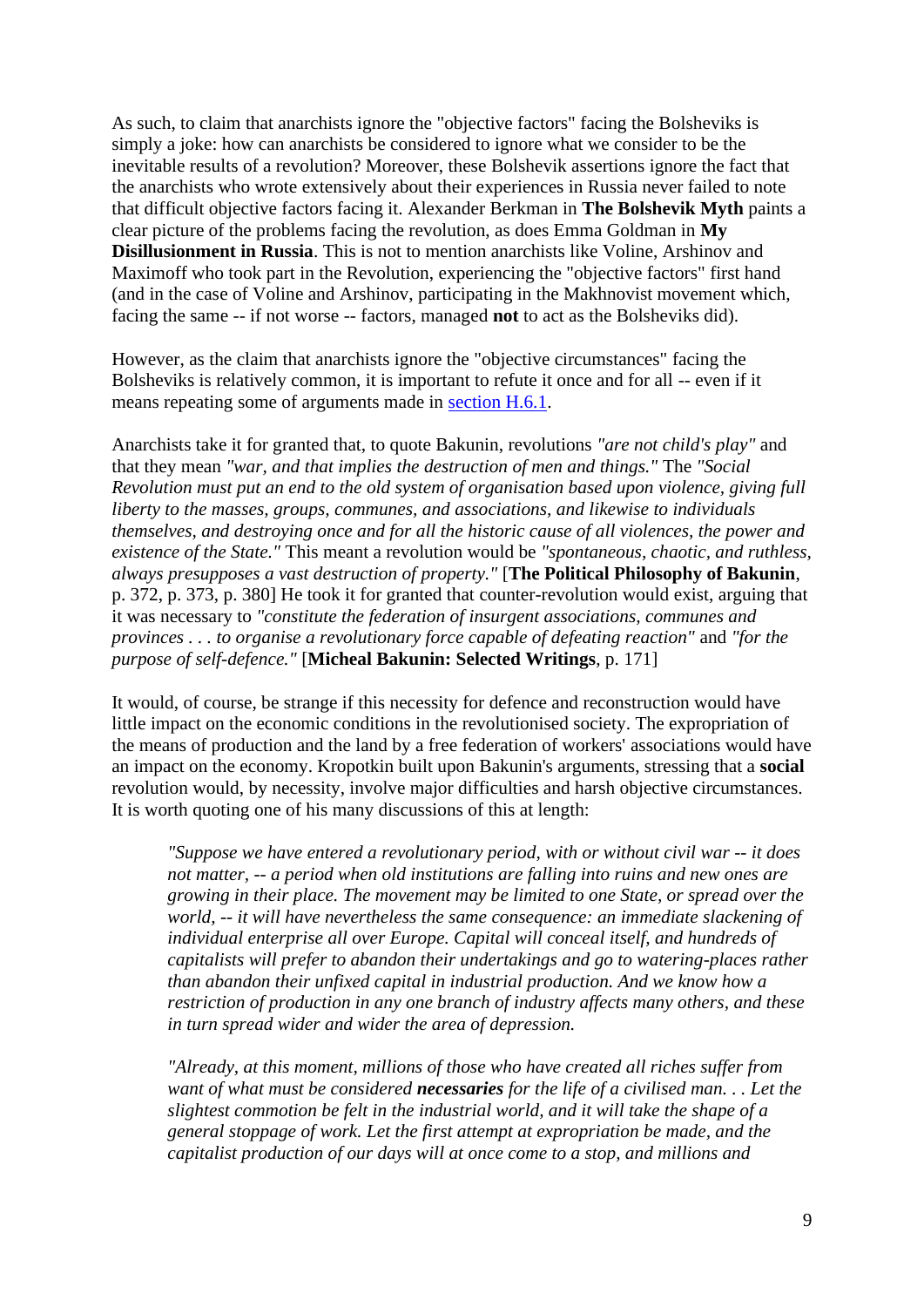As such, to claim that anarchists ignore the "objective factors" facing the Bolsheviks is simply a joke: how can anarchists be considered to ignore what we consider to be the inevitable results of a revolution? Moreover, these Bolshevik assertions ignore the fact that the anarchists who wrote extensively about their experiences in Russia never failed to note that difficult objective factors facing it. Alexander Berkman in **The Bolshevik Myth** paints a clear picture of the problems facing the revolution, as does Emma Goldman in **My Disillusionment in Russia**. This is not to mention anarchists like Voline, Arshinov and Maximoff who took part in the Revolution, experiencing the "objective factors" first hand (and in the case of Voline and Arshinov, participating in the Makhnovist movement which, facing the same -- if not worse -- factors, managed **not** to act as the Bolsheviks did).

However, as the claim that anarchists ignore the "objective circumstances" facing the Bolsheviks is relatively common, it is important to refute it once and for all -- even if it means repeating some of arguments made in [section H.6.1](#).

Anarchists take it for granted that, to quote Bakunin, revolutions *"are not child's play"* and that they mean *"war, and that implies the destruction of men and things."* The *"Social Revolution must put an end to the old system of organisation based upon violence, giving full liberty to the masses, groups, communes, and associations, and likewise to individuals themselves, and destroying once and for all the historic cause of all violences, the power and existence of the State."* This meant a revolution would be *"spontaneous, chaotic, and ruthless, always presupposes a vast destruction of property."* [**The Political Philosophy of Bakunin**, p. 372, p. 373, p. 380] He took it for granted that counter-revolution would exist, arguing that it was necessary to *"constitute the federation of insurgent associations, communes and provinces . . . to organise a revolutionary force capable of defeating reaction"* and *"for the purpose of self-defence."* [**Micheal Bakunin: Selected Writings**, p. 171]

It would, of course, be strange if this necessity for defence and reconstruction would have little impact on the economic conditions in the revolutionised society. The expropriation of the means of production and the land by a free federation of workers' associations would have an impact on the economy. Kropotkin built upon Bakunin's arguments, stressing that a **social** revolution would, by necessity, involve major difficulties and harsh objective circumstances. It is worth quoting one of his many discussions of this at length:

> *"Suppose we have entered a revolutionary period, with or without civil war -- it does not matter, -- a period when old institutions are falling into ruins and new ones are growing in their place. The movement may be limited to one State, or spread over the world, -- it will have nevertheless the same consequence: an immediate slackening of individual enterprise all over Europe. Capital will conceal itself, and hundreds of capitalists will prefer to abandon their undertakings and go to watering-places rather than abandon their unfixed capital in industrial production. And we know how a restriction of production in any one branch of industry affects many others, and these in turn spread wider and wider the area of depression.*
>
> *"Already, at this moment, millions of those who have created all riches suffer from want of what must be considered* ***necessaries*** *for the life of a civilised man. . . Let the slightest commotion be felt in the industrial world, and it will take the shape of a general stoppage of work. Let the first attempt at expropriation be made, and the capitalist production of our days will at once come to a stop, and millions and*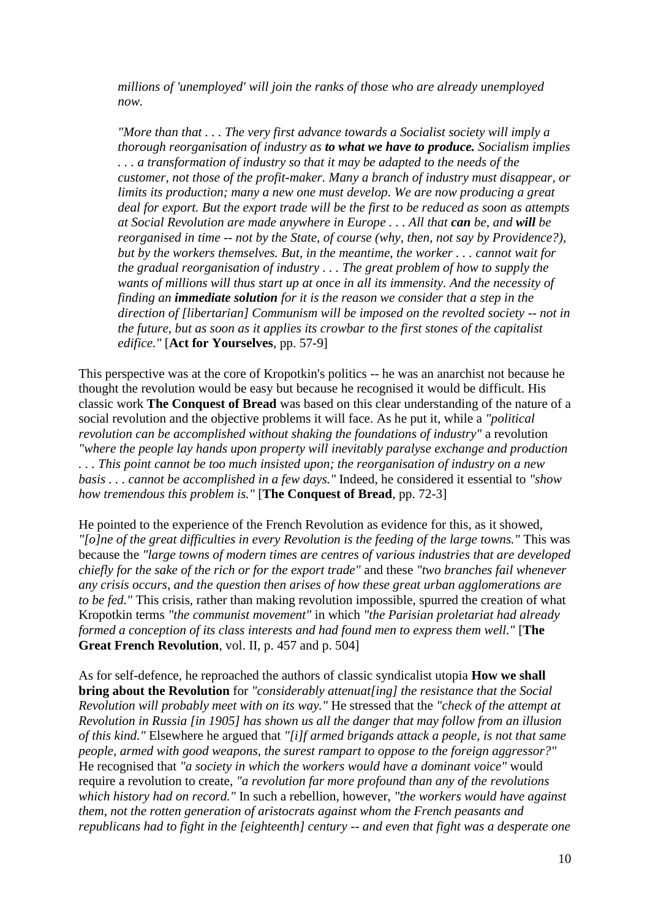> *millions of 'unemployed' will join the ranks of those who are already unemployed now.*
>
> *"More than that . . . The very first advance towards a Socialist society will imply a thorough reorganisation of industry as **to what we have to produce.** Socialism implies . . . a transformation of industry so that it may be adapted to the needs of the customer, not those of the profit-maker. Many a branch of industry must disappear, or limits its production; many a new one must develop. We are now producing a great deal for export. But the export trade will be the first to be reduced as soon as attempts at Social Revolution are made anywhere in Europe . . . All that **can** be, and **will** be reorganised in time -- not by the State, of course (why, then, not say by Providence?), but by the workers themselves. But, in the meantime, the worker . . . cannot wait for the gradual reorganisation of industry . . . The great problem of how to supply the wants of millions will thus start up at once in all its immensity. And the necessity of finding an **immediate solution** for it is the reason we consider that a step in the direction of [libertarian] Communism will be imposed on the revolted society -- not in the future, but as soon as it applies its crowbar to the first stones of the capitalist edifice."* [**Act for Yourselves**, pp. 57-9]

This perspective was at the core of Kropotkin's politics -- he was an anarchist not because he thought the revolution would be easy but because he recognised it would be difficult. His classic work **The Conquest of Bread** was based on this clear understanding of the nature of a social revolution and the objective problems it will face. As he put it, while a *"political revolution can be accomplished without shaking the foundations of industry"* a revolution *"where the people lay hands upon property will inevitably paralyse exchange and production . . . This point cannot be too much insisted upon; the reorganisation of industry on a new basis . . . cannot be accomplished in a few days."* Indeed, he considered it essential to *"show how tremendous this problem is."* [**The Conquest of Bread**, pp. 72-3]

He pointed to the experience of the French Revolution as evidence for this, as it showed, *"[o]ne of the great difficulties in every Revolution is the feeding of the large towns."* This was because the *"large towns of modern times are centres of various industries that are developed chiefly for the sake of the rich or for the export trade"* and these *"two branches fail whenever any crisis occurs, and the question then arises of how these great urban agglomerations are to be fed."* This crisis, rather than making revolution impossible, spurred the creation of what Kropotkin terms *"the communist movement"* in which *"the Parisian proletariat had already formed a conception of its class interests and had found men to express them well."* [**The Great French Revolution**, vol. II, p. 457 and p. 504]

As for self-defence, he reproached the authors of classic syndicalist utopia **How we shall bring about the Revolution** for *"considerably attenuat[ing] the resistance that the Social Revolution will probably meet with on its way."* He stressed that the *"check of the attempt at Revolution in Russia [in 1905] has shown us all the danger that may follow from an illusion of this kind."* Elsewhere he argued that *"[i]f armed brigands attack a people, is not that same people, armed with good weapons, the surest rampart to oppose to the foreign aggressor?"* He recognised that *"a society in which the workers would have a dominant voice"* would require a revolution to create, *"a revolution far more profound than any of the revolutions which history had on record."* In such a rebellion, however, *"the workers would have against them, not the rotten generation of aristocrats against whom the French peasants and republicans had to fight in the [eighteenth] century -- and even that fight was a desperate one*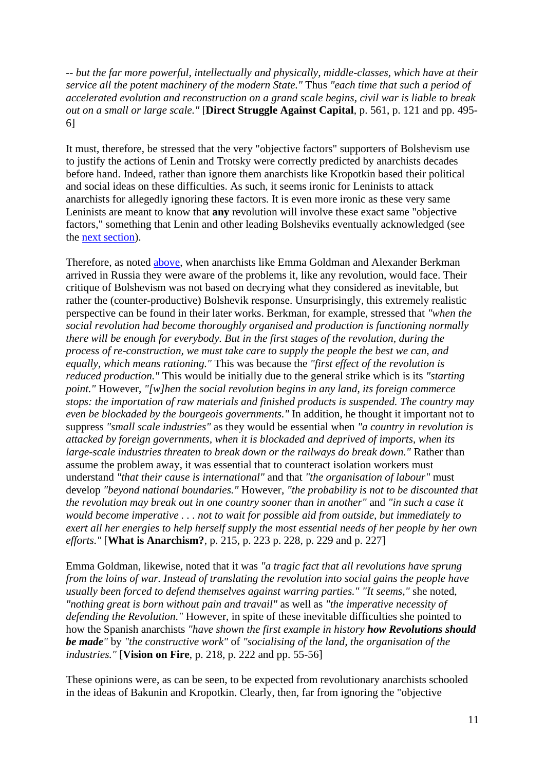*-- but the far more powerful, intellectually and physically, middle-classes, which have at their service all the potent machinery of the modern State."* Thus *"each time that such a period of accelerated evolution and reconstruction on a grand scale begins, civil war is liable to break out on a small or large scale."* [**Direct Struggle Against Capital**, p. 561, p. 121 and pp. 495-6]

It must, therefore, be stressed that the very "objective factors" supporters of Bolshevism use to justify the actions of Lenin and Trotsky were correctly predicted by anarchists decades before hand. Indeed, rather than ignore them anarchists like Kropotkin based their political and social ideas on these difficulties. As such, it seems ironic for Leninists to attack anarchists for allegedly ignoring these factors. It is even more ironic as these very same Leninists are meant to know that **any** revolution will involve these exact same "objective factors," something that Lenin and other leading Bolsheviks eventually acknowledged (see the next section).

Therefore, as noted above, when anarchists like Emma Goldman and Alexander Berkman arrived in Russia they were aware of the problems it, like any revolution, would face. Their critique of Bolshevism was not based on decrying what they considered as inevitable, but rather the (counter-productive) Bolshevik response. Unsurprisingly, this extremely realistic perspective can be found in their later works. Berkman, for example, stressed that *"when the social revolution had become thoroughly organised and production is functioning normally there will be enough for everybody. But in the first stages of the revolution, during the process of re-construction, we must take care to supply the people the best we can, and equally, which means rationing."* This was because the *"first effect of the revolution is reduced production."* This would be initially due to the general strike which is its *"starting point."* However, *"[w]hen the social revolution begins in any land, its foreign commerce stops: the importation of raw materials and finished products is suspended. The country may even be blockaded by the bourgeois governments."* In addition, he thought it important not to suppress *"small scale industries"* as they would be essential when *"a country in revolution is attacked by foreign governments, when it is blockaded and deprived of imports, when its large-scale industries threaten to break down or the railways do break down."* Rather than assume the problem away, it was essential that to counteract isolation workers must understand *"that their cause is international"* and that *"the organisation of labour"* must develop *"beyond national boundaries."* However, *"the probability is not to be discounted that the revolution may break out in one country sooner than in another"* and *"in such a case it would become imperative . . . not to wait for possible aid from outside, but immediately to exert all her energies to help herself supply the most essential needs of her people by her own efforts."* [**What is Anarchism?**, p. 215, p. 223 p. 228, p. 229 and p. 227]

Emma Goldman, likewise, noted that it was *"a tragic fact that all revolutions have sprung from the loins of war. Instead of translating the revolution into social gains the people have usually been forced to defend themselves against warring parties." "It seems,"* she noted, *"nothing great is born without pain and travail"* as well as *"the imperative necessity of defending the Revolution."* However, in spite of these inevitable difficulties she pointed to how the Spanish anarchists *"have shown the first example in history **how Revolutions should be made**"* by *"the constructive work"* of *"socialising of the land, the organisation of the industries."* [**Vision on Fire**, p. 218, p. 222 and pp. 55-56]

These opinions were, as can be seen, to be expected from revolutionary anarchists schooled in the ideas of Bakunin and Kropotkin. Clearly, then, far from ignoring the "objective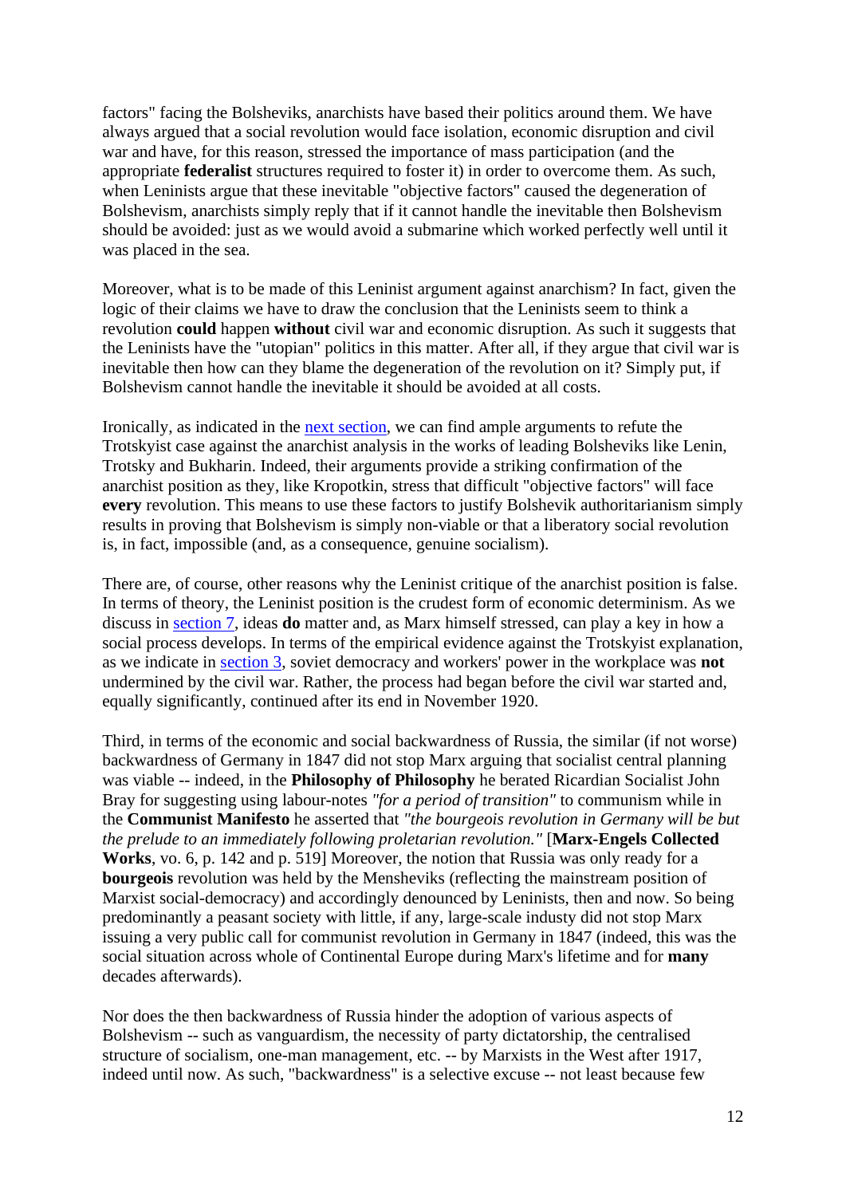factors" facing the Bolsheviks, anarchists have based their politics around them. We have always argued that a social revolution would face isolation, economic disruption and civil war and have, for this reason, stressed the importance of mass participation (and the appropriate **federalist** structures required to foster it) in order to overcome them. As such, when Leninists argue that these inevitable "objective factors" caused the degeneration of Bolshevism, anarchists simply reply that if it cannot handle the inevitable then Bolshevism should be avoided: just as we would avoid a submarine which worked perfectly well until it was placed in the sea.

Moreover, what is to be made of this Leninist argument against anarchism? In fact, given the logic of their claims we have to draw the conclusion that the Leninists seem to think a revolution **could** happen **without** civil war and economic disruption. As such it suggests that the Leninists have the "utopian" politics in this matter. After all, if they argue that civil war is inevitable then how can they blame the degeneration of the revolution on it? Simply put, if Bolshevism cannot handle the inevitable it should be avoided at all costs.

Ironically, as indicated in the [next section](), we can find ample arguments to refute the Trotskyist case against the anarchist analysis in the works of leading Bolsheviks like Lenin, Trotsky and Bukharin. Indeed, their arguments provide a striking confirmation of the anarchist position as they, like Kropotkin, stress that difficult "objective factors" will face **every** revolution. This means to use these factors to justify Bolshevik authoritarianism simply results in proving that Bolshevism is simply non-viable or that a liberatory social revolution is, in fact, impossible (and, as a consequence, genuine socialism).

There are, of course, other reasons why the Leninist critique of the anarchist position is false. In terms of theory, the Leninist position is the crudest form of economic determinism. As we discuss in [section 7](), ideas **do** matter and, as Marx himself stressed, can play a key in how a social process develops. In terms of the empirical evidence against the Trotskyist explanation, as we indicate in [section 3](), soviet democracy and workers' power in the workplace was **not** undermined by the civil war. Rather, the process had began before the civil war started and, equally significantly, continued after its end in November 1920.

Third, in terms of the economic and social backwardness of Russia, the similar (if not worse) backwardness of Germany in 1847 did not stop Marx arguing that socialist central planning was viable -- indeed, in the **Philosophy of Philosophy** he berated Ricardian Socialist John Bray for suggesting using labour-notes *"for a period of transition"* to communism while in the **Communist Manifesto** he asserted that *"the bourgeois revolution in Germany will be but the prelude to an immediately following proletarian revolution."* [**Marx-Engels Collected Works**, vo. 6, p. 142 and p. 519] Moreover, the notion that Russia was only ready for a **bourgeois** revolution was held by the Mensheviks (reflecting the mainstream position of Marxist social-democracy) and accordingly denounced by Leninists, then and now. So being predominantly a peasant society with little, if any, large-scale industy did not stop Marx issuing a very public call for communist revolution in Germany in 1847 (indeed, this was the social situation across whole of Continental Europe during Marx's lifetime and for **many** decades afterwards).

Nor does the then backwardness of Russia hinder the adoption of various aspects of Bolshevism -- such as vanguardism, the necessity of party dictatorship, the centralised structure of socialism, one-man management, etc. -- by Marxists in the West after 1917, indeed until now. As such, "backwardness" is a selective excuse -- not least because few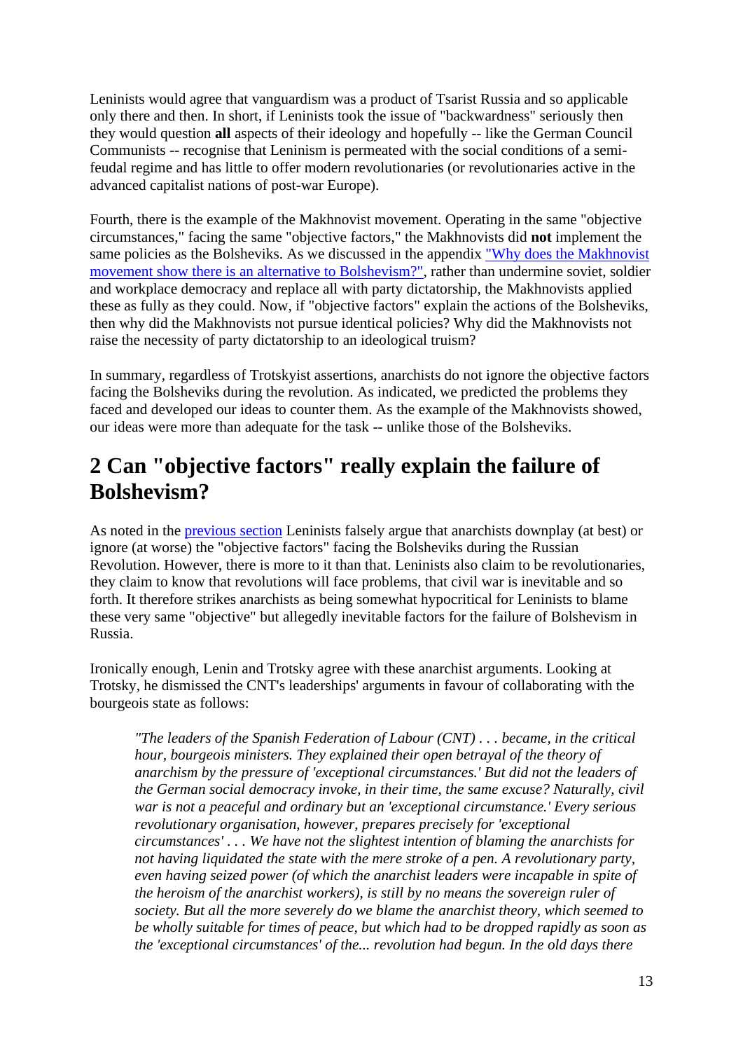Leninists would agree that vanguardism was a product of Tsarist Russia and so applicable only there and then. In short, if Leninists took the issue of "backwardness" seriously then they would question **all** aspects of their ideology and hopefully -- like the German Council Communists -- recognise that Leninism is permeated with the social conditions of a semi-feudal regime and has little to offer modern revolutionaries (or revolutionaries active in the advanced capitalist nations of post-war Europe).

Fourth, there is the example of the Makhnovist movement. Operating in the same "objective circumstances," facing the same "objective factors," the Makhnovists did **not** implement the same policies as the Bolsheviks. As we discussed in the appendix "Why does the Makhnovist movement show there is an alternative to Bolshevism?", rather than undermine soviet, soldier and workplace democracy and replace all with party dictatorship, the Makhnovists applied these as fully as they could. Now, if "objective factors" explain the actions of the Bolsheviks, then why did the Makhnovists not pursue identical policies? Why did the Makhnovists not raise the necessity of party dictatorship to an ideological truism?

In summary, regardless of Trotskyist assertions, anarchists do not ignore the objective factors facing the Bolsheviks during the revolution. As indicated, we predicted the problems they faced and developed our ideas to counter them. As the example of the Makhnovists showed, our ideas were more than adequate for the task -- unlike those of the Bolsheviks.

## 2 Can "objective factors" really explain the failure of Bolshevism?

As noted in the previous section Leninists falsely argue that anarchists downplay (at best) or ignore (at worse) the "objective factors" facing the Bolsheviks during the Russian Revolution. However, there is more to it than that. Leninists also claim to be revolutionaries, they claim to know that revolutions will face problems, that civil war is inevitable and so forth. It therefore strikes anarchists as being somewhat hypocritical for Leninists to blame these very same "objective" but allegedly inevitable factors for the failure of Bolshevism in Russia.

Ironically enough, Lenin and Trotsky agree with these anarchist arguments. Looking at Trotsky, he dismissed the CNT's leaderships' arguments in favour of collaborating with the bourgeois state as follows:

> *"The leaders of the Spanish Federation of Labour (CNT) . . . became, in the critical hour, bourgeois ministers. They explained their open betrayal of the theory of anarchism by the pressure of 'exceptional circumstances.' But did not the leaders of the German social democracy invoke, in their time, the same excuse? Naturally, civil war is not a peaceful and ordinary but an 'exceptional circumstance.' Every serious revolutionary organisation, however, prepares precisely for 'exceptional circumstances' . . . We have not the slightest intention of blaming the anarchists for not having liquidated the state with the mere stroke of a pen. A revolutionary party, even having seized power (of which the anarchist leaders were incapable in spite of the heroism of the anarchist workers), is still by no means the sovereign ruler of society. But all the more severely do we blame the anarchist theory, which seemed to be wholly suitable for times of peace, but which had to be dropped rapidly as soon as the 'exceptional circumstances' of the... revolution had begun. In the old days there*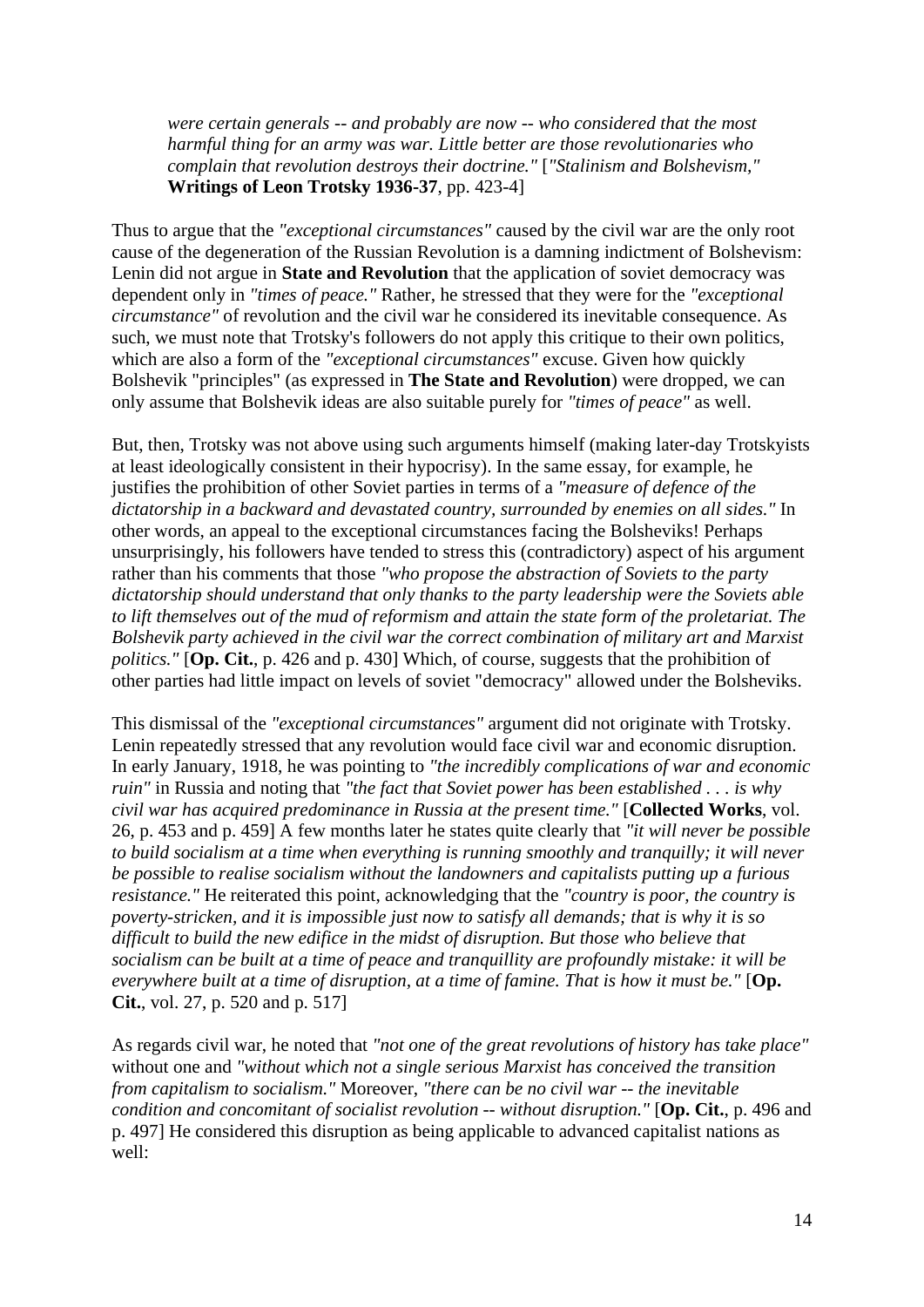> *were certain generals -- and probably are now -- who considered that the most harmful thing for an army was war. Little better are those revolutionaries who complain that revolution destroys their doctrine."* [*"Stalinism and Bolshevism,"* **Writings of Leon Trotsky 1936-37**, pp. 423-4]

Thus to argue that the *"exceptional circumstances"* caused by the civil war are the only root cause of the degeneration of the Russian Revolution is a damning indictment of Bolshevism: Lenin did not argue in **State and Revolution** that the application of soviet democracy was dependent only in *"times of peace."* Rather, he stressed that they were for the *"exceptional circumstance"* of revolution and the civil war he considered its inevitable consequence. As such, we must note that Trotsky's followers do not apply this critique to their own politics, which are also a form of the *"exceptional circumstances"* excuse. Given how quickly Bolshevik "principles" (as expressed in **The State and Revolution**) were dropped, we can only assume that Bolshevik ideas are also suitable purely for *"times of peace"* as well.

But, then, Trotsky was not above using such arguments himself (making later-day Trotskyists at least ideologically consistent in their hypocrisy). In the same essay, for example, he justifies the prohibition of other Soviet parties in terms of a *"measure of defence of the dictatorship in a backward and devastated country, surrounded by enemies on all sides."* In other words, an appeal to the exceptional circumstances facing the Bolsheviks! Perhaps unsurprisingly, his followers have tended to stress this (contradictory) aspect of his argument rather than his comments that those *"who propose the abstraction of Soviets to the party dictatorship should understand that only thanks to the party leadership were the Soviets able to lift themselves out of the mud of reformism and attain the state form of the proletariat. The Bolshevik party achieved in the civil war the correct combination of military art and Marxist politics."* [**Op. Cit.**, p. 426 and p. 430] Which, of course, suggests that the prohibition of other parties had little impact on levels of soviet "democracy" allowed under the Bolsheviks.

This dismissal of the *"exceptional circumstances"* argument did not originate with Trotsky. Lenin repeatedly stressed that any revolution would face civil war and economic disruption. In early January, 1918, he was pointing to *"the incredibly complications of war and economic ruin"* in Russia and noting that *"the fact that Soviet power has been established . . . is why civil war has acquired predominance in Russia at the present time."* [**Collected Works**, vol. 26, p. 453 and p. 459] A few months later he states quite clearly that *"it will never be possible to build socialism at a time when everything is running smoothly and tranquilly; it will never be possible to realise socialism without the landowners and capitalists putting up a furious resistance."* He reiterated this point, acknowledging that the *"country is poor, the country is poverty-stricken, and it is impossible just now to satisfy all demands; that is why it is so difficult to build the new edifice in the midst of disruption. But those who believe that socialism can be built at a time of peace and tranquillity are profoundly mistake: it will be everywhere built at a time of disruption, at a time of famine. That is how it must be."* [**Op. Cit.**, vol. 27, p. 520 and p. 517]

As regards civil war, he noted that *"not one of the great revolutions of history has take place"* without one and *"without which not a single serious Marxist has conceived the transition from capitalism to socialism."* Moreover, *"there can be no civil war -- the inevitable condition and concomitant of socialist revolution -- without disruption."* [**Op. Cit.**, p. 496 and p. 497] He considered this disruption as being applicable to advanced capitalist nations as well: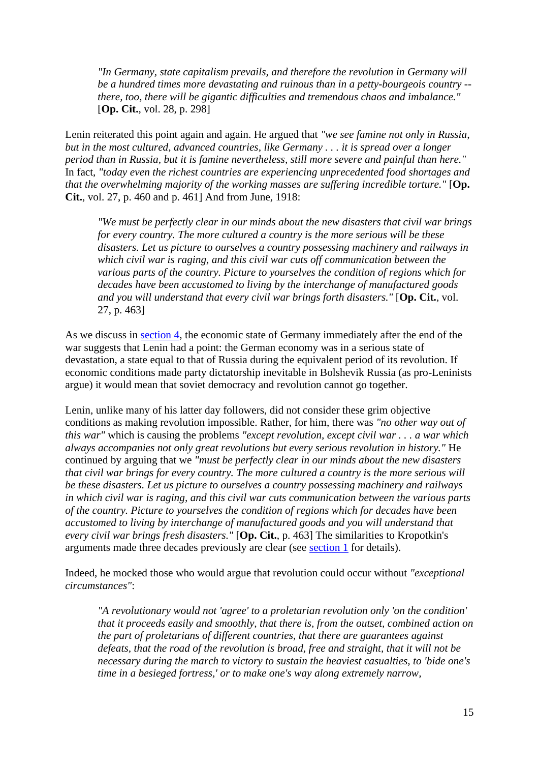> *"In Germany, state capitalism prevails, and therefore the revolution in Germany will be a hundred times more devastating and ruinous than in a petty-bourgeois country -- there, too, there will be gigantic difficulties and tremendous chaos and imbalance."* [**Op. Cit.**, vol. 28, p. 298]

Lenin reiterated this point again and again. He argued that *"we see famine not only in Russia, but in the most cultured, advanced countries, like Germany . . . it is spread over a longer period than in Russia, but it is famine nevertheless, still more severe and painful than here."* In fact, *"today even the richest countries are experiencing unprecedented food shortages and that the overwhelming majority of the working masses are suffering incredible torture."* [**Op. Cit.**, vol. 27, p. 460 and p. 461] And from June, 1918:

> *"We must be perfectly clear in our minds about the new disasters that civil war brings for every country. The more cultured a country is the more serious will be these disasters. Let us picture to ourselves a country possessing machinery and railways in which civil war is raging, and this civil war cuts off communication between the various parts of the country. Picture to yourselves the condition of regions which for decades have been accustomed to living by the interchange of manufactured goods and you will understand that every civil war brings forth disasters."* [**Op. Cit.**, vol. 27, p. 463]

As we discuss in section 4, the economic state of Germany immediately after the end of the war suggests that Lenin had a point: the German economy was in a serious state of devastation, a state equal to that of Russia during the equivalent period of its revolution. If economic conditions made party dictatorship inevitable in Bolshevik Russia (as pro-Leninists argue) it would mean that soviet democracy and revolution cannot go together.

Lenin, unlike many of his latter day followers, did not consider these grim objective conditions as making revolution impossible. Rather, for him, there was *"no other way out of this war"* which is causing the problems *"except revolution, except civil war . . . a war which always accompanies not only great revolutions but every serious revolution in history."* He continued by arguing that we *"must be perfectly clear in our minds about the new disasters that civil war brings for every country. The more cultured a country is the more serious will be these disasters. Let us picture to ourselves a country possessing machinery and railways in which civil war is raging, and this civil war cuts communication between the various parts of the country. Picture to yourselves the condition of regions which for decades have been accustomed to living by interchange of manufactured goods and you will understand that every civil war brings fresh disasters."* [**Op. Cit.**, p. 463] The similarities to Kropotkin's arguments made three decades previously are clear (see section 1 for details).

Indeed, he mocked those who would argue that revolution could occur without *"exceptional circumstances"*:

> *"A revolutionary would not 'agree' to a proletarian revolution only 'on the condition' that it proceeds easily and smoothly, that there is, from the outset, combined action on the part of proletarians of different countries, that there are guarantees against defeats, that the road of the revolution is broad, free and straight, that it will not be necessary during the march to victory to sustain the heaviest casualties, to 'bide one's time in a besieged fortress,' or to make one's way along extremely narrow,*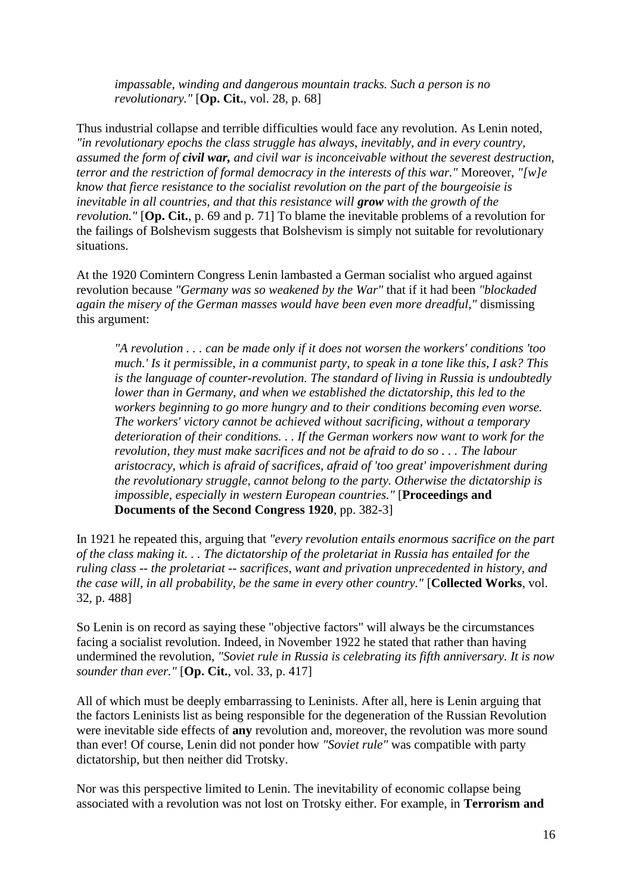> *impassable, winding and dangerous mountain tracks. Such a person is no revolutionary."* [**Op. Cit.**, vol. 28, p. 68]

Thus industrial collapse and terrible difficulties would face any revolution. As Lenin noted, *"in revolutionary epochs the class struggle has always, inevitably, and in every country, assumed the form of **civil war,** and civil war is inconceivable without the severest destruction, terror and the restriction of formal democracy in the interests of this war."* Moreover, *"[w]e know that fierce resistance to the socialist revolution on the part of the bourgeoisie is inevitable in all countries, and that this resistance will **grow** with the growth of the revolution."* [**Op. Cit.**, p. 69 and p. 71] To blame the inevitable problems of a revolution for the failings of Bolshevism suggests that Bolshevism is simply not suitable for revolutionary situations.

At the 1920 Comintern Congress Lenin lambasted a German socialist who argued against revolution because *"Germany was so weakened by the War"* that if it had been *"blockaded again the misery of the German masses would have been even more dreadful,"* dismissing this argument:

> *"A revolution . . . can be made only if it does not worsen the workers' conditions 'too much.' Is it permissible, in a communist party, to speak in a tone like this, I ask? This is the language of counter-revolution. The standard of living in Russia is undoubtedly lower than in Germany, and when we established the dictatorship, this led to the workers beginning to go more hungry and to their conditions becoming even worse. The workers' victory cannot be achieved without sacrificing, without a temporary deterioration of their conditions. . . If the German workers now want to work for the revolution, they must make sacrifices and not be afraid to do so . . . The labour aristocracy, which is afraid of sacrifices, afraid of 'too great' impoverishment during the revolutionary struggle, cannot belong to the party. Otherwise the dictatorship is impossible, especially in western European countries."* [**Proceedings and Documents of the Second Congress 1920**, pp. 382-3]

In 1921 he repeated this, arguing that *"every revolution entails enormous sacrifice on the part of the class making it. . . The dictatorship of the proletariat in Russia has entailed for the ruling class -- the proletariat -- sacrifices, want and privation unprecedented in history, and the case will, in all probability, be the same in every other country."* [**Collected Works**, vol. 32, p. 488]

So Lenin is on record as saying these "objective factors" will always be the circumstances facing a socialist revolution. Indeed, in November 1922 he stated that rather than having undermined the revolution, *"Soviet rule in Russia is celebrating its fifth anniversary. It is now sounder than ever."* [**Op. Cit.**, vol. 33, p. 417]

All of which must be deeply embarrassing to Leninists. After all, here is Lenin arguing that the factors Leninists list as being responsible for the degeneration of the Russian Revolution were inevitable side effects of **any** revolution and, moreover, the revolution was more sound than ever! Of course, Lenin did not ponder how *"Soviet rule"* was compatible with party dictatorship, but then neither did Trotsky.

Nor was this perspective limited to Lenin. The inevitability of economic collapse being associated with a revolution was not lost on Trotsky either. For example, in **Terrorism and**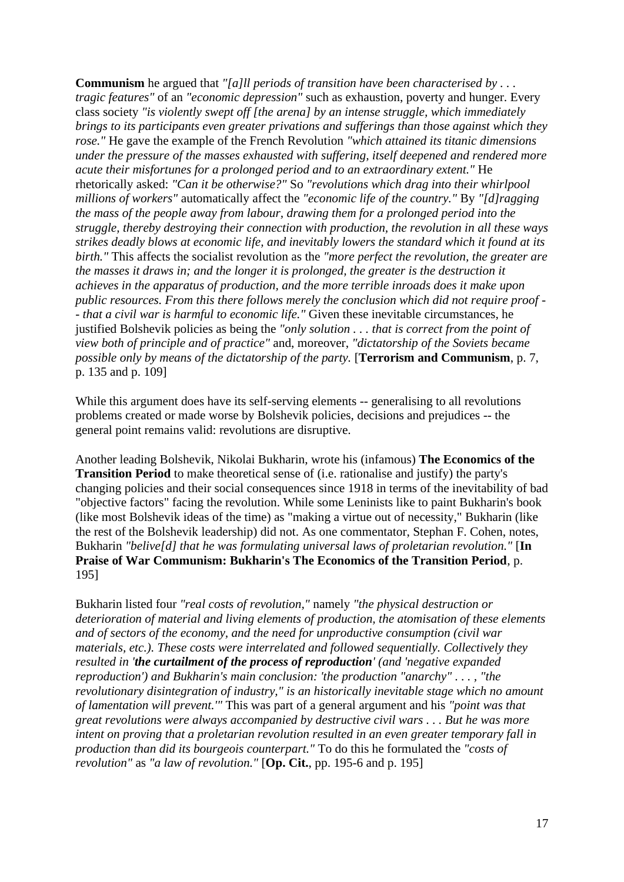**Communism** he argued that *"[a]ll periods of transition have been characterised by . . . tragic features"* of an *"economic depression"* such as exhaustion, poverty and hunger. Every class society *"is violently swept off [the arena] by an intense struggle, which immediately brings to its participants even greater privations and sufferings than those against which they rose."* He gave the example of the French Revolution *"which attained its titanic dimensions under the pressure of the masses exhausted with suffering, itself deepened and rendered more acute their misfortunes for a prolonged period and to an extraordinary extent."* He rhetorically asked: *"Can it be otherwise?"* So *"revolutions which drag into their whirlpool millions of workers"* automatically affect the *"economic life of the country."* By *"[d]ragging the mass of the people away from labour, drawing them for a prolonged period into the struggle, thereby destroying their connection with production, the revolution in all these ways strikes deadly blows at economic life, and inevitably lowers the standard which it found at its birth."* This affects the socialist revolution as the *"more perfect the revolution, the greater are the masses it draws in; and the longer it is prolonged, the greater is the destruction it achieves in the apparatus of production, and the more terrible inroads does it make upon public resources. From this there follows merely the conclusion which did not require proof -- that a civil war is harmful to economic life."* Given these inevitable circumstances, he justified Bolshevik policies as being the *"only solution . . . that is correct from the point of view both of principle and of practice"* and, moreover, *"dictatorship of the Soviets became possible only by means of the dictatorship of the party.* [**Terrorism and Communism**, p. 7, p. 135 and p. 109]

While this argument does have its self-serving elements -- generalising to all revolutions problems created or made worse by Bolshevik policies, decisions and prejudices -- the general point remains valid: revolutions are disruptive.

Another leading Bolshevik, Nikolai Bukharin, wrote his (infamous) **The Economics of the Transition Period** to make theoretical sense of (i.e. rationalise and justify) the party's changing policies and their social consequences since 1918 in terms of the inevitability of bad "objective factors" facing the revolution. While some Leninists like to paint Bukharin's book (like most Bolshevik ideas of the time) as "making a virtue out of necessity," Bukharin (like the rest of the Bolshevik leadership) did not. As one commentator, Stephan F. Cohen, notes, Bukharin *"belive[d] that he was formulating universal laws of proletarian revolution."* [**In Praise of War Communism: Bukharin's The Economics of the Transition Period**, p. 195]

Bukharin listed four *"real costs of revolution,"* namely *"the physical destruction or deterioration of material and living elements of production, the atomisation of these elements and of sectors of the economy, and the need for unproductive consumption (civil war materials, etc.). These costs were interrelated and followed sequentially. Collectively they resulted in '**the curtailment of the process of reproduction**' (and 'negative expanded reproduction') and Bukharin's main conclusion: 'the production "anarchy" . . . , "the revolutionary disintegration of industry," is an historically inevitable stage which no amount of lamentation will prevent.'"* This was part of a general argument and his *"point was that great revolutions were always accompanied by destructive civil wars . . . But he was more intent on proving that a proletarian revolution resulted in an even greater temporary fall in production than did its bourgeois counterpart."* To do this he formulated the *"costs of revolution"* as *"a law of revolution."* [**Op. Cit.**, pp. 195-6 and p. 195]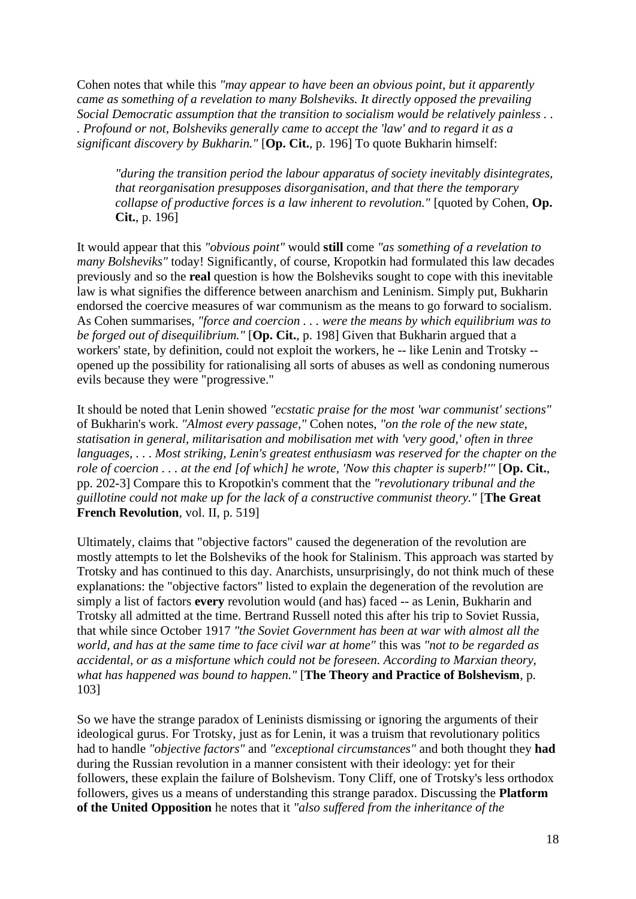Cohen notes that while this *"may appear to have been an obvious point, but it apparently came as something of a revelation to many Bolsheviks. It directly opposed the prevailing Social Democratic assumption that the transition to socialism would be relatively painless . . . Profound or not, Bolsheviks generally came to accept the 'law' and to regard it as a significant discovery by Bukharin."* [**Op. Cit.**, p. 196] To quote Bukharin himself:

> *"during the transition period the labour apparatus of society inevitably disintegrates, that reorganisation presupposes disorganisation, and that there the temporary collapse of productive forces is a law inherent to revolution."* [quoted by Cohen, **Op. Cit.**, p. 196]

It would appear that this *"obvious point"* would **still** come *"as something of a revelation to many Bolsheviks"* today! Significantly, of course, Kropotkin had formulated this law decades previously and so the **real** question is how the Bolsheviks sought to cope with this inevitable law is what signifies the difference between anarchism and Leninism. Simply put, Bukharin endorsed the coercive measures of war communism as the means to go forward to socialism. As Cohen summarises, *"force and coercion . . . were the means by which equilibrium was to be forged out of disequilibrium."* [**Op. Cit.**, p. 198] Given that Bukharin argued that a workers' state, by definition, could not exploit the workers, he -- like Lenin and Trotsky -- opened up the possibility for rationalising all sorts of abuses as well as condoning numerous evils because they were "progressive."

It should be noted that Lenin showed *"ecstatic praise for the most 'war communist' sections"* of Bukharin's work. *"Almost every passage,"* Cohen notes, *"on the role of the new state, statisation in general, militarisation and mobilisation met with 'very good,' often in three languages, . . . Most striking, Lenin's greatest enthusiasm was reserved for the chapter on the role of coercion . . . at the end [of which] he wrote, 'Now this chapter is superb!'"* [**Op. Cit.**, pp. 202-3] Compare this to Kropotkin's comment that the *"revolutionary tribunal and the guillotine could not make up for the lack of a constructive communist theory."* [**The Great French Revolution**, vol. II, p. 519]

Ultimately, claims that "objective factors" caused the degeneration of the revolution are mostly attempts to let the Bolsheviks of the hook for Stalinism. This approach was started by Trotsky and has continued to this day. Anarchists, unsurprisingly, do not think much of these explanations: the "objective factors" listed to explain the degeneration of the revolution are simply a list of factors **every** revolution would (and has) faced -- as Lenin, Bukharin and Trotsky all admitted at the time. Bertrand Russell noted this after his trip to Soviet Russia, that while since October 1917 *"the Soviet Government has been at war with almost all the world, and has at the same time to face civil war at home"* this was *"not to be regarded as accidental, or as a misfortune which could not be foreseen. According to Marxian theory, what has happened was bound to happen."* [**The Theory and Practice of Bolshevism**, p. 103]

So we have the strange paradox of Leninists dismissing or ignoring the arguments of their ideological gurus. For Trotsky, just as for Lenin, it was a truism that revolutionary politics had to handle *"objective factors"* and *"exceptional circumstances"* and both thought they **had** during the Russian revolution in a manner consistent with their ideology: yet for their followers, these explain the failure of Bolshevism. Tony Cliff, one of Trotsky's less orthodox followers, gives us a means of understanding this strange paradox. Discussing the **Platform of the United Opposition** he notes that it *"also suffered from the inheritance of the*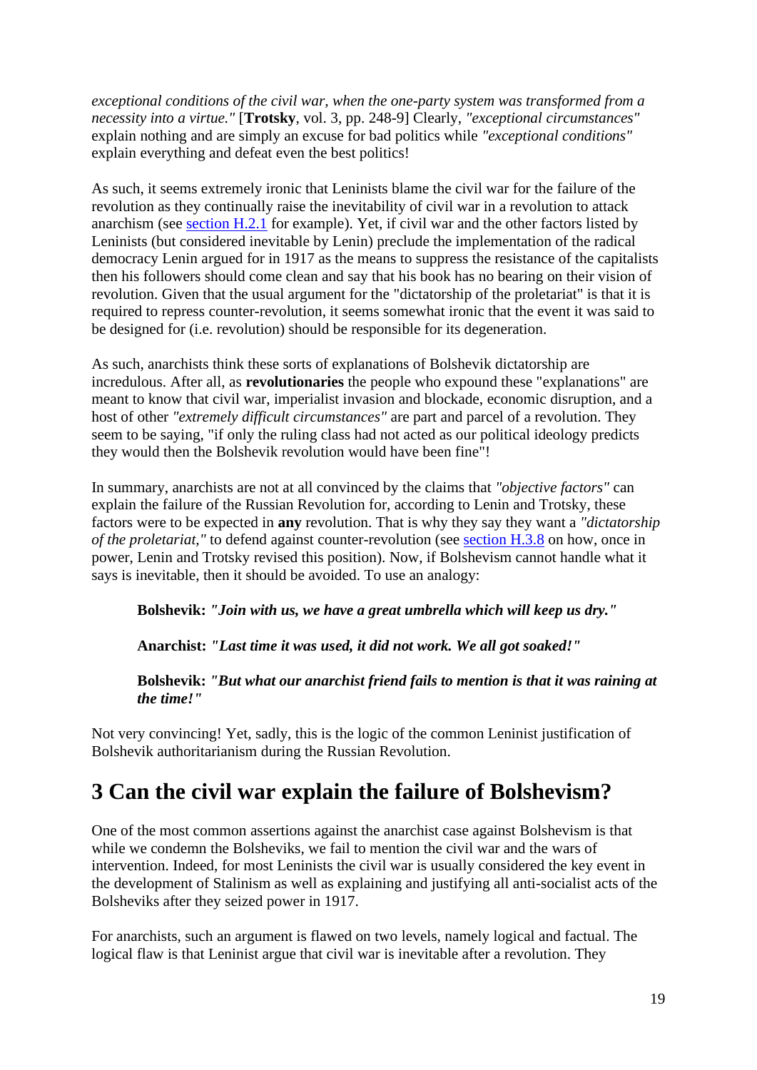*exceptional conditions of the civil war, when the one-party system was transformed from a necessity into a virtue."* [**Trotsky**, vol. 3, pp. 248-9] Clearly, *"exceptional circumstances"* explain nothing and are simply an excuse for bad politics while *"exceptional conditions"* explain everything and defeat even the best politics!

As such, it seems extremely ironic that Leninists blame the civil war for the failure of the revolution as they continually raise the inevitability of civil war in a revolution to attack anarchism (see section H.2.1 for example). Yet, if civil war and the other factors listed by Leninists (but considered inevitable by Lenin) preclude the implementation of the radical democracy Lenin argued for in 1917 as the means to suppress the resistance of the capitalists then his followers should come clean and say that his book has no bearing on their vision of revolution. Given that the usual argument for the "dictatorship of the proletariat" is that it is required to repress counter-revolution, it seems somewhat ironic that the event it was said to be designed for (i.e. revolution) should be responsible for its degeneration.

As such, anarchists think these sorts of explanations of Bolshevik dictatorship are incredulous. After all, as **revolutionaries** the people who expound these "explanations" are meant to know that civil war, imperialist invasion and blockade, economic disruption, and a host of other *"extremely difficult circumstances"* are part and parcel of a revolution. They seem to be saying, "if only the ruling class had not acted as our political ideology predicts they would then the Bolshevik revolution would have been fine"!

In summary, anarchists are not at all convinced by the claims that *"objective factors"* can explain the failure of the Russian Revolution for, according to Lenin and Trotsky, these factors were to be expected in **any** revolution. That is why they say they want a *"dictatorship of the proletariat,"* to defend against counter-revolution (see section H.3.8 on how, once in power, Lenin and Trotsky revised this position). Now, if Bolshevism cannot handle what it says is inevitable, then it should be avoided. To use an analogy:

> **Bolshevik:** ***"Join with us, we have a great umbrella which will keep us dry."***
>
> **Anarchist:** ***"Last time it was used, it did not work. We all got soaked!"***
>
> **Bolshevik:** ***"But what our anarchist friend fails to mention is that it was raining at the time!"***

Not very convincing! Yet, sadly, this is the logic of the common Leninist justification of Bolshevik authoritarianism during the Russian Revolution.

# 3 Can the civil war explain the failure of Bolshevism?

One of the most common assertions against the anarchist case against Bolshevism is that while we condemn the Bolsheviks, we fail to mention the civil war and the wars of intervention. Indeed, for most Leninists the civil war is usually considered the key event in the development of Stalinism as well as explaining and justifying all anti-socialist acts of the Bolsheviks after they seized power in 1917.

For anarchists, such an argument is flawed on two levels, namely logical and factual. The logical flaw is that Leninist argue that civil war is inevitable after a revolution. They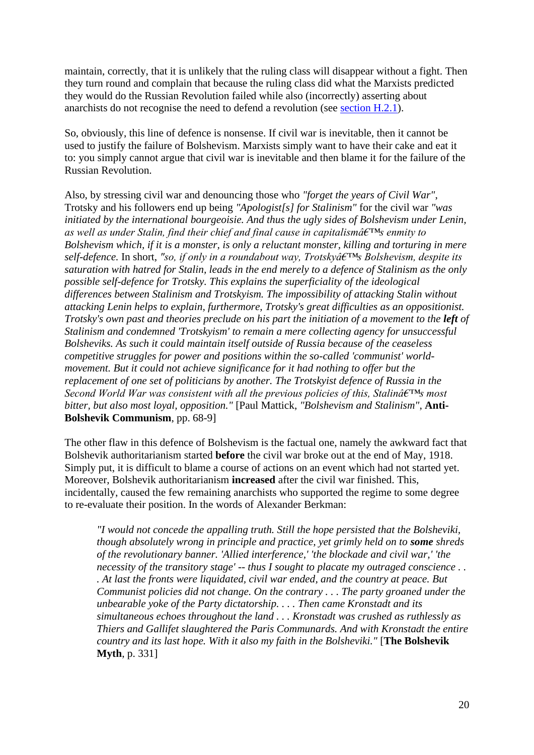maintain, correctly, that it is unlikely that the ruling class will disappear without a fight. Then they turn round and complain that because the ruling class did what the Marxists predicted they would do the Russian Revolution failed while also (incorrectly) asserting about anarchists do not recognise the need to defend a revolution (see [section H.2.1](#)).

So, obviously, this line of defence is nonsense. If civil war is inevitable, then it cannot be used to justify the failure of Bolshevism. Marxists simply want to have their cake and eat it to: you simply cannot argue that civil war is inevitable and then blame it for the failure of the Russian Revolution.

Also, by stressing civil war and denouncing those who *"forget the years of Civil War"*, Trotsky and his followers end up being *"Apologist[s] for Stalinism"* for the civil war *"was initiated by the international bourgeoisie. And thus the ugly sides of Bolshevism under Lenin, as well as under Stalin, find their chief and final cause in capitalismâ€™s enmity to Bolshevism which, if it is a monster, is only a reluctant monster, killing and torturing in mere self-defence.* In short, *"so, if only in a roundabout way, Trotskyâ€™s Bolshevism, despite its saturation with hatred for Stalin, leads in the end merely to a defence of Stalinism as the only possible self-defence for Trotsky. This explains the superficiality of the ideological differences between Stalinism and Trotskyism. The impossibility of attacking Stalin without attacking Lenin helps to explain, furthermore, Trotsky's great difficulties as an oppositionist. Trotsky's own past and theories preclude on his part the initiation of a movement to the **left** of Stalinism and condemned 'Trotskyism' to remain a mere collecting agency for unsuccessful Bolsheviks. As such it could maintain itself outside of Russia because of the ceaseless competitive struggles for power and positions within the so-called 'communist' world-movement. But it could not achieve significance for it had nothing to offer but the replacement of one set of politicians by another. The Trotskyist defence of Russia in the Second World War was consistent with all the previous policies of this, Stalinâ€™s most bitter, but also most loyal, opposition."* [Paul Mattick, *"Bolshevism and Stalinism"*, **Anti-Bolshevik Communism**, pp. 68-9]

The other flaw in this defence of Bolshevism is the factual one, namely the awkward fact that Bolshevik authoritarianism started **before** the civil war broke out at the end of May, 1918. Simply put, it is difficult to blame a course of actions on an event which had not started yet. Moreover, Bolshevik authoritarianism **increased** after the civil war finished. This, incidentally, caused the few remaining anarchists who supported the regime to some degree to re-evaluate their position. In the words of Alexander Berkman:

> *"I would not concede the appalling truth. Still the hope persisted that the Bolsheviki, though absolutely wrong in principle and practice, yet grimly held on to **some** shreds of the revolutionary banner. 'Allied interference,' 'the blockade and civil war,' 'the necessity of the transitory stage' -- thus I sought to placate my outraged conscience . . . At last the fronts were liquidated, civil war ended, and the country at peace. But Communist policies did not change. On the contrary . . . The party groaned under the unbearable yoke of the Party dictatorship. . . . Then came Kronstadt and its simultaneous echoes throughout the land . . . Kronstadt was crushed as ruthlessly as Thiers and Gallifet slaughtered the Paris Communards. And with Kronstadt the entire country and its last hope. With it also my faith in the Bolsheviki."* [**The Bolshevik Myth**, p. 331]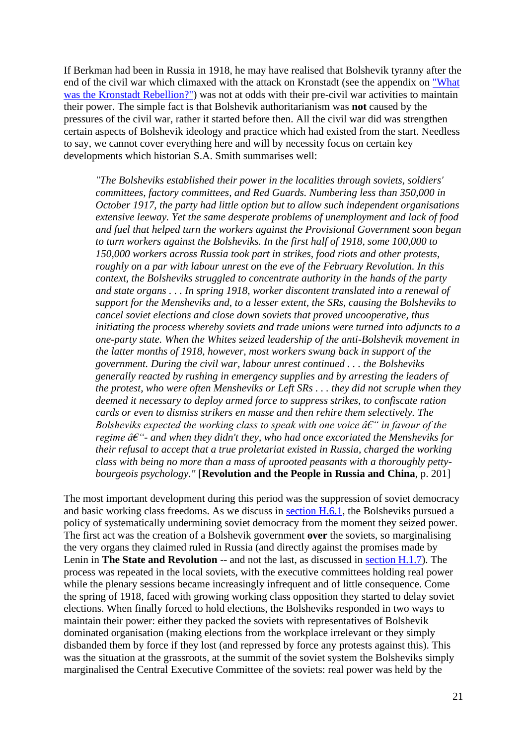If Berkman had been in Russia in 1918, he may have realised that Bolshevik tyranny after the end of the civil war which climaxed with the attack on Kronstadt (see the appendix on "What was the Kronstadt Rebellion?") was not at odds with their pre-civil war activities to maintain their power. The simple fact is that Bolshevik authoritarianism was **not** caused by the pressures of the civil war, rather it started before then. All the civil war did was strengthen certain aspects of Bolshevik ideology and practice which had existed from the start. Needless to say, we cannot cover everything here and will by necessity focus on certain key developments which historian S.A. Smith summarises well:

> *"The Bolsheviks established their power in the localities through soviets, soldiers' committees, factory committees, and Red Guards. Numbering less than 350,000 in October 1917, the party had little option but to allow such independent organisations extensive leeway. Yet the same desperate problems of unemployment and lack of food and fuel that helped turn the workers against the Provisional Government soon began to turn workers against the Bolsheviks. In the first half of 1918, some 100,000 to 150,000 workers across Russia took part in strikes, food riots and other protests, roughly on a par with labour unrest on the eve of the February Revolution. In this context, the Bolsheviks struggled to concentrate authority in the hands of the party and state organs . . . In spring 1918, worker discontent translated into a renewal of support for the Mensheviks and, to a lesser extent, the SRs, causing the Bolsheviks to cancel soviet elections and close down soviets that proved uncooperative, thus initiating the process whereby soviets and trade unions were turned into adjuncts to a one-party state. When the Whites seized leadership of the anti-Bolshevik movement in the latter months of 1918, however, most workers swung back in support of the government. During the civil war, labour unrest continued . . . the Bolsheviks generally reacted by rushing in emergency supplies and by arresting the leaders of the protest, who were often Mensheviks or Left SRs . . . they did not scruple when they deemed it necessary to deploy armed force to suppress strikes, to confiscate ration cards or even to dismiss strikers en masse and then rehire them selectively. The Bolsheviks expected the working class to speak with one voice â€" in favour of the regime â€"- and when they didn't they, who had once excoriated the Mensheviks for their refusal to accept that a true proletariat existed in Russia, charged the working class with being no more than a mass of uprooted peasants with a thoroughly petty-bourgeois psychology."* [**Revolution and the People in Russia and China**, p. 201]

The most important development during this period was the suppression of soviet democracy and basic working class freedoms. As we discuss in section H.6.1, the Bolsheviks pursued a policy of systematically undermining soviet democracy from the moment they seized power. The first act was the creation of a Bolshevik government **over** the soviets, so marginalising the very organs they claimed ruled in Russia (and directly against the promises made by Lenin in **The State and Revolution** -- and not the last, as discussed in section H.1.7). The process was repeated in the local soviets, with the executive committees holding real power while the plenary sessions became increasingly infrequent and of little consequence. Come the spring of 1918, faced with growing working class opposition they started to delay soviet elections. When finally forced to hold elections, the Bolsheviks responded in two ways to maintain their power: either they packed the soviets with representatives of Bolshevik dominated organisation (making elections from the workplace irrelevant or they simply disbanded them by force if they lost (and repressed by force any protests against this). This was the situation at the grassroots, at the summit of the soviet system the Bolsheviks simply marginalised the Central Executive Committee of the soviets: real power was held by the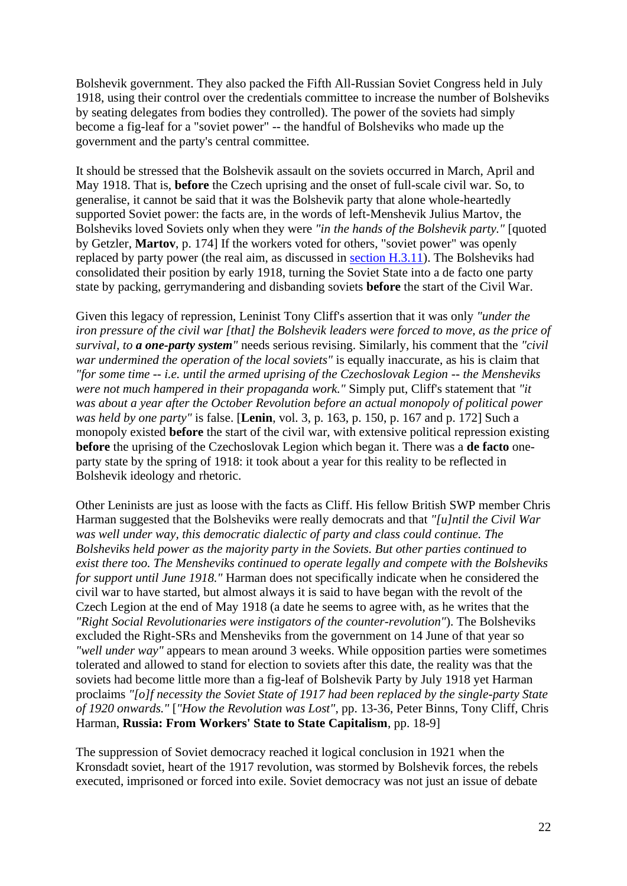Bolshevik government. They also packed the Fifth All-Russian Soviet Congress held in July 1918, using their control over the credentials committee to increase the number of Bolsheviks by seating delegates from bodies they controlled). The power of the soviets had simply become a fig-leaf for a "soviet power" -- the handful of Bolsheviks who made up the government and the party's central committee.

It should be stressed that the Bolshevik assault on the soviets occurred in March, April and May 1918. That is, **before** the Czech uprising and the onset of full-scale civil war. So, to generalise, it cannot be said that it was the Bolshevik party that alone whole-heartedly supported Soviet power: the facts are, in the words of left-Menshevik Julius Martov, the Bolsheviks loved Soviets only when they were *"in the hands of the Bolshevik party."* [quoted by Getzler, **Martov**, p. 174] If the workers voted for others, "soviet power" was openly replaced by party power (the real aim, as discussed in [section H.3.11](#)). The Bolsheviks had consolidated their position by early 1918, turning the Soviet State into a de facto one party state by packing, gerrymandering and disbanding soviets **before** the start of the Civil War.

Given this legacy of repression, Leninist Tony Cliff's assertion that it was only *"under the iron pressure of the civil war [that] the Bolshevik leaders were forced to move, as the price of survival, to **a one-party system**"* needs serious revising. Similarly, his comment that the *"civil war undermined the operation of the local soviets"* is equally inaccurate, as his is claim that *"for some time -- i.e. until the armed uprising of the Czechoslovak Legion -- the Mensheviks were not much hampered in their propaganda work."* Simply put, Cliff's statement that *"it was about a year after the October Revolution before an actual monopoly of political power was held by one party"* is false. [**Lenin**, vol. 3, p. 163, p. 150, p. 167 and p. 172] Such a monopoly existed **before** the start of the civil war, with extensive political repression existing **before** the uprising of the Czechoslovak Legion which began it. There was a **de facto** one-party state by the spring of 1918: it took about a year for this reality to be reflected in Bolshevik ideology and rhetoric.

Other Leninists are just as loose with the facts as Cliff. His fellow British SWP member Chris Harman suggested that the Bolsheviks were really democrats and that *"[u]ntil the Civil War was well under way, this democratic dialectic of party and class could continue. The Bolsheviks held power as the majority party in the Soviets. But other parties continued to exist there too. The Mensheviks continued to operate legally and compete with the Bolsheviks for support until June 1918."* Harman does not specifically indicate when he considered the civil war to have started, but almost always it is said to have began with the revolt of the Czech Legion at the end of May 1918 (a date he seems to agree with, as he writes that the *"Right Social Revolutionaries were instigators of the counter-revolution"*). The Bolsheviks excluded the Right-SRs and Mensheviks from the government on 14 June of that year so *"well under way"* appears to mean around 3 weeks. While opposition parties were sometimes tolerated and allowed to stand for election to soviets after this date, the reality was that the soviets had become little more than a fig-leaf of Bolshevik Party by July 1918 yet Harman proclaims *"[o]f necessity the Soviet State of 1917 had been replaced by the single-party State of 1920 onwards."* [*"How the Revolution was Lost"*, pp. 13-36, Peter Binns, Tony Cliff, Chris Harman, **Russia: From Workers' State to State Capitalism**, pp. 18-9]

The suppression of Soviet democracy reached it logical conclusion in 1921 when the Kronsdadt soviet, heart of the 1917 revolution, was stormed by Bolshevik forces, the rebels executed, imprisoned or forced into exile. Soviet democracy was not just an issue of debate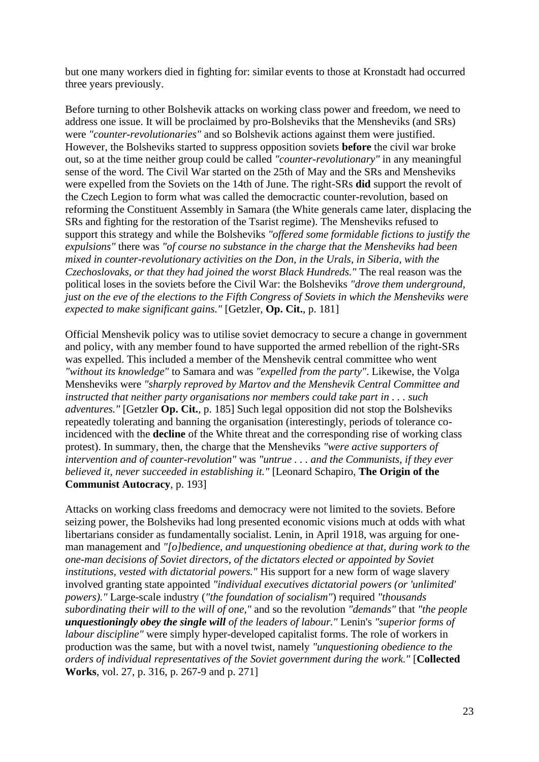but one many workers died in fighting for: similar events to those at Kronstadt had occurred three years previously.

Before turning to other Bolshevik attacks on working class power and freedom, we need to address one issue. It will be proclaimed by pro-Bolsheviks that the Mensheviks (and SRs) were *"counter-revolutionaries"* and so Bolshevik actions against them were justified. However, the Bolsheviks started to suppress opposition soviets **before** the civil war broke out, so at the time neither group could be called *"counter-revolutionary"* in any meaningful sense of the word. The Civil War started on the 25th of May and the SRs and Mensheviks were expelled from the Soviets on the 14th of June. The right-SRs **did** support the revolt of the Czech Legion to form what was called the democractic counter-revolution, based on reforming the Constituent Assembly in Samara (the White generals came later, displacing the SRs and fighting for the restoration of the Tsarist regime). The Mensheviks refused to support this strategy and while the Bolsheviks *"offered some formidable fictions to justify the expulsions"* there was *"of course no substance in the charge that the Mensheviks had been mixed in counter-revolutionary activities on the Don, in the Urals, in Siberia, with the Czechoslovaks, or that they had joined the worst Black Hundreds."* The real reason was the political loses in the soviets before the Civil War: the Bolsheviks *"drove them underground, just on the eve of the elections to the Fifth Congress of Soviets in which the Mensheviks were expected to make significant gains."* [Getzler, **Op. Cit.**, p. 181]

Official Menshevik policy was to utilise soviet democracy to secure a change in government and policy, with any member found to have supported the armed rebellion of the right-SRs was expelled. This included a member of the Menshevik central committee who went *"without its knowledge"* to Samara and was *"expelled from the party"*. Likewise, the Volga Mensheviks were *"sharply reproved by Martov and the Menshevik Central Committee and instructed that neither party organisations nor members could take part in . . . such adventures."* [Getzler **Op. Cit.**, p. 185] Such legal opposition did not stop the Bolsheviks repeatedly tolerating and banning the organisation (interestingly, periods of tolerance co-incidenced with the **decline** of the White threat and the corresponding rise of working class protest). In summary, then, the charge that the Mensheviks *"were active supporters of intervention and of counter-revolution"* was *"untrue . . . and the Communists, if they ever believed it, never succeeded in establishing it."* [Leonard Schapiro, **The Origin of the Communist Autocracy**, p. 193]

Attacks on working class freedoms and democracy were not limited to the soviets. Before seizing power, the Bolsheviks had long presented economic visions much at odds with what libertarians consider as fundamentally socialist. Lenin, in April 1918, was arguing for one-man management and *"[o]bedience, and unquestioning obedience at that, during work to the one-man decisions of Soviet directors, of the dictators elected or appointed by Soviet institutions, vested with dictatorial powers."* His support for a new form of wage slavery involved granting state appointed *"individual executives dictatorial powers (or 'unlimited' powers)."* Large-scale industry (*"the foundation of socialism"*) required *"thousands subordinating their will to the will of one,"* and so the revolution *"demands"* that *"the people* ***unquestioningly obey the single will*** *of the leaders of labour."* Lenin's *"superior forms of labour discipline"* were simply hyper-developed capitalist forms. The role of workers in production was the same, but with a novel twist, namely *"unquestioning obedience to the orders of individual representatives of the Soviet government during the work."* [**Collected Works**, vol. 27, p. 316, p. 267-9 and p. 271]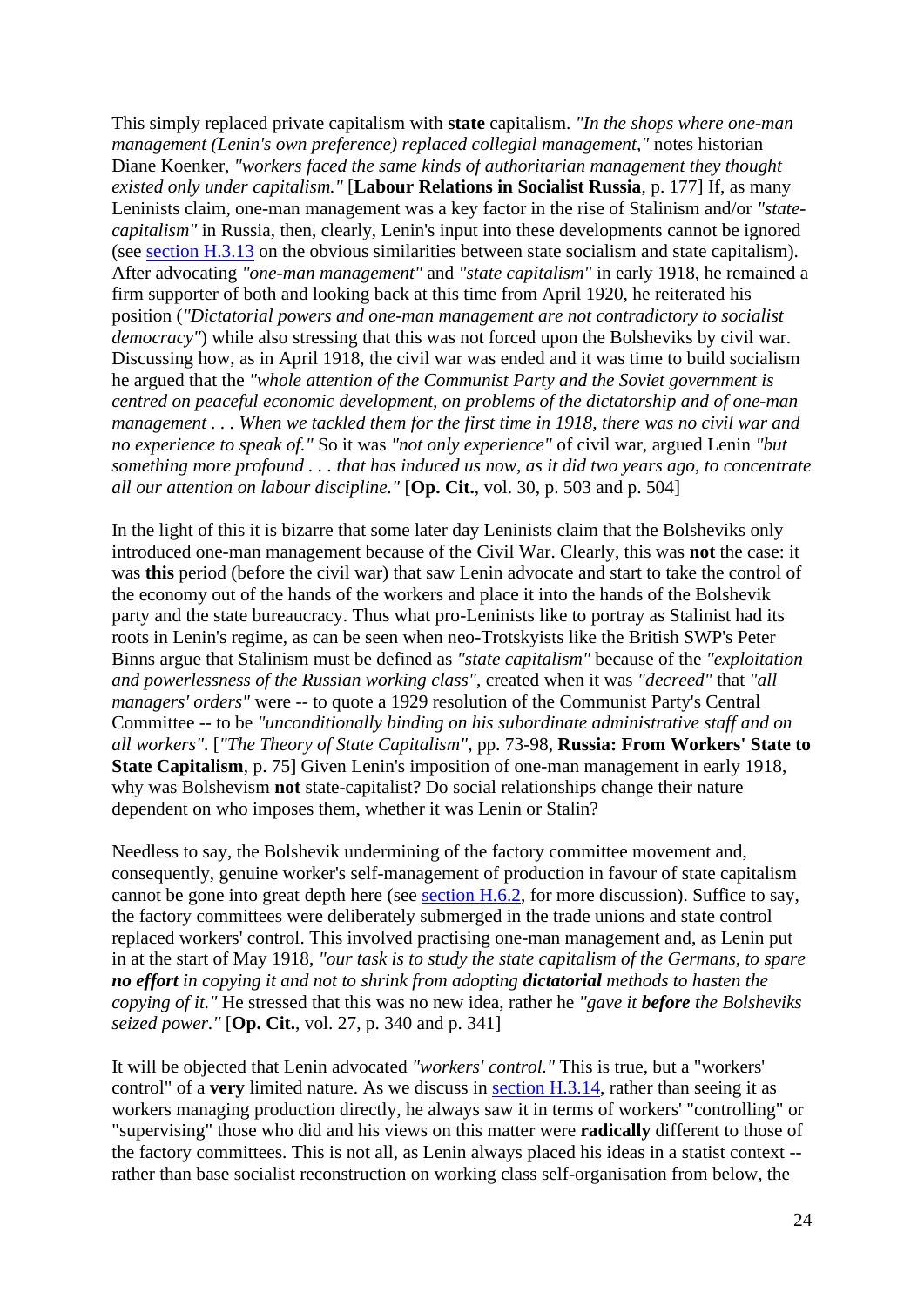This simply replaced private capitalism with **state** capitalism. *"In the shops where one-man management (Lenin's own preference) replaced collegial management,"* notes historian Diane Koenker, *"workers faced the same kinds of authoritarian management they thought existed only under capitalism."* [**Labour Relations in Socialist Russia**, p. 177] If, as many Leninists claim, one-man management was a key factor in the rise of Stalinism and/or *"state-capitalism"* in Russia, then, clearly, Lenin's input into these developments cannot be ignored (see [section H.3.13]() on the obvious similarities between state socialism and state capitalism). After advocating *"one-man management"* and *"state capitalism"* in early 1918, he remained a firm supporter of both and looking back at this time from April 1920, he reiterated his position (*"Dictatorial powers and one-man management are not contradictory to socialist democracy"*) while also stressing that this was not forced upon the Bolsheviks by civil war. Discussing how, as in April 1918, the civil war was ended and it was time to build socialism he argued that the *"whole attention of the Communist Party and the Soviet government is centred on peaceful economic development, on problems of the dictatorship and of one-man management . . . When we tackled them for the first time in 1918, there was no civil war and no experience to speak of."* So it was *"not only experience"* of civil war, argued Lenin *"but something more profound . . . that has induced us now, as it did two years ago, to concentrate all our attention on labour discipline."* [**Op. Cit.**, vol. 30, p. 503 and p. 504]

In the light of this it is bizarre that some later day Leninists claim that the Bolsheviks only introduced one-man management because of the Civil War. Clearly, this was **not** the case: it was **this** period (before the civil war) that saw Lenin advocate and start to take the control of the economy out of the hands of the workers and place it into the hands of the Bolshevik party and the state bureaucracy. Thus what pro-Leninists like to portray as Stalinist had its roots in Lenin's regime, as can be seen when neo-Trotskyists like the British SWP's Peter Binns argue that Stalinism must be defined as *"state capitalism"* because of the *"exploitation and powerlessness of the Russian working class"*, created when it was *"decreed"* that *"all managers' orders"* were -- to quote a 1929 resolution of the Communist Party's Central Committee -- to be *"unconditionally binding on his subordinate administrative staff and on all workers"*. [*"The Theory of State Capitalism"*, pp. 73-98, **Russia: From Workers' State to State Capitalism**, p. 75] Given Lenin's imposition of one-man management in early 1918, why was Bolshevism **not** state-capitalist? Do social relationships change their nature dependent on who imposes them, whether it was Lenin or Stalin?

Needless to say, the Bolshevik undermining of the factory committee movement and, consequently, genuine worker's self-management of production in favour of state capitalism cannot be gone into great depth here (see [section H.6.2](), for more discussion). Suffice to say, the factory committees were deliberately submerged in the trade unions and state control replaced workers' control. This involved practising one-man management and, as Lenin put in at the start of May 1918, *"our task is to study the state capitalism of the Germans, to spare **no effort** in copying it and not to shrink from adopting **dictatorial** methods to hasten the copying of it."* He stressed that this was no new idea, rather he *"gave it **before** the Bolsheviks seized power."* [**Op. Cit.**, vol. 27, p. 340 and p. 341]

It will be objected that Lenin advocated *"workers' control."* This is true, but a "workers' control" of a **very** limited nature. As we discuss in [section H.3.14](), rather than seeing it as workers managing production directly, he always saw it in terms of workers' "controlling" or "supervising" those who did and his views on this matter were **radically** different to those of the factory committees. This is not all, as Lenin always placed his ideas in a statist context -- rather than base socialist reconstruction on working class self-organisation from below, the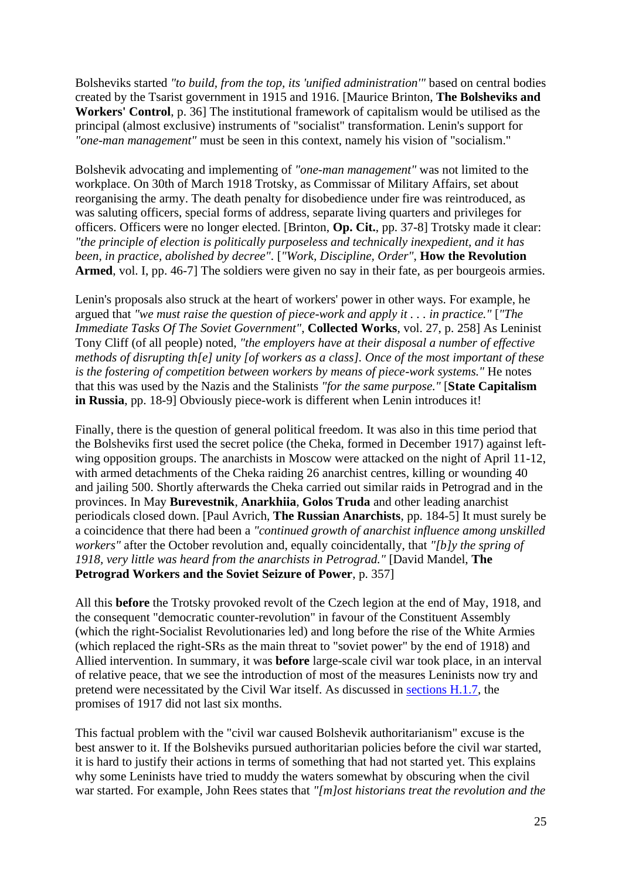Bolsheviks started *"to build, from the top, its 'unified administration'"* based on central bodies created by the Tsarist government in 1915 and 1916. [Maurice Brinton, **The Bolsheviks and Workers' Control**, p. 36] The institutional framework of capitalism would be utilised as the principal (almost exclusive) instruments of "socialist" transformation. Lenin's support for *"one-man management"* must be seen in this context, namely his vision of "socialism."

Bolshevik advocating and implementing of *"one-man management"* was not limited to the workplace. On 30th of March 1918 Trotsky, as Commissar of Military Affairs, set about reorganising the army. The death penalty for disobedience under fire was reintroduced, as was saluting officers, special forms of address, separate living quarters and privileges for officers. Officers were no longer elected. [Brinton, **Op. Cit.**, pp. 37-8] Trotsky made it clear: *"the principle of election is politically purposeless and technically inexpedient, and it has been, in practice, abolished by decree"*. [*"Work, Discipline, Order"*, **How the Revolution Armed**, vol. I, pp. 46-7] The soldiers were given no say in their fate, as per bourgeois armies.

Lenin's proposals also struck at the heart of workers' power in other ways. For example, he argued that *"we must raise the question of piece-work and apply it . . . in practice."* [*"The Immediate Tasks Of The Soviet Government"*, **Collected Works**, vol. 27, p. 258] As Leninist Tony Cliff (of all people) noted, *"the employers have at their disposal a number of effective methods of disrupting th[e] unity [of workers as a class]. Once of the most important of these is the fostering of competition between workers by means of piece-work systems."* He notes that this was used by the Nazis and the Stalinists *"for the same purpose."* [**State Capitalism in Russia**, pp. 18-9] Obviously piece-work is different when Lenin introduces it!

Finally, there is the question of general political freedom. It was also in this time period that the Bolsheviks first used the secret police (the Cheka, formed in December 1917) against left-wing opposition groups. The anarchists in Moscow were attacked on the night of April 11-12, with armed detachments of the Cheka raiding 26 anarchist centres, killing or wounding 40 and jailing 500. Shortly afterwards the Cheka carried out similar raids in Petrograd and in the provinces. In May **Burevestnik**, **Anarkhiia**, **Golos Truda** and other leading anarchist periodicals closed down. [Paul Avrich, **The Russian Anarchists**, pp. 184-5] It must surely be a coincidence that there had been a *"continued growth of anarchist influence among unskilled workers"* after the October revolution and, equally coincidentally, that *"[b]y the spring of 1918, very little was heard from the anarchists in Petrograd."* [David Mandel, **The Petrograd Workers and the Soviet Seizure of Power**, p. 357]

All this **before** the Trotsky provoked revolt of the Czech legion at the end of May, 1918, and the consequent "democratic counter-revolution" in favour of the Constituent Assembly (which the right-Socialist Revolutionaries led) and long before the rise of the White Armies (which replaced the right-SRs as the main threat to "soviet power" by the end of 1918) and Allied intervention. In summary, it was **before** large-scale civil war took place, in an interval of relative peace, that we see the introduction of most of the measures Leninists now try and pretend were necessitated by the Civil War itself. As discussed in sections H.1.7, the promises of 1917 did not last six months.

This factual problem with the "civil war caused Bolshevik authoritarianism" excuse is the best answer to it. If the Bolsheviks pursued authoritarian policies before the civil war started, it is hard to justify their actions in terms of something that had not started yet. This explains why some Leninists have tried to muddy the waters somewhat by obscuring when the civil war started. For example, John Rees states that *"[m]ost historians treat the revolution and the*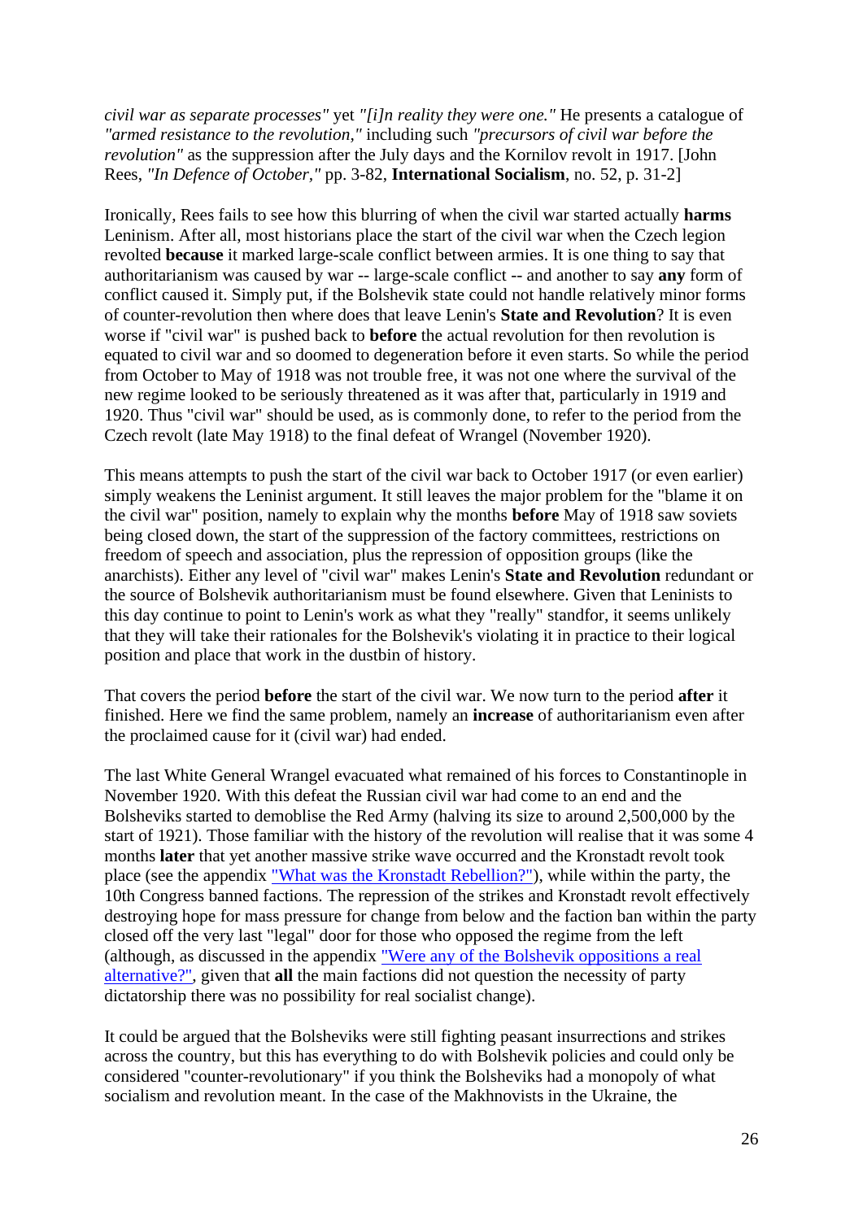*civil war as separate processes"* yet *"[i]n reality they were one."* He presents a catalogue of *"armed resistance to the revolution,"* including such *"precursors of civil war before the revolution"* as the suppression after the July days and the Kornilov revolt in 1917. [John Rees, *"In Defence of October,"* pp. 3-82, **International Socialism**, no. 52, p. 31-2]

Ironically, Rees fails to see how this blurring of when the civil war started actually **harms** Leninism. After all, most historians place the start of the civil war when the Czech legion revolted **because** it marked large-scale conflict between armies. It is one thing to say that authoritarianism was caused by war -- large-scale conflict -- and another to say **any** form of conflict caused it. Simply put, if the Bolshevik state could not handle relatively minor forms of counter-revolution then where does that leave Lenin's **State and Revolution**? It is even worse if "civil war" is pushed back to **before** the actual revolution for then revolution is equated to civil war and so doomed to degeneration before it even starts. So while the period from October to May of 1918 was not trouble free, it was not one where the survival of the new regime looked to be seriously threatened as it was after that, particularly in 1919 and 1920. Thus "civil war" should be used, as is commonly done, to refer to the period from the Czech revolt (late May 1918) to the final defeat of Wrangel (November 1920).

This means attempts to push the start of the civil war back to October 1917 (or even earlier) simply weakens the Leninist argument. It still leaves the major problem for the "blame it on the civil war" position, namely to explain why the months **before** May of 1918 saw soviets being closed down, the start of the suppression of the factory committees, restrictions on freedom of speech and association, plus the repression of opposition groups (like the anarchists). Either any level of "civil war" makes Lenin's **State and Revolution** redundant or the source of Bolshevik authoritarianism must be found elsewhere. Given that Leninists to this day continue to point to Lenin's work as what they "really" standfor, it seems unlikely that they will take their rationales for the Bolshevik's violating it in practice to their logical position and place that work in the dustbin of history.

That covers the period **before** the start of the civil war. We now turn to the period **after** it finished. Here we find the same problem, namely an **increase** of authoritarianism even after the proclaimed cause for it (civil war) had ended.

The last White General Wrangel evacuated what remained of his forces to Constantinople in November 1920. With this defeat the Russian civil war had come to an end and the Bolsheviks started to demoblise the Red Army (halving its size to around 2,500,000 by the start of 1921). Those familiar with the history of the revolution will realise that it was some 4 months **later** that yet another massive strike wave occurred and the Kronstadt revolt took place (see the appendix "What was the Kronstadt Rebellion?"), while within the party, the 10th Congress banned factions. The repression of the strikes and Kronstadt revolt effectively destroying hope for mass pressure for change from below and the faction ban within the party closed off the very last "legal" door for those who opposed the regime from the left (although, as discussed in the appendix "Were any of the Bolshevik oppositions a real alternative?", given that **all** the main factions did not question the necessity of party dictatorship there was no possibility for real socialist change).

It could be argued that the Bolsheviks were still fighting peasant insurrections and strikes across the country, but this has everything to do with Bolshevik policies and could only be considered "counter-revolutionary" if you think the Bolsheviks had a monopoly of what socialism and revolution meant. In the case of the Makhnovists in the Ukraine, the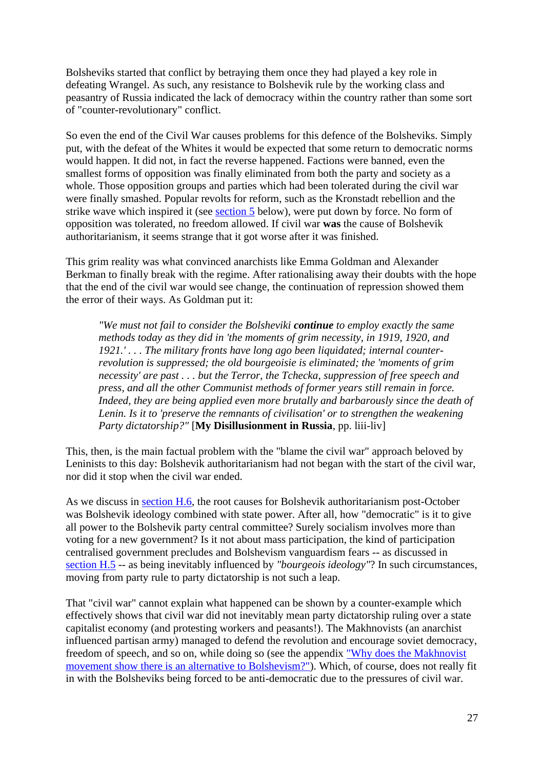Bolsheviks started that conflict by betraying them once they had played a key role in defeating Wrangel. As such, any resistance to Bolshevik rule by the working class and peasantry of Russia indicated the lack of democracy within the country rather than some sort of "counter-revolutionary" conflict.

So even the end of the Civil War causes problems for this defence of the Bolsheviks. Simply put, with the defeat of the Whites it would be expected that some return to democratic norms would happen. It did not, in fact the reverse happened. Factions were banned, even the smallest forms of opposition was finally eliminated from both the party and society as a whole. Those opposition groups and parties which had been tolerated during the civil war were finally smashed. Popular revolts for reform, such as the Kronstadt rebellion and the strike wave which inspired it (see section 5 below), were put down by force. No form of opposition was tolerated, no freedom allowed. If civil war **was** the cause of Bolshevik authoritarianism, it seems strange that it got worse after it was finished.

This grim reality was what convinced anarchists like Emma Goldman and Alexander Berkman to finally break with the regime. After rationalising away their doubts with the hope that the end of the civil war would see change, the continuation of repression showed them the error of their ways. As Goldman put it:

> *"We must not fail to consider the Bolsheviki **continue** to employ exactly the same methods today as they did in 'the moments of grim necessity, in 1919, 1920, and 1921.' . . . The military fronts have long ago been liquidated; internal counter-revolution is suppressed; the old bourgeoisie is eliminated; the 'moments of grim necessity' are past . . . but the Terror, the Tchecka, suppression of free speech and press, and all the other Communist methods of former years still remain in force. Indeed, they are being applied even more brutally and barbarously since the death of Lenin. Is it to 'preserve the remnants of civilisation' or to strengthen the weakening Party dictatorship?"* [**My Disillusionment in Russia**, pp. liii-liv]

This, then, is the main factual problem with the "blame the civil war" approach beloved by Leninists to this day: Bolshevik authoritarianism had not began with the start of the civil war, nor did it stop when the civil war ended.

As we discuss in section H.6, the root causes for Bolshevik authoritarianism post-October was Bolshevik ideology combined with state power. After all, how "democratic" is it to give all power to the Bolshevik party central committee? Surely socialism involves more than voting for a new government? Is it not about mass participation, the kind of participation centralised government precludes and Bolshevism vanguardism fears -- as discussed in section H.5 -- as being inevitably influenced by *"bourgeois ideology"*? In such circumstances, moving from party rule to party dictatorship is not such a leap.

That "civil war" cannot explain what happened can be shown by a counter-example which effectively shows that civil war did not inevitably mean party dictatorship ruling over a state capitalist economy (and protesting workers and peasants!). The Makhnovists (an anarchist influenced partisan army) managed to defend the revolution and encourage soviet democracy, freedom of speech, and so on, while doing so (see the appendix "Why does the Makhnovist movement show there is an alternative to Bolshevism?"). Which, of course, does not really fit in with the Bolsheviks being forced to be anti-democratic due to the pressures of civil war.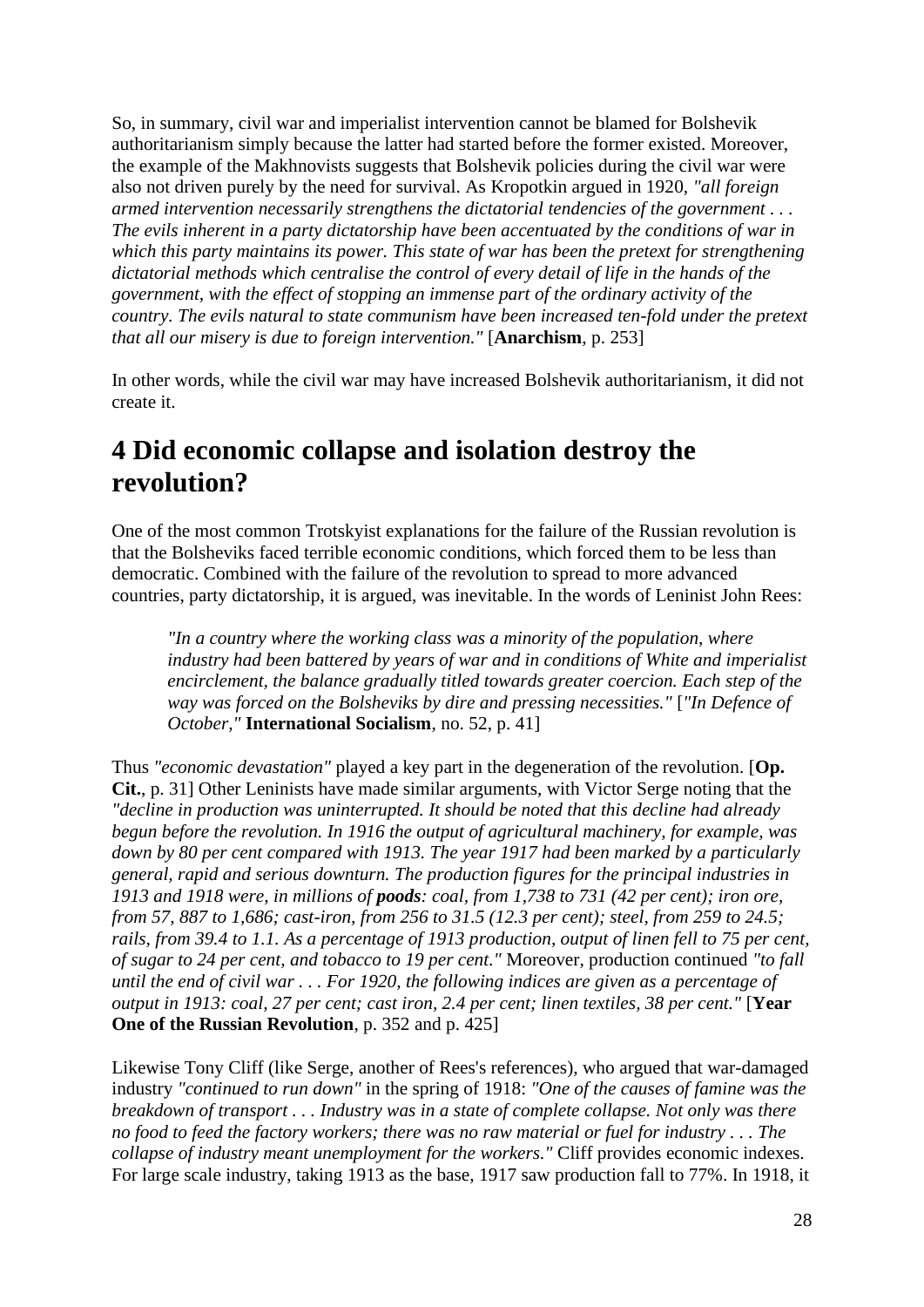So, in summary, civil war and imperialist intervention cannot be blamed for Bolshevik authoritarianism simply because the latter had started before the former existed. Moreover, the example of the Makhnovists suggests that Bolshevik policies during the civil war were also not driven purely by the need for survival. As Kropotkin argued in 1920, *"all foreign armed intervention necessarily strengthens the dictatorial tendencies of the government . . . The evils inherent in a party dictatorship have been accentuated by the conditions of war in which this party maintains its power. This state of war has been the pretext for strengthening dictatorial methods which centralise the control of every detail of life in the hands of the government, with the effect of stopping an immense part of the ordinary activity of the country. The evils natural to state communism have been increased ten-fold under the pretext that all our misery is due to foreign intervention."* [**Anarchism**, p. 253]

In other words, while the civil war may have increased Bolshevik authoritarianism, it did not create it.

## 4 Did economic collapse and isolation destroy the revolution?

One of the most common Trotskyist explanations for the failure of the Russian revolution is that the Bolsheviks faced terrible economic conditions, which forced them to be less than democratic. Combined with the failure of the revolution to spread to more advanced countries, party dictatorship, it is argued, was inevitable. In the words of Leninist John Rees:

> *"In a country where the working class was a minority of the population, where industry had been battered by years of war and in conditions of White and imperialist encirclement, the balance gradually titled towards greater coercion. Each step of the way was forced on the Bolsheviks by dire and pressing necessities."* [*"In Defence of October,"* **International Socialism**, no. 52, p. 41]

Thus *"economic devastation"* played a key part in the degeneration of the revolution. [**Op. Cit.**, p. 31] Other Leninists have made similar arguments, with Victor Serge noting that the *"decline in production was uninterrupted. It should be noted that this decline had already begun before the revolution. In 1916 the output of agricultural machinery, for example, was down by 80 per cent compared with 1913. The year 1917 had been marked by a particularly general, rapid and serious downturn. The production figures for the principal industries in 1913 and 1918 were, in millions of* ***poods****: coal, from 1,738 to 731 (42 per cent); iron ore, from 57, 887 to 1,686; cast-iron, from 256 to 31.5 (12.3 per cent); steel, from 259 to 24.5; rails, from 39.4 to 1.1. As a percentage of 1913 production, output of linen fell to 75 per cent, of sugar to 24 per cent, and tobacco to 19 per cent."* Moreover, production continued *"to fall until the end of civil war . . . For 1920, the following indices are given as a percentage of output in 1913: coal, 27 per cent; cast iron, 2.4 per cent; linen textiles, 38 per cent."* [**Year One of the Russian Revolution**, p. 352 and p. 425]

Likewise Tony Cliff (like Serge, another of Rees's references), who argued that war-damaged industry *"continued to run down"* in the spring of 1918: *"One of the causes of famine was the breakdown of transport . . . Industry was in a state of complete collapse. Not only was there no food to feed the factory workers; there was no raw material or fuel for industry . . . The collapse of industry meant unemployment for the workers."* Cliff provides economic indexes. For large scale industry, taking 1913 as the base, 1917 saw production fall to 77%. In 1918, it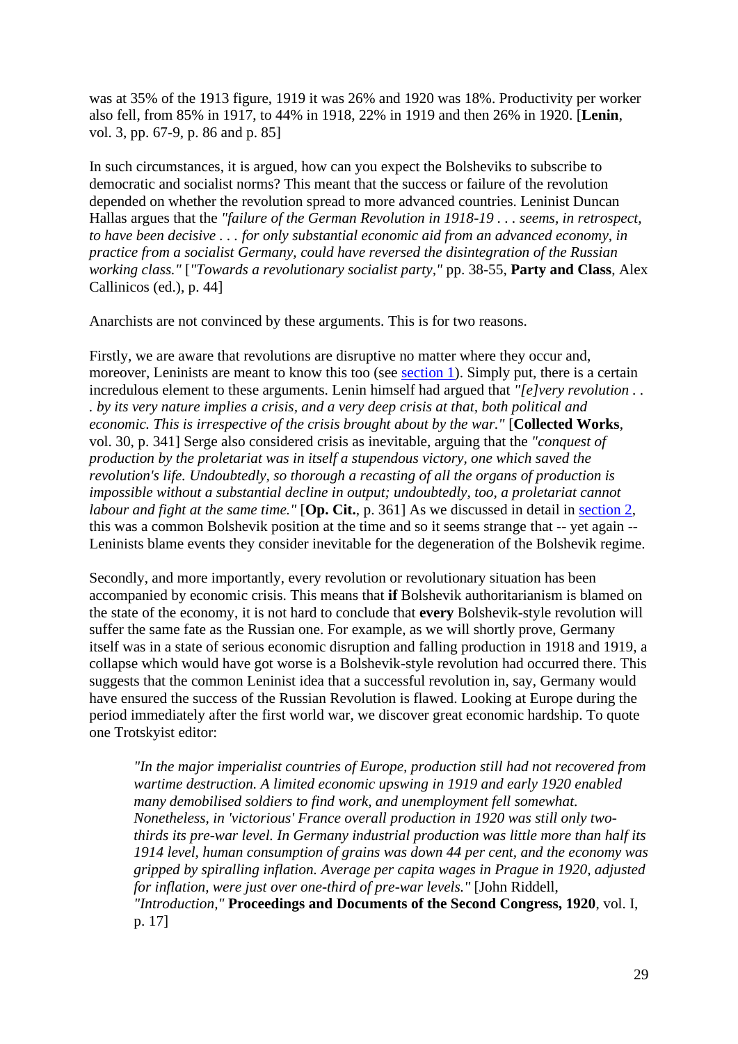was at 35% of the 1913 figure, 1919 it was 26% and 1920 was 18%. Productivity per worker also fell, from 85% in 1917, to 44% in 1918, 22% in 1919 and then 26% in 1920. [**Lenin**, vol. 3, pp. 67-9, p. 86 and p. 85]

In such circumstances, it is argued, how can you expect the Bolsheviks to subscribe to democratic and socialist norms? This meant that the success or failure of the revolution depended on whether the revolution spread to more advanced countries. Leninist Duncan Hallas argues that the *"failure of the German Revolution in 1918-19 . . . seems, in retrospect, to have been decisive . . . for only substantial economic aid from an advanced economy, in practice from a socialist Germany, could have reversed the disintegration of the Russian working class."* [*"Towards a revolutionary socialist party,"* pp. 38-55, **Party and Class**, Alex Callinicos (ed.), p. 44]

Anarchists are not convinced by these arguments. This is for two reasons.

Firstly, we are aware that revolutions are disruptive no matter where they occur and, moreover, Leninists are meant to know this too (see section 1). Simply put, there is a certain incredulous element to these arguments. Lenin himself had argued that *"[e]very revolution . . . by its very nature implies a crisis, and a very deep crisis at that, both political and economic. This is irrespective of the crisis brought about by the war."* [**Collected Works**, vol. 30, p. 341] Serge also considered crisis as inevitable, arguing that the *"conquest of production by the proletariat was in itself a stupendous victory, one which saved the revolution's life. Undoubtedly, so thorough a recasting of all the organs of production is impossible without a substantial decline in output; undoubtedly, too, a proletariat cannot labour and fight at the same time."* [**Op. Cit.**, p. 361] As we discussed in detail in section 2, this was a common Bolshevik position at the time and so it seems strange that -- yet again -- Leninists blame events they consider inevitable for the degeneration of the Bolshevik regime.

Secondly, and more importantly, every revolution or revolutionary situation has been accompanied by economic crisis. This means that **if** Bolshevik authoritarianism is blamed on the state of the economy, it is not hard to conclude that **every** Bolshevik-style revolution will suffer the same fate as the Russian one. For example, as we will shortly prove, Germany itself was in a state of serious economic disruption and falling production in 1918 and 1919, a collapse which would have got worse is a Bolshevik-style revolution had occurred there. This suggests that the common Leninist idea that a successful revolution in, say, Germany would have ensured the success of the Russian Revolution is flawed. Looking at Europe during the period immediately after the first world war, we discover great economic hardship. To quote one Trotskyist editor:

> *"In the major imperialist countries of Europe, production still had not recovered from wartime destruction. A limited economic upswing in 1919 and early 1920 enabled many demobilised soldiers to find work, and unemployment fell somewhat. Nonetheless, in 'victorious' France overall production in 1920 was still only two-thirds its pre-war level. In Germany industrial production was little more than half its 1914 level, human consumption of grains was down 44 per cent, and the economy was gripped by spiralling inflation. Average per capita wages in Prague in 1920, adjusted for inflation, were just over one-third of pre-war levels."* [John Riddell, *"Introduction,"* **Proceedings and Documents of the Second Congress, 1920**, vol. I, p. 17]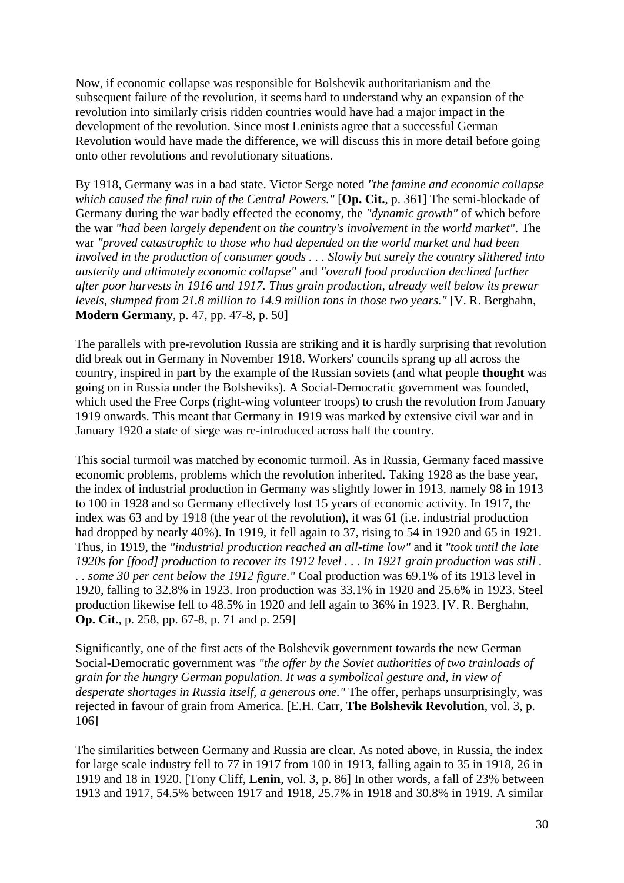Now, if economic collapse was responsible for Bolshevik authoritarianism and the subsequent failure of the revolution, it seems hard to understand why an expansion of the revolution into similarly crisis ridden countries would have had a major impact in the development of the revolution. Since most Leninists agree that a successful German Revolution would have made the difference, we will discuss this in more detail before going onto other revolutions and revolutionary situations.

By 1918, Germany was in a bad state. Victor Serge noted *"the famine and economic collapse which caused the final ruin of the Central Powers."* [**Op. Cit.**, p. 361] The semi-blockade of Germany during the war badly effected the economy, the *"dynamic growth"* of which before the war *"had been largely dependent on the country's involvement in the world market"*. The war *"proved catastrophic to those who had depended on the world market and had been involved in the production of consumer goods . . . Slowly but surely the country slithered into austerity and ultimately economic collapse"* and *"overall food production declined further after poor harvests in 1916 and 1917. Thus grain production, already well below its prewar levels, slumped from 21.8 million to 14.9 million tons in those two years."* [V. R. Berghahn, **Modern Germany**, p. 47, pp. 47-8, p. 50]

The parallels with pre-revolution Russia are striking and it is hardly surprising that revolution did break out in Germany in November 1918. Workers' councils sprang up all across the country, inspired in part by the example of the Russian soviets (and what people **thought** was going on in Russia under the Bolsheviks). A Social-Democratic government was founded, which used the Free Corps (right-wing volunteer troops) to crush the revolution from January 1919 onwards. This meant that Germany in 1919 was marked by extensive civil war and in January 1920 a state of siege was re-introduced across half the country.

This social turmoil was matched by economic turmoil. As in Russia, Germany faced massive economic problems, problems which the revolution inherited. Taking 1928 as the base year, the index of industrial production in Germany was slightly lower in 1913, namely 98 in 1913 to 100 in 1928 and so Germany effectively lost 15 years of economic activity. In 1917, the index was 63 and by 1918 (the year of the revolution), it was 61 (i.e. industrial production had dropped by nearly 40%). In 1919, it fell again to 37, rising to 54 in 1920 and 65 in 1921. Thus, in 1919, the *"industrial production reached an all-time low"* and it *"took until the late 1920s for [food] production to recover its 1912 level . . . In 1921 grain production was still . . . some 30 per cent below the 1912 figure."* Coal production was 69.1% of its 1913 level in 1920, falling to 32.8% in 1923. Iron production was 33.1% in 1920 and 25.6% in 1923. Steel production likewise fell to 48.5% in 1920 and fell again to 36% in 1923. [V. R. Berghahn, **Op. Cit.**, p. 258, pp. 67-8, p. 71 and p. 259]

Significantly, one of the first acts of the Bolshevik government towards the new German Social-Democratic government was *"the offer by the Soviet authorities of two trainloads of grain for the hungry German population. It was a symbolical gesture and, in view of desperate shortages in Russia itself, a generous one."* The offer, perhaps unsurprisingly, was rejected in favour of grain from America. [E.H. Carr, **The Bolshevik Revolution**, vol. 3, p. 106]

The similarities between Germany and Russia are clear. As noted above, in Russia, the index for large scale industry fell to 77 in 1917 from 100 in 1913, falling again to 35 in 1918, 26 in 1919 and 18 in 1920. [Tony Cliff, **Lenin**, vol. 3, p. 86] In other words, a fall of 23% between 1913 and 1917, 54.5% between 1917 and 1918, 25.7% in 1918 and 30.8% in 1919. A similar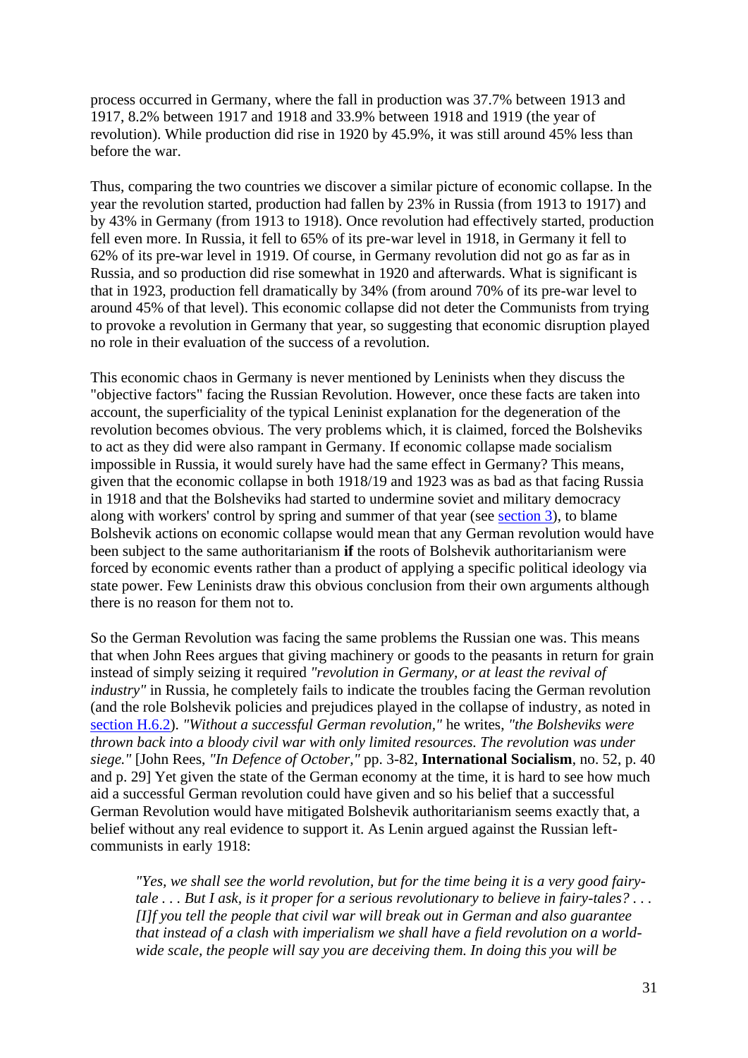process occurred in Germany, where the fall in production was 37.7% between 1913 and 1917, 8.2% between 1917 and 1918 and 33.9% between 1918 and 1919 (the year of revolution). While production did rise in 1920 by 45.9%, it was still around 45% less than before the war.

Thus, comparing the two countries we discover a similar picture of economic collapse. In the year the revolution started, production had fallen by 23% in Russia (from 1913 to 1917) and by 43% in Germany (from 1913 to 1918). Once revolution had effectively started, production fell even more. In Russia, it fell to 65% of its pre-war level in 1918, in Germany it fell to 62% of its pre-war level in 1919. Of course, in Germany revolution did not go as far as in Russia, and so production did rise somewhat in 1920 and afterwards. What is significant is that in 1923, production fell dramatically by 34% (from around 70% of its pre-war level to around 45% of that level). This economic collapse did not deter the Communists from trying to provoke a revolution in Germany that year, so suggesting that economic disruption played no role in their evaluation of the success of a revolution.

This economic chaos in Germany is never mentioned by Leninists when they discuss the "objective factors" facing the Russian Revolution. However, once these facts are taken into account, the superficiality of the typical Leninist explanation for the degeneration of the revolution becomes obvious. The very problems which, it is claimed, forced the Bolsheviks to act as they did were also rampant in Germany. If economic collapse made socialism impossible in Russia, it would surely have had the same effect in Germany? This means, given that the economic collapse in both 1918/19 and 1923 was as bad as that facing Russia in 1918 and that the Bolsheviks had started to undermine soviet and military democracy along with workers' control by spring and summer of that year (see section 3), to blame Bolshevik actions on economic collapse would mean that any German revolution would have been subject to the same authoritarianism **if** the roots of Bolshevik authoritarianism were forced by economic events rather than a product of applying a specific political ideology via state power. Few Leninists draw this obvious conclusion from their own arguments although there is no reason for them not to.

So the German Revolution was facing the same problems the Russian one was. This means that when John Rees argues that giving machinery or goods to the peasants in return for grain instead of simply seizing it required *"revolution in Germany, or at least the revival of industry"* in Russia, he completely fails to indicate the troubles facing the German revolution (and the role Bolshevik policies and prejudices played in the collapse of industry, as noted in section H.6.2). *"Without a successful German revolution,"* he writes, *"the Bolsheviks were thrown back into a bloody civil war with only limited resources. The revolution was under siege."* [John Rees, *"In Defence of October,"* pp. 3-82, **International Socialism**, no. 52, p. 40 and p. 29] Yet given the state of the German economy at the time, it is hard to see how much aid a successful German revolution could have given and so his belief that a successful German Revolution would have mitigated Bolshevik authoritarianism seems exactly that, a belief without any real evidence to support it. As Lenin argued against the Russian left-communists in early 1918:

> *"Yes, we shall see the world revolution, but for the time being it is a very good fairy-tale . . . But I ask, is it proper for a serious revolutionary to believe in fairy-tales? . . . [I]f you tell the people that civil war will break out in German and also guarantee that instead of a clash with imperialism we shall have a field revolution on a world-wide scale, the people will say you are deceiving them. In doing this you will be*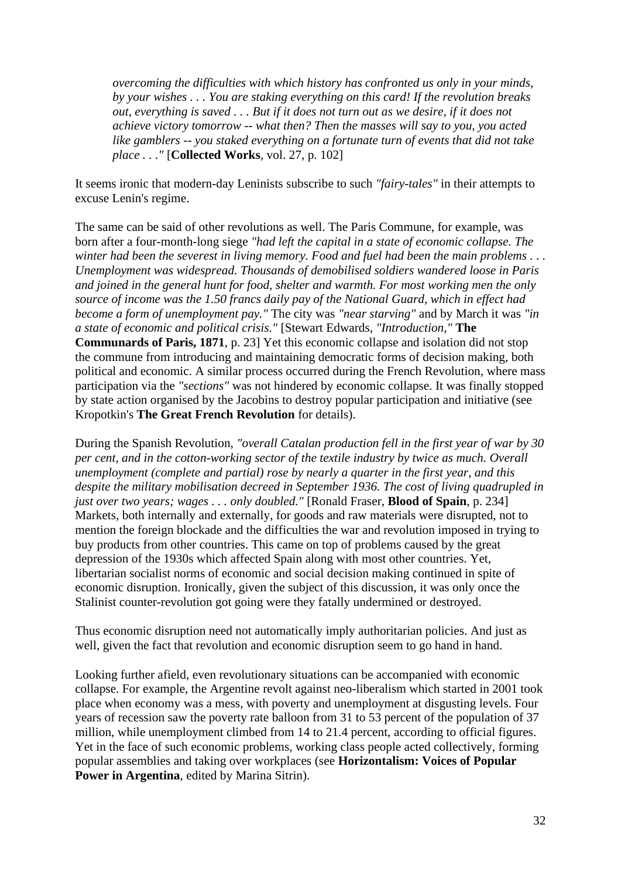> *overcoming the difficulties with which history has confronted us only in your minds, by your wishes . . . You are staking everything on this card! If the revolution breaks out, everything is saved . . . But if it does not turn out as we desire, if it does not achieve victory tomorrow -- what then? Then the masses will say to you, you acted like gamblers -- you staked everything on a fortunate turn of events that did not take place . . ."* [**Collected Works**, vol. 27, p. 102]

It seems ironic that modern-day Leninists subscribe to such *"fairy-tales"* in their attempts to excuse Lenin's regime.

The same can be said of other revolutions as well. The Paris Commune, for example, was born after a four-month-long siege *"had left the capital in a state of economic collapse. The winter had been the severest in living memory. Food and fuel had been the main problems . . . Unemployment was widespread. Thousands of demobilised soldiers wandered loose in Paris and joined in the general hunt for food, shelter and warmth. For most working men the only source of income was the 1.50 francs daily pay of the National Guard, which in effect had become a form of unemployment pay."* The city was *"near starving"* and by March it was *"in a state of economic and political crisis."* [Stewart Edwards, *"Introduction,"* **The Communards of Paris, 1871**, p. 23] Yet this economic collapse and isolation did not stop the commune from introducing and maintaining democratic forms of decision making, both political and economic. A similar process occurred during the French Revolution, where mass participation via the *"sections"* was not hindered by economic collapse. It was finally stopped by state action organised by the Jacobins to destroy popular participation and initiative (see Kropotkin's **The Great French Revolution** for details).

During the Spanish Revolution, *"overall Catalan production fell in the first year of war by 30 per cent, and in the cotton-working sector of the textile industry by twice as much. Overall unemployment (complete and partial) rose by nearly a quarter in the first year, and this despite the military mobilisation decreed in September 1936. The cost of living quadrupled in just over two years; wages . . . only doubled."* [Ronald Fraser, **Blood of Spain**, p. 234] Markets, both internally and externally, for goods and raw materials were disrupted, not to mention the foreign blockade and the difficulties the war and revolution imposed in trying to buy products from other countries. This came on top of problems caused by the great depression of the 1930s which affected Spain along with most other countries. Yet, libertarian socialist norms of economic and social decision making continued in spite of economic disruption. Ironically, given the subject of this discussion, it was only once the Stalinist counter-revolution got going were they fatally undermined or destroyed.

Thus economic disruption need not automatically imply authoritarian policies. And just as well, given the fact that revolution and economic disruption seem to go hand in hand.

Looking further afield, even revolutionary situations can be accompanied with economic collapse. For example, the Argentine revolt against neo-liberalism which started in 2001 took place when economy was a mess, with poverty and unemployment at disgusting levels. Four years of recession saw the poverty rate balloon from 31 to 53 percent of the population of 37 million, while unemployment climbed from 14 to 21.4 percent, according to official figures. Yet in the face of such economic problems, working class people acted collectively, forming popular assemblies and taking over workplaces (see **Horizontalism: Voices of Popular Power in Argentina**, edited by Marina Sitrin).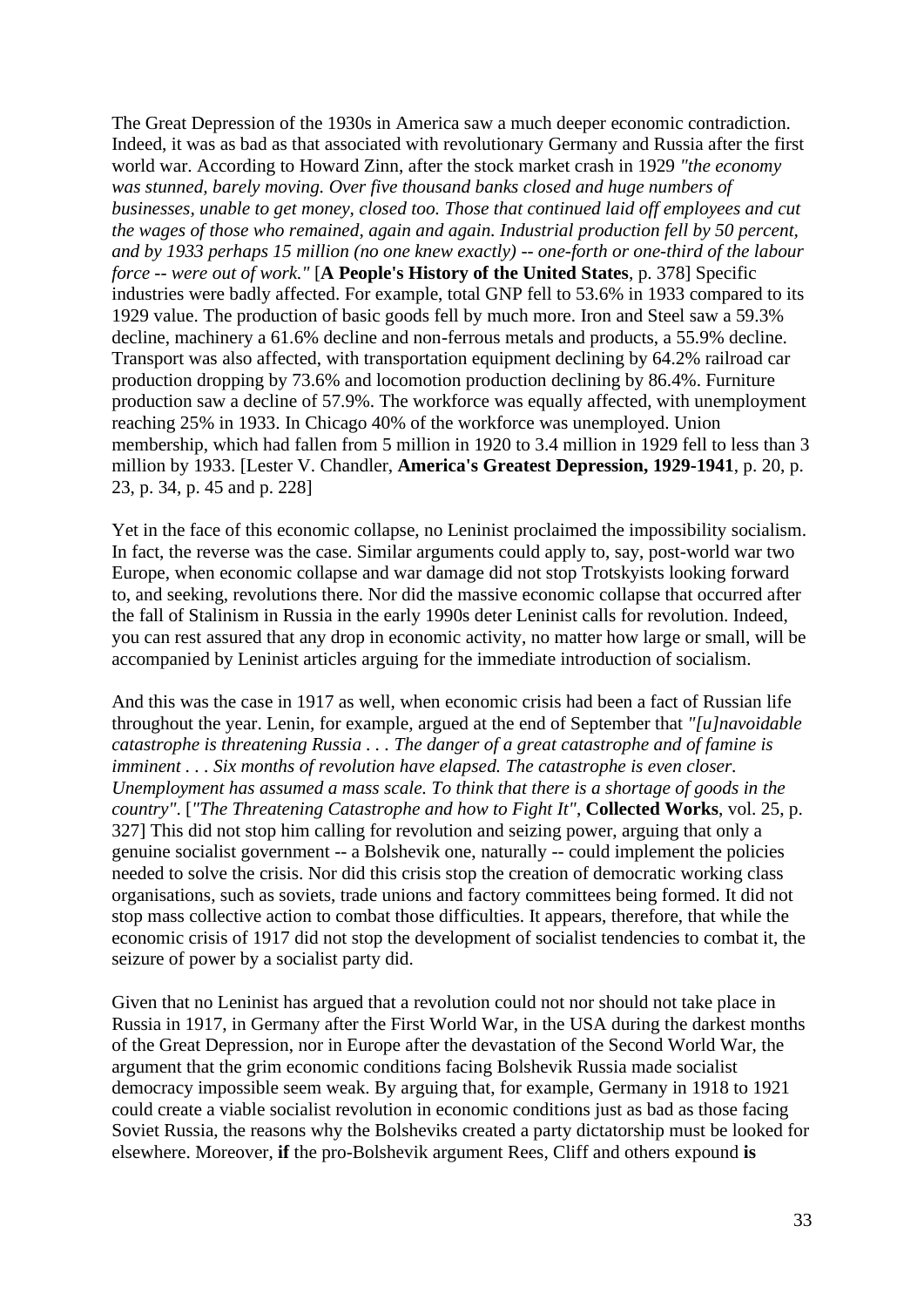The Great Depression of the 1930s in America saw a much deeper economic contradiction. Indeed, it was as bad as that associated with revolutionary Germany and Russia after the first world war. According to Howard Zinn, after the stock market crash in 1929 *"the economy was stunned, barely moving. Over five thousand banks closed and huge numbers of businesses, unable to get money, closed too. Those that continued laid off employees and cut the wages of those who remained, again and again. Industrial production fell by 50 percent, and by 1933 perhaps 15 million (no one knew exactly) -- one-forth or one-third of the labour force -- were out of work."* [**A People's History of the United States**, p. 378] Specific industries were badly affected. For example, total GNP fell to 53.6% in 1933 compared to its 1929 value. The production of basic goods fell by much more. Iron and Steel saw a 59.3% decline, machinery a 61.6% decline and non-ferrous metals and products, a 55.9% decline. Transport was also affected, with transportation equipment declining by 64.2% railroad car production dropping by 73.6% and locomotion production declining by 86.4%. Furniture production saw a decline of 57.9%. The workforce was equally affected, with unemployment reaching 25% in 1933. In Chicago 40% of the workforce was unemployed. Union membership, which had fallen from 5 million in 1920 to 3.4 million in 1929 fell to less than 3 million by 1933. [Lester V. Chandler, **America's Greatest Depression, 1929-1941**, p. 20, p. 23, p. 34, p. 45 and p. 228]

Yet in the face of this economic collapse, no Leninist proclaimed the impossibility socialism. In fact, the reverse was the case. Similar arguments could apply to, say, post-world war two Europe, when economic collapse and war damage did not stop Trotskyists looking forward to, and seeking, revolutions there. Nor did the massive economic collapse that occurred after the fall of Stalinism in Russia in the early 1990s deter Leninist calls for revolution. Indeed, you can rest assured that any drop in economic activity, no matter how large or small, will be accompanied by Leninist articles arguing for the immediate introduction of socialism.

And this was the case in 1917 as well, when economic crisis had been a fact of Russian life throughout the year. Lenin, for example, argued at the end of September that *"[u]navoidable catastrophe is threatening Russia . . . The danger of a great catastrophe and of famine is imminent . . . Six months of revolution have elapsed. The catastrophe is even closer. Unemployment has assumed a mass scale. To think that there is a shortage of goods in the country"*. [*"The Threatening Catastrophe and how to Fight It"*, **Collected Works**, vol. 25, p. 327] This did not stop him calling for revolution and seizing power, arguing that only a genuine socialist government -- a Bolshevik one, naturally -- could implement the policies needed to solve the crisis. Nor did this crisis stop the creation of democratic working class organisations, such as soviets, trade unions and factory committees being formed. It did not stop mass collective action to combat those difficulties. It appears, therefore, that while the economic crisis of 1917 did not stop the development of socialist tendencies to combat it, the seizure of power by a socialist party did.

Given that no Leninist has argued that a revolution could not nor should not take place in Russia in 1917, in Germany after the First World War, in the USA during the darkest months of the Great Depression, nor in Europe after the devastation of the Second World War, the argument that the grim economic conditions facing Bolshevik Russia made socialist democracy impossible seem weak. By arguing that, for example, Germany in 1918 to 1921 could create a viable socialist revolution in economic conditions just as bad as those facing Soviet Russia, the reasons why the Bolsheviks created a party dictatorship must be looked for elsewhere. Moreover, **if** the pro-Bolshevik argument Rees, Cliff and others expound **is**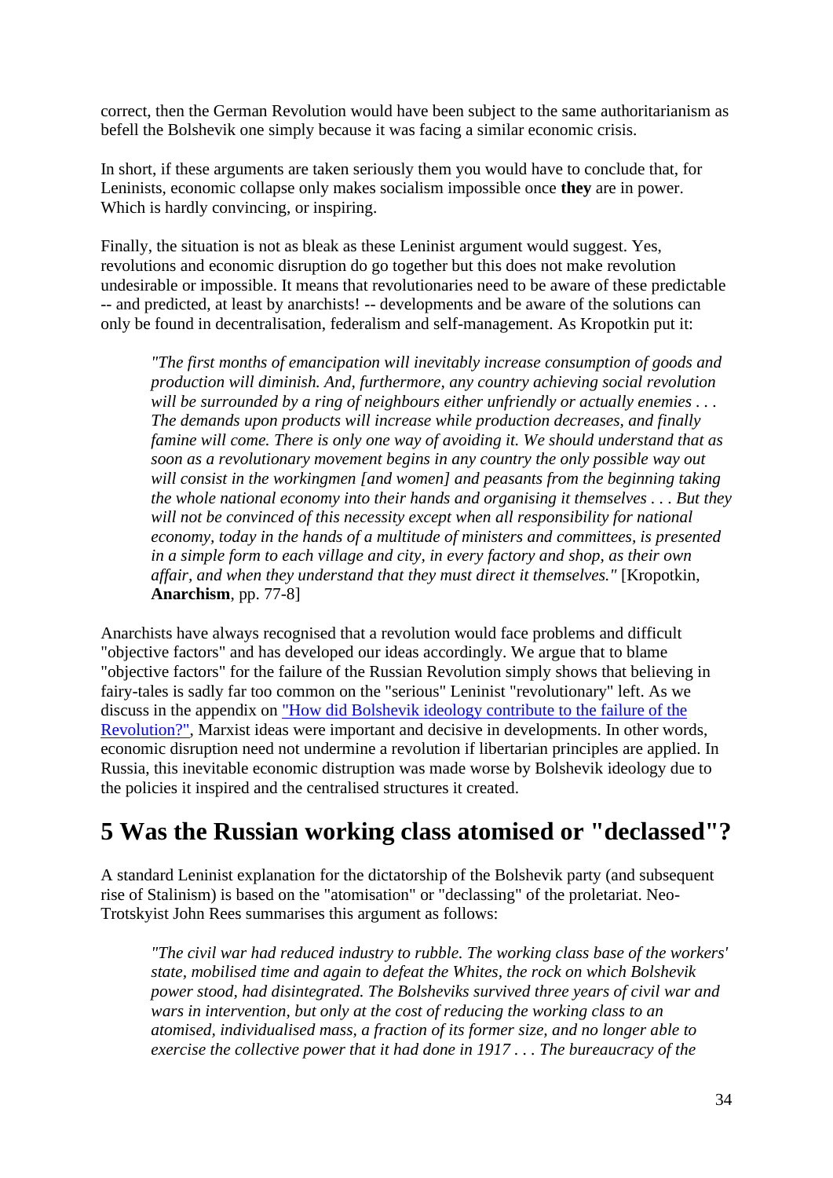correct, then the German Revolution would have been subject to the same authoritarianism as befell the Bolshevik one simply because it was facing a similar economic crisis.

In short, if these arguments are taken seriously them you would have to conclude that, for Leninists, economic collapse only makes socialism impossible once **they** are in power. Which is hardly convincing, or inspiring.

Finally, the situation is not as bleak as these Leninist argument would suggest. Yes, revolutions and economic disruption do go together but this does not make revolution undesirable or impossible. It means that revolutionaries need to be aware of these predictable -- and predicted, at least by anarchists! -- developments and be aware of the solutions can only be found in decentralisation, federalism and self-management. As Kropotkin put it:

> *"The first months of emancipation will inevitably increase consumption of goods and production will diminish. And, furthermore, any country achieving social revolution will be surrounded by a ring of neighbours either unfriendly or actually enemies . . . The demands upon products will increase while production decreases, and finally famine will come. There is only one way of avoiding it. We should understand that as soon as a revolutionary movement begins in any country the only possible way out will consist in the workingmen [and women] and peasants from the beginning taking the whole national economy into their hands and organising it themselves . . . But they will not be convinced of this necessity except when all responsibility for national economy, today in the hands of a multitude of ministers and committees, is presented in a simple form to each village and city, in every factory and shop, as their own affair, and when they understand that they must direct it themselves."* [Kropotkin, **Anarchism**, pp. 77-8]

Anarchists have always recognised that a revolution would face problems and difficult "objective factors" and has developed our ideas accordingly. We argue that to blame "objective factors" for the failure of the Russian Revolution simply shows that believing in fairy-tales is sadly far too common on the "serious" Leninist "revolutionary" left. As we discuss in the appendix on "How did Bolshevik ideology contribute to the failure of the Revolution?", Marxist ideas were important and decisive in developments. In other words, economic disruption need not undermine a revolution if libertarian principles are applied. In Russia, this inevitable economic distruption was made worse by Bolshevik ideology due to the policies it inspired and the centralised structures it created.

## 5 Was the Russian working class atomised or "declassed"?

A standard Leninist explanation for the dictatorship of the Bolshevik party (and subsequent rise of Stalinism) is based on the "atomisation" or "declassing" of the proletariat. Neo-Trotskyist John Rees summarises this argument as follows:

> *"The civil war had reduced industry to rubble. The working class base of the workers' state, mobilised time and again to defeat the Whites, the rock on which Bolshevik power stood, had disintegrated. The Bolsheviks survived three years of civil war and wars in intervention, but only at the cost of reducing the working class to an atomised, individualised mass, a fraction of its former size, and no longer able to exercise the collective power that it had done in 1917 . . . The bureaucracy of the*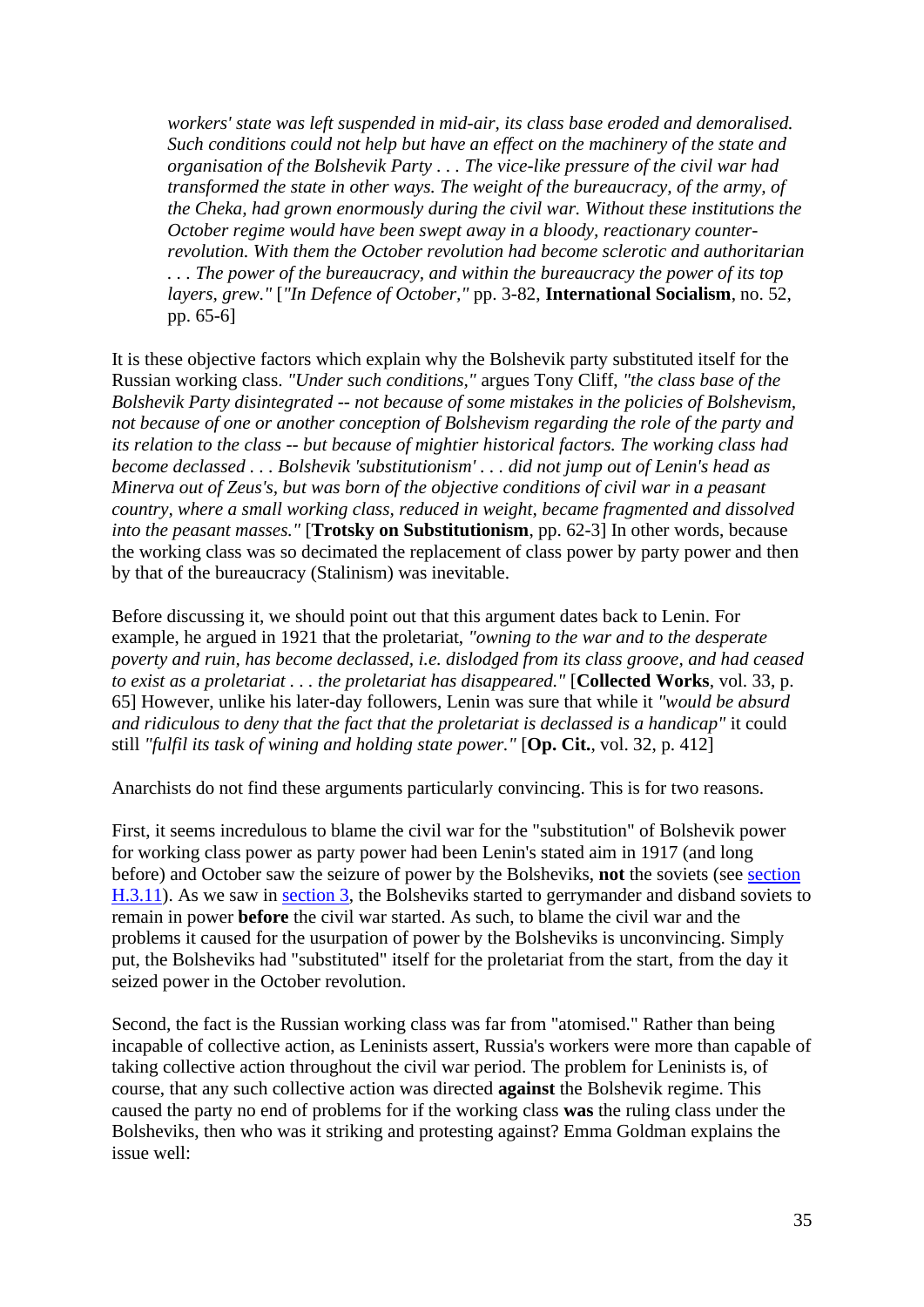> *workers' state was left suspended in mid-air, its class base eroded and demoralised. Such conditions could not help but have an effect on the machinery of the state and organisation of the Bolshevik Party . . . The vice-like pressure of the civil war had transformed the state in other ways. The weight of the bureaucracy, of the army, of the Cheka, had grown enormously during the civil war. Without these institutions the October regime would have been swept away in a bloody, reactionary counter-revolution. With them the October revolution had become sclerotic and authoritarian . . . The power of the bureaucracy, and within the bureaucracy the power of its top layers, grew."* [*"In Defence of October,"* pp. 3-82, **International Socialism**, no. 52, pp. 65-6]

It is these objective factors which explain why the Bolshevik party substituted itself for the Russian working class. *"Under such conditions,"* argues Tony Cliff, *"the class base of the Bolshevik Party disintegrated -- not because of some mistakes in the policies of Bolshevism, not because of one or another conception of Bolshevism regarding the role of the party and its relation to the class -- but because of mightier historical factors. The working class had become declassed . . . Bolshevik 'substitutionism' . . . did not jump out of Lenin's head as Minerva out of Zeus's, but was born of the objective conditions of civil war in a peasant country, where a small working class, reduced in weight, became fragmented and dissolved into the peasant masses."* [**Trotsky on Substitutionism**, pp. 62-3] In other words, because the working class was so decimated the replacement of class power by party power and then by that of the bureaucracy (Stalinism) was inevitable.

Before discussing it, we should point out that this argument dates back to Lenin. For example, he argued in 1921 that the proletariat, *"owning to the war and to the desperate poverty and ruin, has become declassed, i.e. dislodged from its class groove, and had ceased to exist as a proletariat . . . the proletariat has disappeared."* [**Collected Works**, vol. 33, p. 65] However, unlike his later-day followers, Lenin was sure that while it *"would be absurd and ridiculous to deny that the fact that the proletariat is declassed is a handicap"* it could still *"fulfil its task of wining and holding state power."* [**Op. Cit.**, vol. 32, p. 412]

Anarchists do not find these arguments particularly convincing. This is for two reasons.

First, it seems incredulous to blame the civil war for the "substitution" of Bolshevik power for working class power as party power had been Lenin's stated aim in 1917 (and long before) and October saw the seizure of power by the Bolsheviks, **not** the soviets (see section H.3.11). As we saw in section 3, the Bolsheviks started to gerrymander and disband soviets to remain in power **before** the civil war started. As such, to blame the civil war and the problems it caused for the usurpation of power by the Bolsheviks is unconvincing. Simply put, the Bolsheviks had "substituted" itself for the proletariat from the start, from the day it seized power in the October revolution.

Second, the fact is the Russian working class was far from "atomised." Rather than being incapable of collective action, as Leninists assert, Russia's workers were more than capable of taking collective action throughout the civil war period. The problem for Leninists is, of course, that any such collective action was directed **against** the Bolshevik regime. This caused the party no end of problems for if the working class **was** the ruling class under the Bolsheviks, then who was it striking and protesting against? Emma Goldman explains the issue well: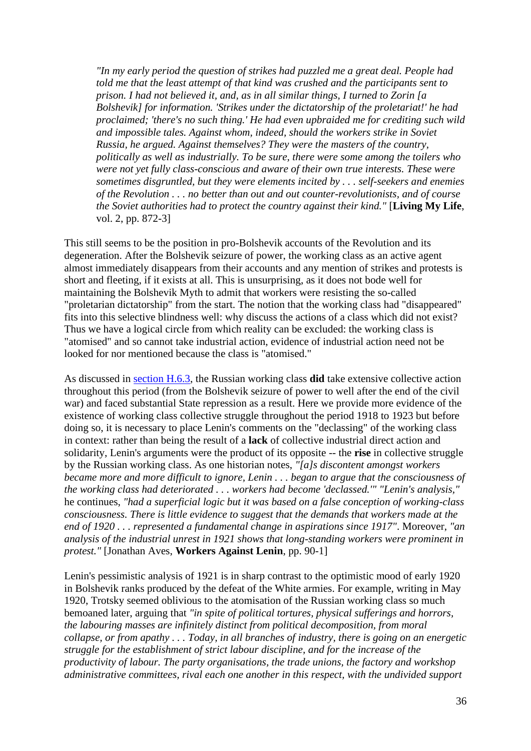> *"In my early period the question of strikes had puzzled me a great deal. People had told me that the least attempt of that kind was crushed and the participants sent to prison. I had not believed it, and, as in all similar things, I turned to Zorin [a Bolshevik] for information. 'Strikes under the dictatorship of the proletariat!' he had proclaimed; 'there's no such thing.' He had even upbraided me for crediting such wild and impossible tales. Against whom, indeed, should the workers strike in Soviet Russia, he argued. Against themselves? They were the masters of the country, politically as well as industrially. To be sure, there were some among the toilers who were not yet fully class-conscious and aware of their own true interests. These were sometimes disgruntled, but they were elements incited by . . . self-seekers and enemies of the Revolution . . . no better than out and out counter-revolutionists, and of course the Soviet authorities had to protect the country against their kind."* [**Living My Life**, vol. 2, pp. 872-3]

This still seems to be the position in pro-Bolshevik accounts of the Revolution and its degeneration. After the Bolshevik seizure of power, the working class as an active agent almost immediately disappears from their accounts and any mention of strikes and protests is short and fleeting, if it exists at all. This is unsurprising, as it does not bode well for maintaining the Bolshevik Myth to admit that workers were resisting the so-called "proletarian dictatorship" from the start. The notion that the working class had "disappeared" fits into this selective blindness well: why discuss the actions of a class which did not exist? Thus we have a logical circle from which reality can be excluded: the working class is "atomised" and so cannot take industrial action, evidence of industrial action need not be looked for nor mentioned because the class is "atomised."

As discussed in section H.6.3, the Russian working class **did** take extensive collective action throughout this period (from the Bolshevik seizure of power to well after the end of the civil war) and faced substantial State repression as a result. Here we provide more evidence of the existence of working class collective struggle throughout the period 1918 to 1923 but before doing so, it is necessary to place Lenin's comments on the "declassing" of the working class in context: rather than being the result of a **lack** of collective industrial direct action and solidarity, Lenin's arguments were the product of its opposite -- the **rise** in collective struggle by the Russian working class. As one historian notes, *"[a]s discontent amongst workers became more and more difficult to ignore, Lenin . . . began to argue that the consciousness of the working class had deteriorated . . . workers had become 'declassed.'" "Lenin's analysis,"* he continues, *"had a superficial logic but it was based on a false conception of working-class consciousness. There is little evidence to suggest that the demands that workers made at the end of 1920 . . . represented a fundamental change in aspirations since 1917"*. Moreover, *"an analysis of the industrial unrest in 1921 shows that long-standing workers were prominent in protest."* [Jonathan Aves, **Workers Against Lenin**, pp. 90-1]

Lenin's pessimistic analysis of 1921 is in sharp contrast to the optimistic mood of early 1920 in Bolshevik ranks produced by the defeat of the White armies. For example, writing in May 1920, Trotsky seemed oblivious to the atomisation of the Russian working class so much bemoaned later, arguing that *"in spite of political tortures, physical sufferings and horrors, the labouring masses are infinitely distinct from political decomposition, from moral collapse, or from apathy . . . Today, in all branches of industry, there is going on an energetic struggle for the establishment of strict labour discipline, and for the increase of the productivity of labour. The party organisations, the trade unions, the factory and workshop administrative committees, rival each one another in this respect, with the undivided support*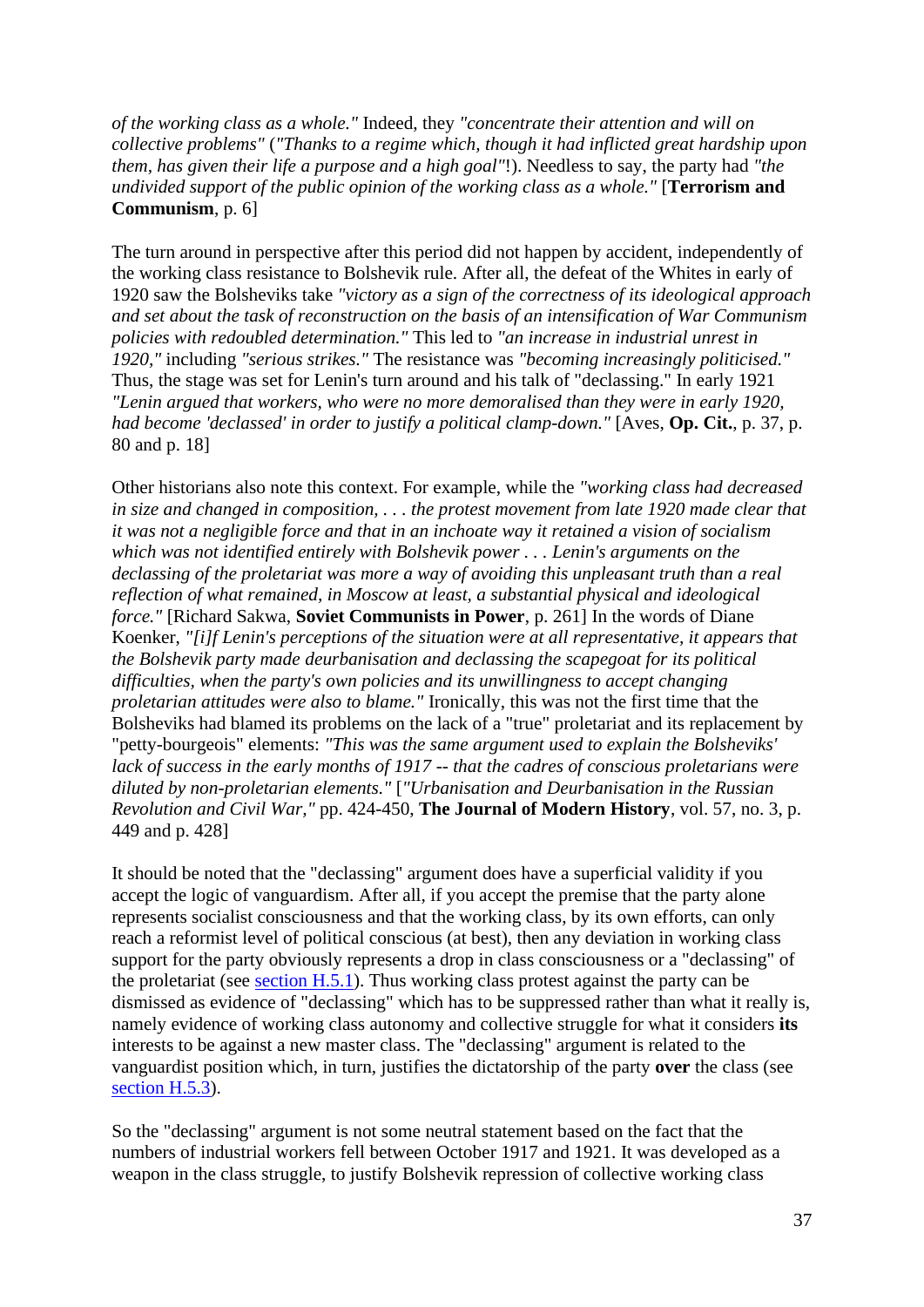*of the working class as a whole."* Indeed, they *"concentrate their attention and will on collective problems"* (*"Thanks to a regime which, though it had inflicted great hardship upon them, has given their life a purpose and a high goal"*!). Needless to say, the party had *"the undivided support of the public opinion of the working class as a whole."* [**Terrorism and Communism**, p. 6]

The turn around in perspective after this period did not happen by accident, independently of the working class resistance to Bolshevik rule. After all, the defeat of the Whites in early of 1920 saw the Bolsheviks take *"victory as a sign of the correctness of its ideological approach and set about the task of reconstruction on the basis of an intensification of War Communism policies with redoubled determination."* This led to *"an increase in industrial unrest in 1920,"* including *"serious strikes."* The resistance was *"becoming increasingly politicised."* Thus, the stage was set for Lenin's turn around and his talk of "declassing." In early 1921 *"Lenin argued that workers, who were no more demoralised than they were in early 1920, had become 'declassed' in order to justify a political clamp-down."* [Aves, **Op. Cit.**, p. 37, p. 80 and p. 18]

Other historians also note this context. For example, while the *"working class had decreased in size and changed in composition, . . . the protest movement from late 1920 made clear that it was not a negligible force and that in an inchoate way it retained a vision of socialism which was not identified entirely with Bolshevik power . . . Lenin's arguments on the declassing of the proletariat was more a way of avoiding this unpleasant truth than a real reflection of what remained, in Moscow at least, a substantial physical and ideological force."* [Richard Sakwa, **Soviet Communists in Power**, p. 261] In the words of Diane Koenker, *"[i]f Lenin's perceptions of the situation were at all representative, it appears that the Bolshevik party made deurbanisation and declassing the scapegoat for its political difficulties, when the party's own policies and its unwillingness to accept changing proletarian attitudes were also to blame."* Ironically, this was not the first time that the Bolsheviks had blamed its problems on the lack of a "true" proletariat and its replacement by "petty-bourgeois" elements: *"This was the same argument used to explain the Bolsheviks' lack of success in the early months of 1917 -- that the cadres of conscious proletarians were diluted by non-proletarian elements."* [*"Urbanisation and Deurbanisation in the Russian Revolution and Civil War,"* pp. 424-450, **The Journal of Modern History**, vol. 57, no. 3, p. 449 and p. 428]

It should be noted that the "declassing" argument does have a superficial validity if you accept the logic of vanguardism. After all, if you accept the premise that the party alone represents socialist consciousness and that the working class, by its own efforts, can only reach a reformist level of political conscious (at best), then any deviation in working class support for the party obviously represents a drop in class consciousness or a "declassing" of the proletariat (see section H.5.1). Thus working class protest against the party can be dismissed as evidence of "declassing" which has to be suppressed rather than what it really is, namely evidence of working class autonomy and collective struggle for what it considers **its** interests to be against a new master class. The "declassing" argument is related to the vanguardist position which, in turn, justifies the dictatorship of the party **over** the class (see section H.5.3).

So the "declassing" argument is not some neutral statement based on the fact that the numbers of industrial workers fell between October 1917 and 1921. It was developed as a weapon in the class struggle, to justify Bolshevik repression of collective working class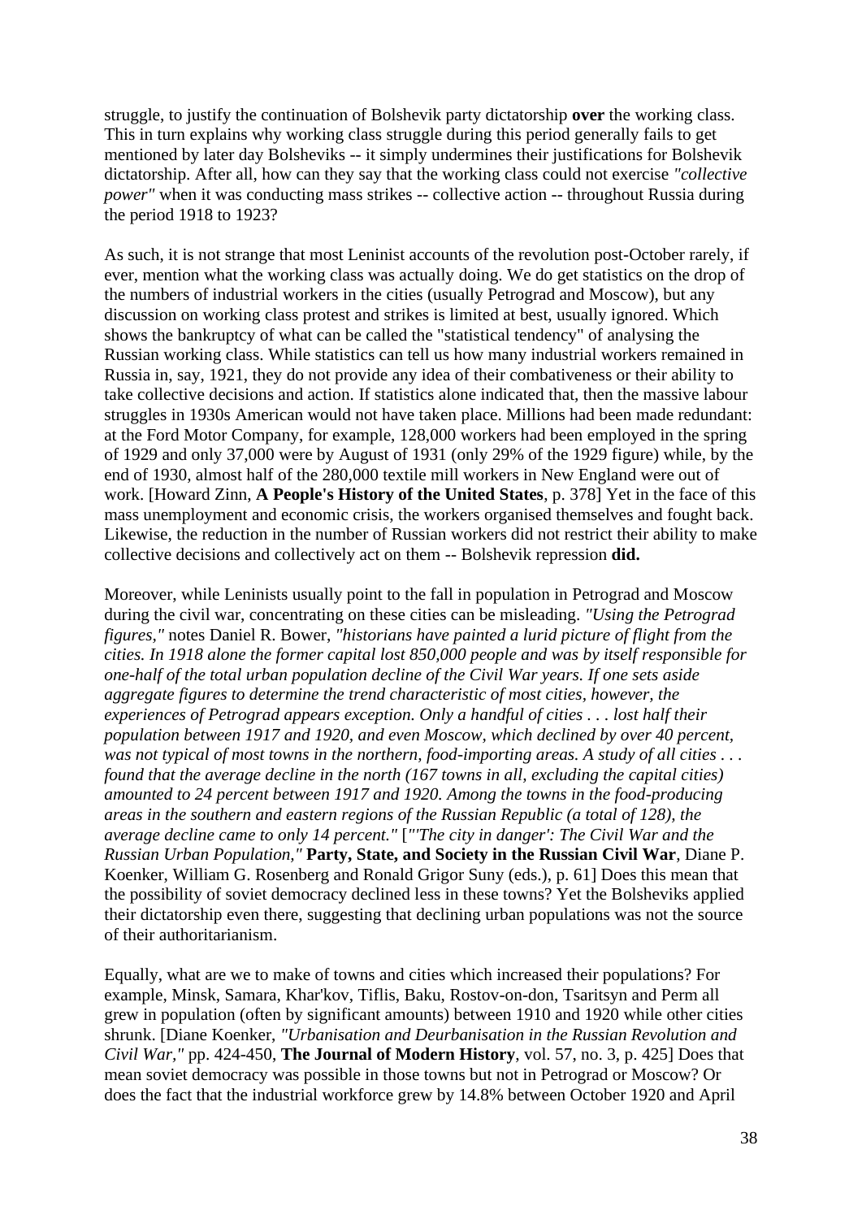struggle, to justify the continuation of Bolshevik party dictatorship **over** the working class. This in turn explains why working class struggle during this period generally fails to get mentioned by later day Bolsheviks -- it simply undermines their justifications for Bolshevik dictatorship. After all, how can they say that the working class could not exercise *"collective power"* when it was conducting mass strikes -- collective action -- throughout Russia during the period 1918 to 1923?

As such, it is not strange that most Leninist accounts of the revolution post-October rarely, if ever, mention what the working class was actually doing. We do get statistics on the drop of the numbers of industrial workers in the cities (usually Petrograd and Moscow), but any discussion on working class protest and strikes is limited at best, usually ignored. Which shows the bankruptcy of what can be called the "statistical tendency" of analysing the Russian working class. While statistics can tell us how many industrial workers remained in Russia in, say, 1921, they do not provide any idea of their combativeness or their ability to take collective decisions and action. If statistics alone indicated that, then the massive labour struggles in 1930s American would not have taken place. Millions had been made redundant: at the Ford Motor Company, for example, 128,000 workers had been employed in the spring of 1929 and only 37,000 were by August of 1931 (only 29% of the 1929 figure) while, by the end of 1930, almost half of the 280,000 textile mill workers in New England were out of work. [Howard Zinn, **A People's History of the United States**, p. 378] Yet in the face of this mass unemployment and economic crisis, the workers organised themselves and fought back. Likewise, the reduction in the number of Russian workers did not restrict their ability to make collective decisions and collectively act on them -- Bolshevik repression **did.**

Moreover, while Leninists usually point to the fall in population in Petrograd and Moscow during the civil war, concentrating on these cities can be misleading. *"Using the Petrograd figures,"* notes Daniel R. Bower, *"historians have painted a lurid picture of flight from the cities. In 1918 alone the former capital lost 850,000 people and was by itself responsible for one-half of the total urban population decline of the Civil War years. If one sets aside aggregate figures to determine the trend characteristic of most cities, however, the experiences of Petrograd appears exception. Only a handful of cities . . . lost half their population between 1917 and 1920, and even Moscow, which declined by over 40 percent, was not typical of most towns in the northern, food-importing areas. A study of all cities . . . found that the average decline in the north (167 towns in all, excluding the capital cities) amounted to 24 percent between 1917 and 1920. Among the towns in the food-producing areas in the southern and eastern regions of the Russian Republic (a total of 128), the average decline came to only 14 percent."* [*"'The city in danger': The Civil War and the Russian Urban Population,"* **Party, State, and Society in the Russian Civil War**, Diane P. Koenker, William G. Rosenberg and Ronald Grigor Suny (eds.), p. 61] Does this mean that the possibility of soviet democracy declined less in these towns? Yet the Bolsheviks applied their dictatorship even there, suggesting that declining urban populations was not the source of their authoritarianism.

Equally, what are we to make of towns and cities which increased their populations? For example, Minsk, Samara, Khar'kov, Tiflis, Baku, Rostov-on-don, Tsaritsyn and Perm all grew in population (often by significant amounts) between 1910 and 1920 while other cities shrunk. [Diane Koenker, *"Urbanisation and Deurbanisation in the Russian Revolution and Civil War,"* pp. 424-450, **The Journal of Modern History**, vol. 57, no. 3, p. 425] Does that mean soviet democracy was possible in those towns but not in Petrograd or Moscow? Or does the fact that the industrial workforce grew by 14.8% between October 1920 and April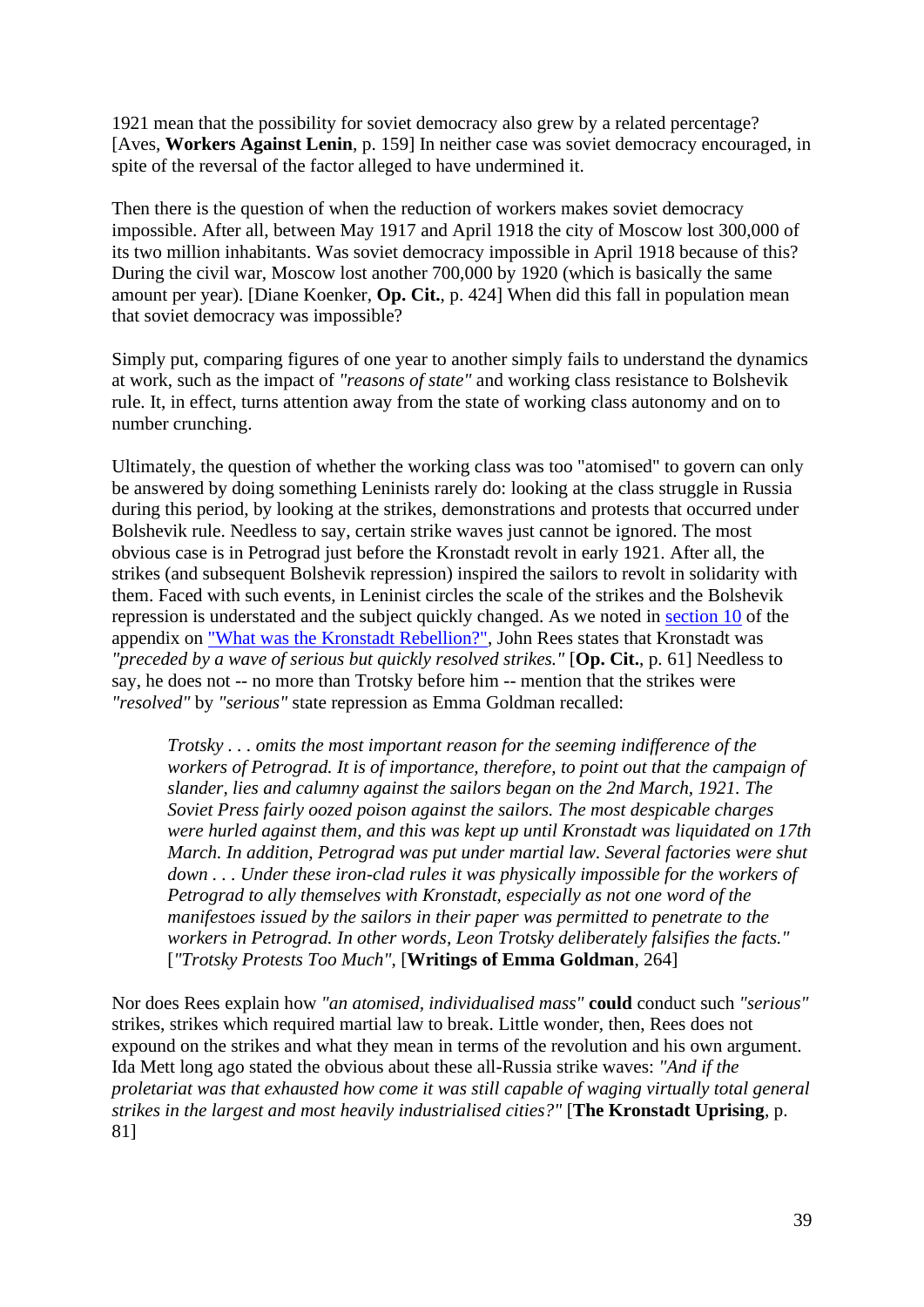1921 mean that the possibility for soviet democracy also grew by a related percentage? [Aves, **Workers Against Lenin**, p. 159] In neither case was soviet democracy encouraged, in spite of the reversal of the factor alleged to have undermined it.

Then there is the question of when the reduction of workers makes soviet democracy impossible. After all, between May 1917 and April 1918 the city of Moscow lost 300,000 of its two million inhabitants. Was soviet democracy impossible in April 1918 because of this? During the civil war, Moscow lost another 700,000 by 1920 (which is basically the same amount per year). [Diane Koenker, **Op. Cit.**, p. 424] When did this fall in population mean that soviet democracy was impossible?

Simply put, comparing figures of one year to another simply fails to understand the dynamics at work, such as the impact of *"reasons of state"* and working class resistance to Bolshevik rule. It, in effect, turns attention away from the state of working class autonomy and on to number crunching.

Ultimately, the question of whether the working class was too "atomised" to govern can only be answered by doing something Leninists rarely do: looking at the class struggle in Russia during this period, by looking at the strikes, demonstrations and protests that occurred under Bolshevik rule. Needless to say, certain strike waves just cannot be ignored. The most obvious case is in Petrograd just before the Kronstadt revolt in early 1921. After all, the strikes (and subsequent Bolshevik repression) inspired the sailors to revolt in solidarity with them. Faced with such events, in Leninist circles the scale of the strikes and the Bolshevik repression is understated and the subject quickly changed. As we noted in section 10 of the appendix on "What was the Kronstadt Rebellion?", John Rees states that Kronstadt was *"preceded by a wave of serious but quickly resolved strikes."* [**Op. Cit.**, p. 61] Needless to say, he does not -- no more than Trotsky before him -- mention that the strikes were *"resolved"* by *"serious"* state repression as Emma Goldman recalled:

> *Trotsky . . . omits the most important reason for the seeming indifference of the workers of Petrograd. It is of importance, therefore, to point out that the campaign of slander, lies and calumny against the sailors began on the 2nd March, 1921. The Soviet Press fairly oozed poison against the sailors. The most despicable charges were hurled against them, and this was kept up until Kronstadt was liquidated on 17th March. In addition, Petrograd was put under martial law. Several factories were shut down . . . Under these iron-clad rules it was physically impossible for the workers of Petrograd to ally themselves with Kronstadt, especially as not one word of the manifestoes issued by the sailors in their paper was permitted to penetrate to the workers in Petrograd. In other words, Leon Trotsky deliberately falsifies the facts."* [*"Trotsky Protests Too Much"*, [**Writings of Emma Goldman**, 264]

Nor does Rees explain how *"an atomised, individualised mass"* **could** conduct such *"serious"* strikes, strikes which required martial law to break. Little wonder, then, Rees does not expound on the strikes and what they mean in terms of the revolution and his own argument. Ida Mett long ago stated the obvious about these all-Russia strike waves: *"And if the proletariat was that exhausted how come it was still capable of waging virtually total general strikes in the largest and most heavily industrialised cities?"* [**The Kronstadt Uprising**, p. 81]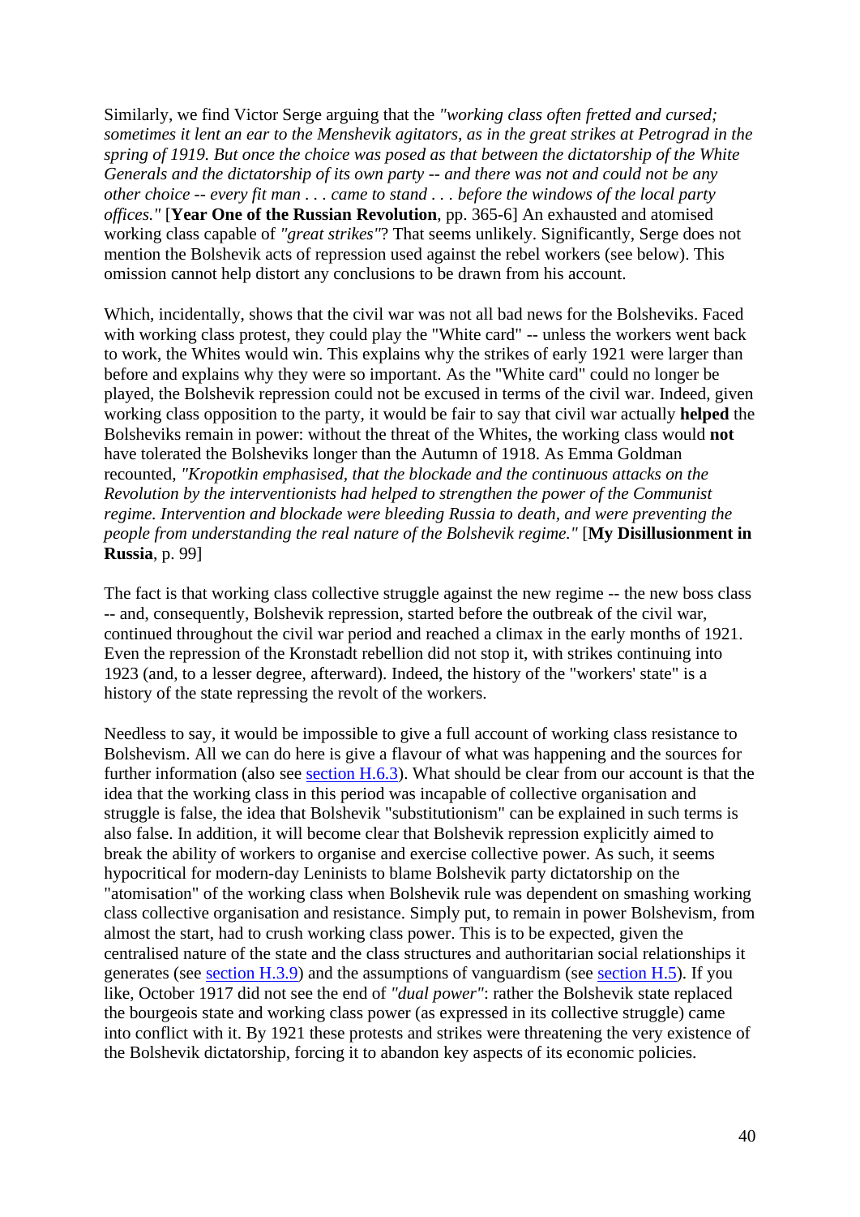Similarly, we find Victor Serge arguing that the *"working class often fretted and cursed; sometimes it lent an ear to the Menshevik agitators, as in the great strikes at Petrograd in the spring of 1919. But once the choice was posed as that between the dictatorship of the White Generals and the dictatorship of its own party -- and there was not and could not be any other choice -- every fit man . . . came to stand . . . before the windows of the local party offices."* [**Year One of the Russian Revolution**, pp. 365-6] An exhausted and atomised working class capable of *"great strikes"*? That seems unlikely. Significantly, Serge does not mention the Bolshevik acts of repression used against the rebel workers (see below). This omission cannot help distort any conclusions to be drawn from his account.

Which, incidentally, shows that the civil war was not all bad news for the Bolsheviks. Faced with working class protest, they could play the "White card" -- unless the workers went back to work, the Whites would win. This explains why the strikes of early 1921 were larger than before and explains why they were so important. As the "White card" could no longer be played, the Bolshevik repression could not be excused in terms of the civil war. Indeed, given working class opposition to the party, it would be fair to say that civil war actually **helped** the Bolsheviks remain in power: without the threat of the Whites, the working class would **not** have tolerated the Bolsheviks longer than the Autumn of 1918. As Emma Goldman recounted, *"Kropotkin emphasised, that the blockade and the continuous attacks on the Revolution by the interventionists had helped to strengthen the power of the Communist regime. Intervention and blockade were bleeding Russia to death, and were preventing the people from understanding the real nature of the Bolshevik regime."* [**My Disillusionment in Russia**, p. 99]

The fact is that working class collective struggle against the new regime -- the new boss class -- and, consequently, Bolshevik repression, started before the outbreak of the civil war, continued throughout the civil war period and reached a climax in the early months of 1921. Even the repression of the Kronstadt rebellion did not stop it, with strikes continuing into 1923 (and, to a lesser degree, afterward). Indeed, the history of the "workers' state" is a history of the state repressing the revolt of the workers.

Needless to say, it would be impossible to give a full account of working class resistance to Bolshevism. All we can do here is give a flavour of what was happening and the sources for further information (also see section H.6.3). What should be clear from our account is that the idea that the working class in this period was incapable of collective organisation and struggle is false, the idea that Bolshevik "substitutionism" can be explained in such terms is also false. In addition, it will become clear that Bolshevik repression explicitly aimed to break the ability of workers to organise and exercise collective power. As such, it seems hypocritical for modern-day Leninists to blame Bolshevik party dictatorship on the "atomisation" of the working class when Bolshevik rule was dependent on smashing working class collective organisation and resistance. Simply put, to remain in power Bolshevism, from almost the start, had to crush working class power. This is to be expected, given the centralised nature of the state and the class structures and authoritarian social relationships it generates (see section H.3.9) and the assumptions of vanguardism (see section H.5). If you like, October 1917 did not see the end of *"dual power"*: rather the Bolshevik state replaced the bourgeois state and working class power (as expressed in its collective struggle) came into conflict with it. By 1921 these protests and strikes were threatening the very existence of the Bolshevik dictatorship, forcing it to abandon key aspects of its economic policies.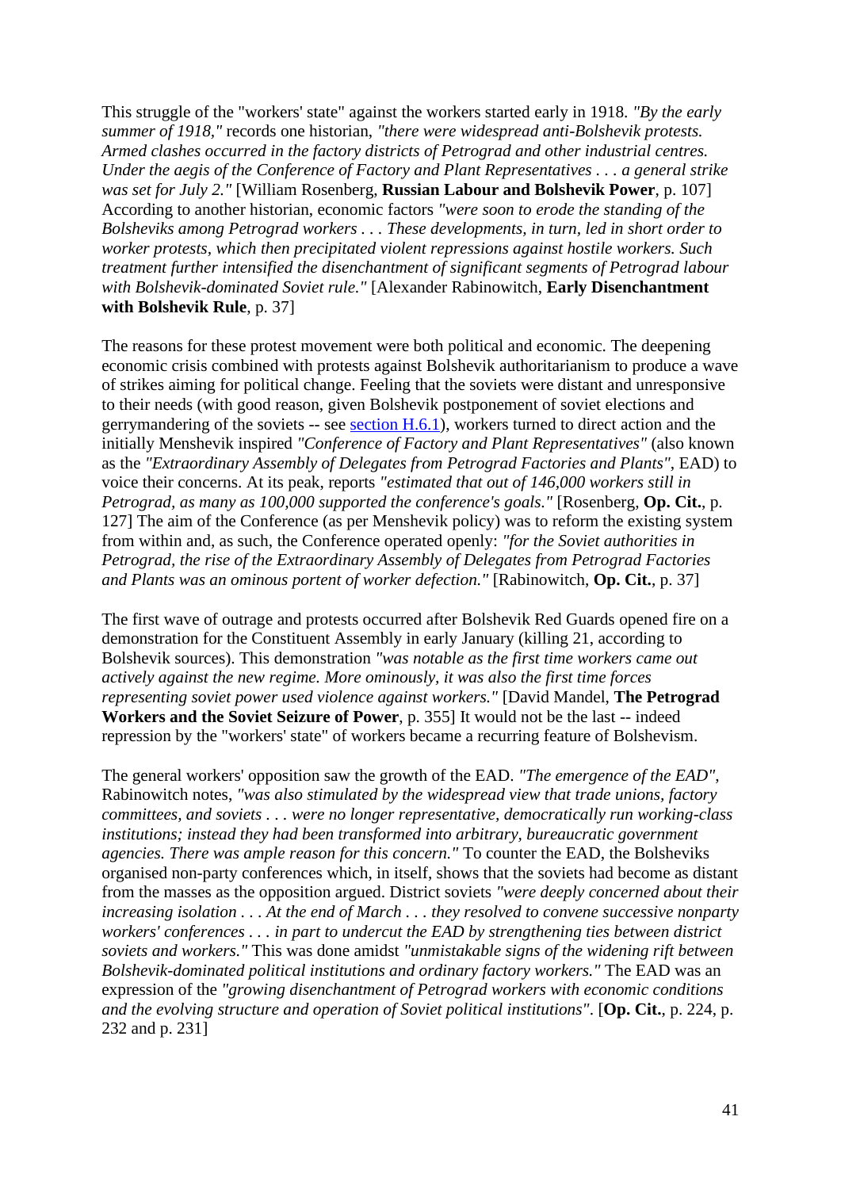This struggle of the "workers' state" against the workers started early in 1918. *"By the early summer of 1918,"* records one historian, *"there were widespread anti-Bolshevik protests. Armed clashes occurred in the factory districts of Petrograd and other industrial centres. Under the aegis of the Conference of Factory and Plant Representatives . . . a general strike was set for July 2."* [William Rosenberg, **Russian Labour and Bolshevik Power**, p. 107] According to another historian, economic factors *"were soon to erode the standing of the Bolsheviks among Petrograd workers . . . These developments, in turn, led in short order to worker protests, which then precipitated violent repressions against hostile workers. Such treatment further intensified the disenchantment of significant segments of Petrograd labour with Bolshevik-dominated Soviet rule."* [Alexander Rabinowitch, **Early Disenchantment with Bolshevik Rule**, p. 37]

The reasons for these protest movement were both political and economic. The deepening economic crisis combined with protests against Bolshevik authoritarianism to produce a wave of strikes aiming for political change. Feeling that the soviets were distant and unresponsive to their needs (with good reason, given Bolshevik postponement of soviet elections and gerrymandering of the soviets -- see section H.6.1), workers turned to direct action and the initially Menshevik inspired *"Conference of Factory and Plant Representatives"* (also known as the *"Extraordinary Assembly of Delegates from Petrograd Factories and Plants"*, EAD) to voice their concerns. At its peak, reports *"estimated that out of 146,000 workers still in Petrograd, as many as 100,000 supported the conference's goals."* [Rosenberg, **Op. Cit.**, p. 127] The aim of the Conference (as per Menshevik policy) was to reform the existing system from within and, as such, the Conference operated openly: *"for the Soviet authorities in Petrograd, the rise of the Extraordinary Assembly of Delegates from Petrograd Factories and Plants was an ominous portent of worker defection."* [Rabinowitch, **Op. Cit.**, p. 37]

The first wave of outrage and protests occurred after Bolshevik Red Guards opened fire on a demonstration for the Constituent Assembly in early January (killing 21, according to Bolshevik sources). This demonstration *"was notable as the first time workers came out actively against the new regime. More ominously, it was also the first time forces representing soviet power used violence against workers."* [David Mandel, **The Petrograd Workers and the Soviet Seizure of Power**, p. 355] It would not be the last -- indeed repression by the "workers' state" of workers became a recurring feature of Bolshevism.

The general workers' opposition saw the growth of the EAD. *"The emergence of the EAD"*, Rabinowitch notes, *"was also stimulated by the widespread view that trade unions, factory committees, and soviets . . . were no longer representative, democratically run working-class institutions; instead they had been transformed into arbitrary, bureaucratic government agencies. There was ample reason for this concern."* To counter the EAD, the Bolsheviks organised non-party conferences which, in itself, shows that the soviets had become as distant from the masses as the opposition argued. District soviets *"were deeply concerned about their increasing isolation . . . At the end of March . . . they resolved to convene successive nonparty workers' conferences . . . in part to undercut the EAD by strengthening ties between district soviets and workers."* This was done amidst *"unmistakable signs of the widening rift between Bolshevik-dominated political institutions and ordinary factory workers."* The EAD was an expression of the *"growing disenchantment of Petrograd workers with economic conditions and the evolving structure and operation of Soviet political institutions"*. [**Op. Cit.**, p. 224, p. 232 and p. 231]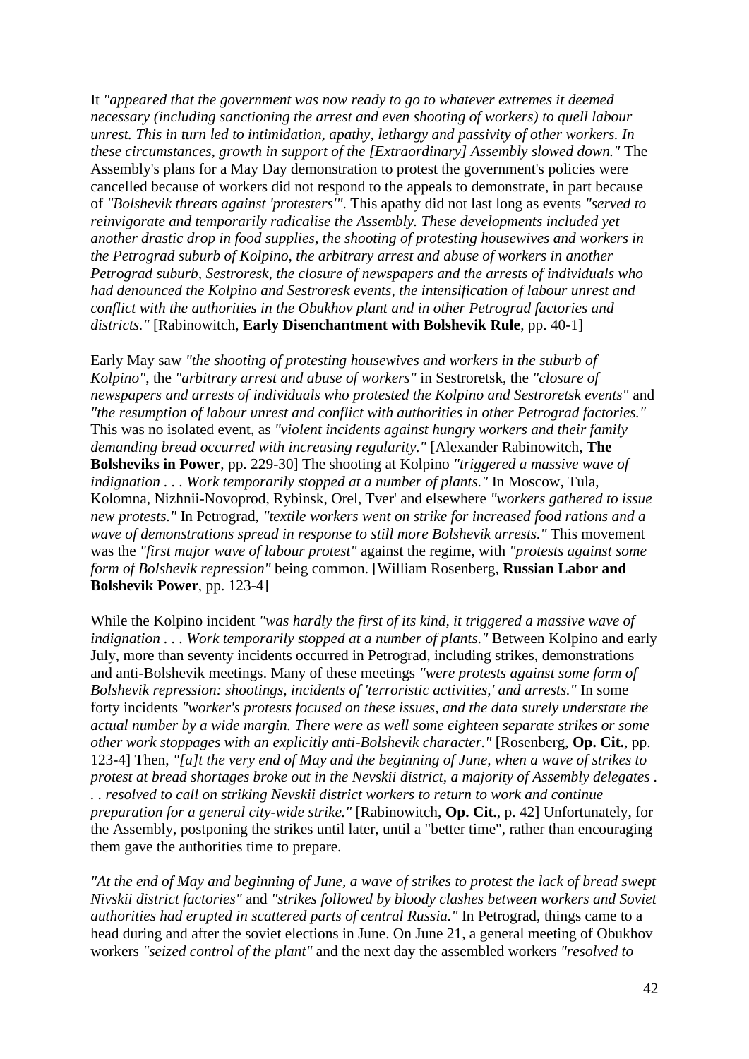It *"appeared that the government was now ready to go to whatever extremes it deemed necessary (including sanctioning the arrest and even shooting of workers) to quell labour unrest. This in turn led to intimidation, apathy, lethargy and passivity of other workers. In these circumstances, growth in support of the [Extraordinary] Assembly slowed down."* The Assembly's plans for a May Day demonstration to protest the government's policies were cancelled because of workers did not respond to the appeals to demonstrate, in part because of *"Bolshevik threats against 'protesters'".* This apathy did not last long as events *"served to reinvigorate and temporarily radicalise the Assembly. These developments included yet another drastic drop in food supplies, the shooting of protesting housewives and workers in the Petrograd suburb of Kolpino, the arbitrary arrest and abuse of workers in another Petrograd suburb, Sestroresk, the closure of newspapers and the arrests of individuals who had denounced the Kolpino and Sestroresk events, the intensification of labour unrest and conflict with the authorities in the Obukhov plant and in other Petrograd factories and districts."* [Rabinowitch, **Early Disenchantment with Bolshevik Rule**, pp. 40-1]

Early May saw *"the shooting of protesting housewives and workers in the suburb of Kolpino"*, the *"arbitrary arrest and abuse of workers"* in Sestroretsk, the *"closure of newspapers and arrests of individuals who protested the Kolpino and Sestroretsk events"* and *"the resumption of labour unrest and conflict with authorities in other Petrograd factories."* This was no isolated event, as *"violent incidents against hungry workers and their family demanding bread occurred with increasing regularity."* [Alexander Rabinowitch, **The Bolsheviks in Power**, pp. 229-30] The shooting at Kolpino *"triggered a massive wave of indignation . . . Work temporarily stopped at a number of plants."* In Moscow, Tula, Kolomna, Nizhnii-Novoprod, Rybinsk, Orel, Tver' and elsewhere *"workers gathered to issue new protests."* In Petrograd, *"textile workers went on strike for increased food rations and a wave of demonstrations spread in response to still more Bolshevik arrests."* This movement was the *"first major wave of labour protest"* against the regime, with *"protests against some form of Bolshevik repression"* being common. [William Rosenberg, **Russian Labor and Bolshevik Power**, pp. 123-4]

While the Kolpino incident *"was hardly the first of its kind, it triggered a massive wave of indignation . . . Work temporarily stopped at a number of plants."* Between Kolpino and early July, more than seventy incidents occurred in Petrograd, including strikes, demonstrations and anti-Bolshevik meetings. Many of these meetings *"were protests against some form of Bolshevik repression: shootings, incidents of 'terroristic activities,' and arrests."* In some forty incidents *"worker's protests focused on these issues, and the data surely understate the actual number by a wide margin. There were as well some eighteen separate strikes or some other work stoppages with an explicitly anti-Bolshevik character."* [Rosenberg, **Op. Cit.**, pp. 123-4] Then, *"[a]t the very end of May and the beginning of June, when a wave of strikes to protest at bread shortages broke out in the Nevskii district, a majority of Assembly delegates . . . resolved to call on striking Nevskii district workers to return to work and continue preparation for a general city-wide strike."* [Rabinowitch, **Op. Cit.**, p. 42] Unfortunately, for the Assembly, postponing the strikes until later, until a "better time", rather than encouraging them gave the authorities time to prepare.

*"At the end of May and beginning of June, a wave of strikes to protest the lack of bread swept Nivskii district factories"* and *"strikes followed by bloody clashes between workers and Soviet authorities had erupted in scattered parts of central Russia."* In Petrograd, things came to a head during and after the soviet elections in June. On June 21, a general meeting of Obukhov workers *"seized control of the plant"* and the next day the assembled workers *"resolved to*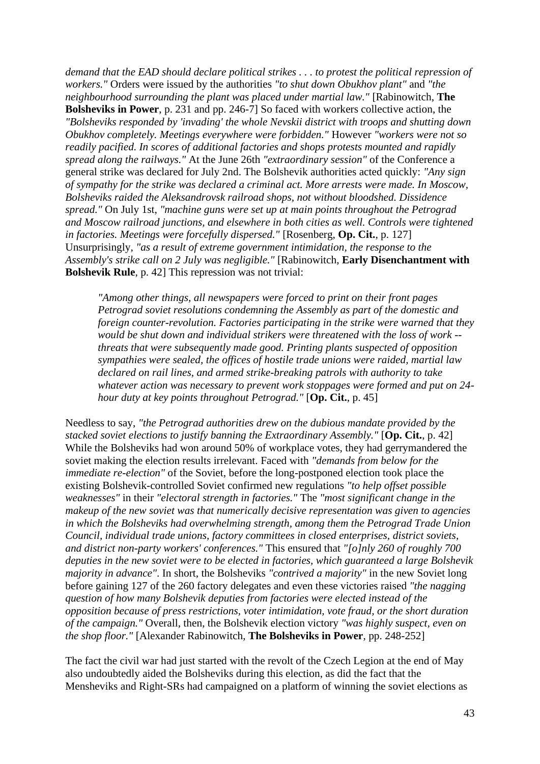*demand that the EAD should declare political strikes . . . to protest the political repression of workers."* Orders were issued by the authorities *"to shut down Obukhov plant"* and *"the neighbourhood surrounding the plant was placed under martial law."* [Rabinowitch, **The Bolsheviks in Power**, p. 231 and pp. 246-7] So faced with workers collective action, the *"Bolsheviks responded by 'invading' the whole Nevskii district with troops and shutting down Obukhov completely. Meetings everywhere were forbidden."* However *"workers were not so readily pacified. In scores of additional factories and shops protests mounted and rapidly spread along the railways."* At the June 26th *"extraordinary session"* of the Conference a general strike was declared for July 2nd. The Bolshevik authorities acted quickly: *"Any sign of sympathy for the strike was declared a criminal act. More arrests were made. In Moscow, Bolsheviks raided the Aleksandrovsk railroad shops, not without bloodshed. Dissidence spread."* On July 1st, *"machine guns were set up at main points throughout the Petrograd and Moscow railroad junctions, and elsewhere in both cities as well. Controls were tightened in factories. Meetings were forcefully dispersed."* [Rosenberg, **Op. Cit.**, p. 127] Unsurprisingly, *"as a result of extreme government intimidation, the response to the Assembly's strike call on 2 July was negligible."* [Rabinowitch, **Early Disenchantment with Bolshevik Rule**, p. 42] This repression was not trivial:

> *"Among other things, all newspapers were forced to print on their front pages Petrograd soviet resolutions condemning the Assembly as part of the domestic and foreign counter-revolution. Factories participating in the strike were warned that they would be shut down and individual strikers were threatened with the loss of work -- threats that were subsequently made good. Printing plants suspected of opposition sympathies were sealed, the offices of hostile trade unions were raided, martial law declared on rail lines, and armed strike-breaking patrols with authority to take whatever action was necessary to prevent work stoppages were formed and put on 24-hour duty at key points throughout Petrograd."* [**Op. Cit.**, p. 45]

Needless to say, *"the Petrograd authorities drew on the dubious mandate provided by the stacked soviet elections to justify banning the Extraordinary Assembly."* [**Op. Cit.**, p. 42] While the Bolsheviks had won around 50% of workplace votes, they had gerrymandered the soviet making the election results irrelevant. Faced with *"demands from below for the immediate re-election"* of the Soviet, before the long-postponed election took place the existing Bolshevik-controlled Soviet confirmed new regulations *"to help offset possible weaknesses"* in their *"electoral strength in factories."* The *"most significant change in the makeup of the new soviet was that numerically decisive representation was given to agencies in which the Bolsheviks had overwhelming strength, among them the Petrograd Trade Union Council, individual trade unions, factory committees in closed enterprises, district soviets, and district non-party workers' conferences."* This ensured that *"[o]nly 260 of roughly 700 deputies in the new soviet were to be elected in factories, which guaranteed a large Bolshevik majority in advance"*. In short, the Bolsheviks *"contrived a majority"* in the new Soviet long before gaining 127 of the 260 factory delegates and even these victories raised *"the nagging question of how many Bolshevik deputies from factories were elected instead of the opposition because of press restrictions, voter intimidation, vote fraud, or the short duration of the campaign."* Overall, then, the Bolshevik election victory *"was highly suspect, even on the shop floor."* [Alexander Rabinowitch, **The Bolsheviks in Power**, pp. 248-252]

The fact the civil war had just started with the revolt of the Czech Legion at the end of May also undoubtedly aided the Bolsheviks during this election, as did the fact that the Mensheviks and Right-SRs had campaigned on a platform of winning the soviet elections as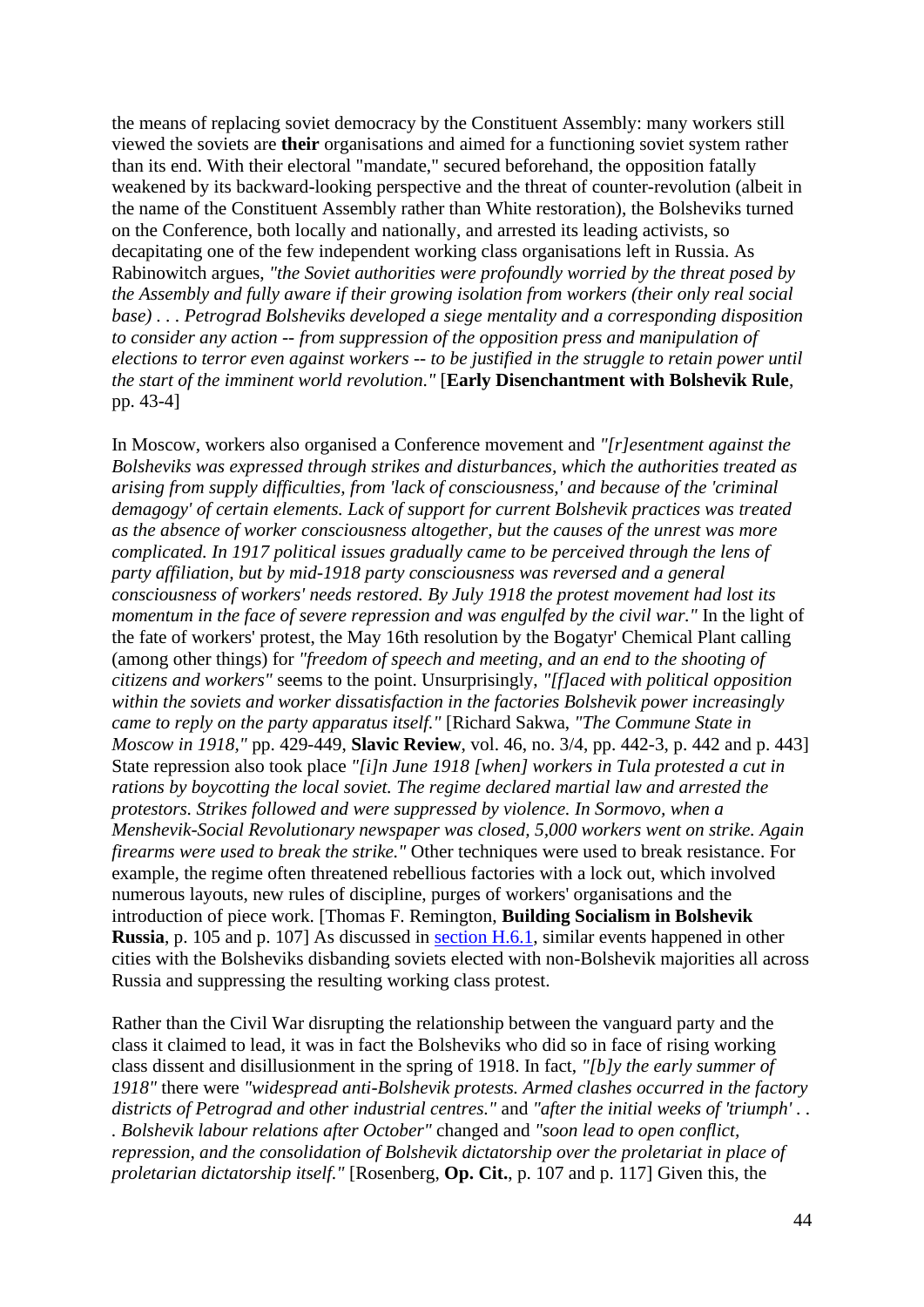the means of replacing soviet democracy by the Constituent Assembly: many workers still viewed the soviets are **their** organisations and aimed for a functioning soviet system rather than its end. With their electoral "mandate," secured beforehand, the opposition fatally weakened by its backward-looking perspective and the threat of counter-revolution (albeit in the name of the Constituent Assembly rather than White restoration), the Bolsheviks turned on the Conference, both locally and nationally, and arrested its leading activists, so decapitating one of the few independent working class organisations left in Russia. As Rabinowitch argues, *"the Soviet authorities were profoundly worried by the threat posed by the Assembly and fully aware if their growing isolation from workers (their only real social base) . . . Petrograd Bolsheviks developed a siege mentality and a corresponding disposition to consider any action -- from suppression of the opposition press and manipulation of elections to terror even against workers -- to be justified in the struggle to retain power until the start of the imminent world revolution."* [**Early Disenchantment with Bolshevik Rule**, pp. 43-4]

In Moscow, workers also organised a Conference movement and *"[r]esentment against the Bolsheviks was expressed through strikes and disturbances, which the authorities treated as arising from supply difficulties, from 'lack of consciousness,' and because of the 'criminal demagogy' of certain elements. Lack of support for current Bolshevik practices was treated as the absence of worker consciousness altogether, but the causes of the unrest was more complicated. In 1917 political issues gradually came to be perceived through the lens of party affiliation, but by mid-1918 party consciousness was reversed and a general consciousness of workers' needs restored. By July 1918 the protest movement had lost its momentum in the face of severe repression and was engulfed by the civil war."* In the light of the fate of workers' protest, the May 16th resolution by the Bogatyr' Chemical Plant calling (among other things) for *"freedom of speech and meeting, and an end to the shooting of citizens and workers"* seems to the point. Unsurprisingly, *"[f]aced with political opposition within the soviets and worker dissatisfaction in the factories Bolshevik power increasingly came to reply on the party apparatus itself."* [Richard Sakwa, *"The Commune State in Moscow in 1918,"* pp. 429-449, **Slavic Review**, vol. 46, no. 3/4, pp. 442-3, p. 442 and p. 443] State repression also took place *"[i]n June 1918 [when] workers in Tula protested a cut in rations by boycotting the local soviet. The regime declared martial law and arrested the protestors. Strikes followed and were suppressed by violence. In Sormovo, when a Menshevik-Social Revolutionary newspaper was closed, 5,000 workers went on strike. Again firearms were used to break the strike."* Other techniques were used to break resistance. For example, the regime often threatened rebellious factories with a lock out, which involved numerous layouts, new rules of discipline, purges of workers' organisations and the introduction of piece work. [Thomas F. Remington, **Building Socialism in Bolshevik Russia**, p. 105 and p. 107] As discussed in section H.6.1, similar events happened in other cities with the Bolsheviks disbanding soviets elected with non-Bolshevik majorities all across Russia and suppressing the resulting working class protest.

Rather than the Civil War disrupting the relationship between the vanguard party and the class it claimed to lead, it was in fact the Bolsheviks who did so in face of rising working class dissent and disillusionment in the spring of 1918. In fact, *"[b]y the early summer of 1918"* there were *"widespread anti-Bolshevik protests. Armed clashes occurred in the factory districts of Petrograd and other industrial centres."* and *"after the initial weeks of 'triumph' . . . Bolshevik labour relations after October"* changed and *"soon lead to open conflict, repression, and the consolidation of Bolshevik dictatorship over the proletariat in place of proletarian dictatorship itself."* [Rosenberg, **Op. Cit.**, p. 107 and p. 117] Given this, the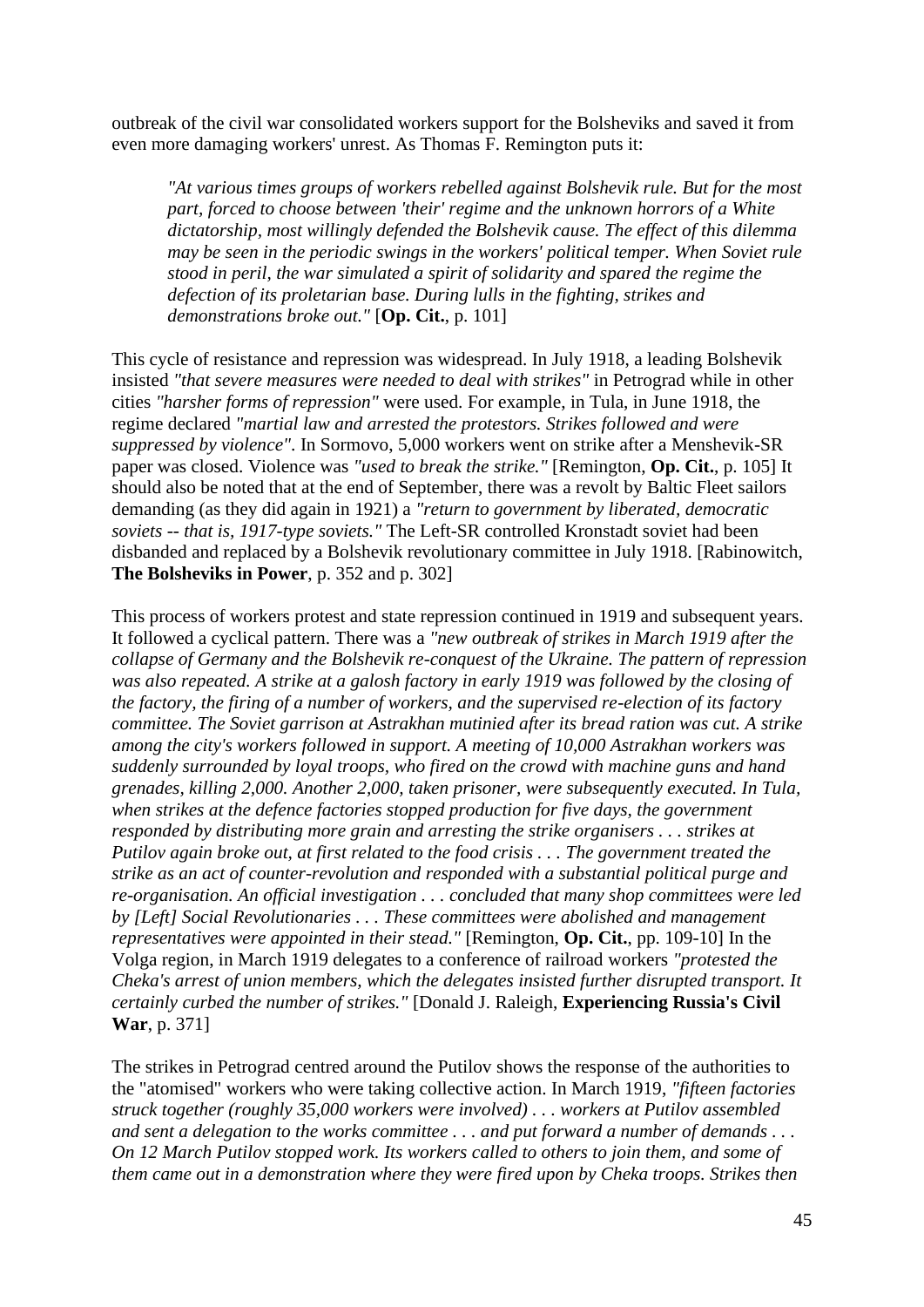outbreak of the civil war consolidated workers support for the Bolsheviks and saved it from even more damaging workers' unrest. As Thomas F. Remington puts it:

> *"At various times groups of workers rebelled against Bolshevik rule. But for the most part, forced to choose between 'their' regime and the unknown horrors of a White dictatorship, most willingly defended the Bolshevik cause. The effect of this dilemma may be seen in the periodic swings in the workers' political temper. When Soviet rule stood in peril, the war simulated a spirit of solidarity and spared the regime the defection of its proletarian base. During lulls in the fighting, strikes and demonstrations broke out."* [**Op. Cit.**, p. 101]

This cycle of resistance and repression was widespread. In July 1918, a leading Bolshevik insisted *"that severe measures were needed to deal with strikes"* in Petrograd while in other cities *"harsher forms of repression"* were used. For example, in Tula, in June 1918, the regime declared *"martial law and arrested the protestors. Strikes followed and were suppressed by violence"*. In Sormovo, 5,000 workers went on strike after a Menshevik-SR paper was closed. Violence was *"used to break the strike."* [Remington, **Op. Cit.**, p. 105] It should also be noted that at the end of September, there was a revolt by Baltic Fleet sailors demanding (as they did again in 1921) a *"return to government by liberated, democratic soviets -- that is, 1917-type soviets."* The Left-SR controlled Kronstadt soviet had been disbanded and replaced by a Bolshevik revolutionary committee in July 1918. [Rabinowitch, **The Bolsheviks in Power**, p. 352 and p. 302]

This process of workers protest and state repression continued in 1919 and subsequent years. It followed a cyclical pattern. There was a *"new outbreak of strikes in March 1919 after the collapse of Germany and the Bolshevik re-conquest of the Ukraine. The pattern of repression was also repeated. A strike at a galosh factory in early 1919 was followed by the closing of the factory, the firing of a number of workers, and the supervised re-election of its factory committee. The Soviet garrison at Astrakhan mutinied after its bread ration was cut. A strike among the city's workers followed in support. A meeting of 10,000 Astrakhan workers was suddenly surrounded by loyal troops, who fired on the crowd with machine guns and hand grenades, killing 2,000. Another 2,000, taken prisoner, were subsequently executed. In Tula, when strikes at the defence factories stopped production for five days, the government responded by distributing more grain and arresting the strike organisers . . . strikes at Putilov again broke out, at first related to the food crisis . . . The government treated the strike as an act of counter-revolution and responded with a substantial political purge and re-organisation. An official investigation . . . concluded that many shop committees were led by [Left] Social Revolutionaries . . . These committees were abolished and management representatives were appointed in their stead."* [Remington, **Op. Cit.**, pp. 109-10] In the Volga region, in March 1919 delegates to a conference of railroad workers *"protested the Cheka's arrest of union members, which the delegates insisted further disrupted transport. It certainly curbed the number of strikes."* [Donald J. Raleigh, **Experiencing Russia's Civil War**, p. 371]

The strikes in Petrograd centred around the Putilov shows the response of the authorities to the "atomised" workers who were taking collective action. In March 1919, *"fifteen factories struck together (roughly 35,000 workers were involved) . . . workers at Putilov assembled and sent a delegation to the works committee . . . and put forward a number of demands . . . On 12 March Putilov stopped work. Its workers called to others to join them, and some of them came out in a demonstration where they were fired upon by Cheka troops. Strikes then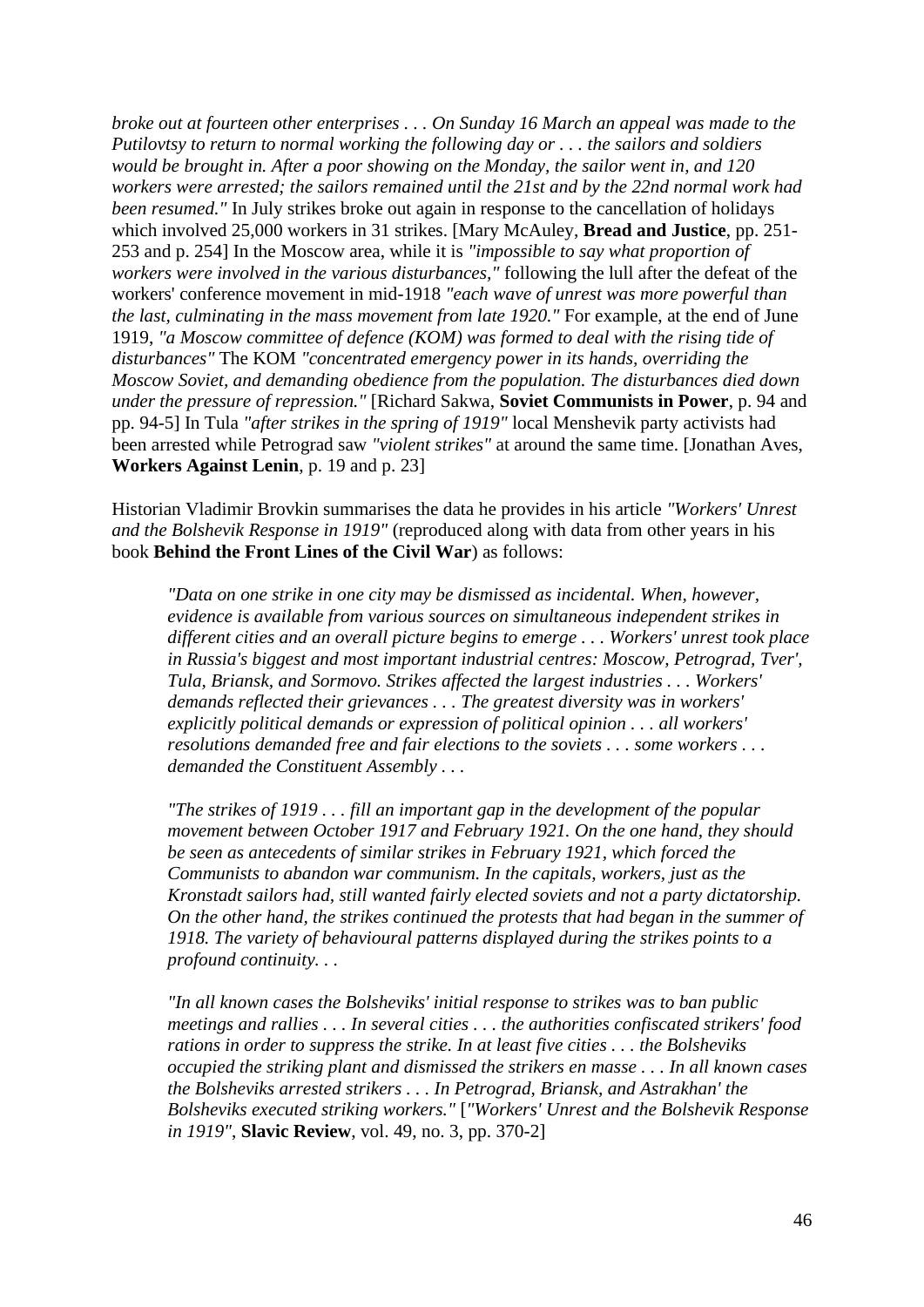*broke out at fourteen other enterprises . . . On Sunday 16 March an appeal was made to the Putilovtsy to return to normal working the following day or . . . the sailors and soldiers would be brought in. After a poor showing on the Monday, the sailor went in, and 120 workers were arrested; the sailors remained until the 21st and by the 22nd normal work had been resumed."* In July strikes broke out again in response to the cancellation of holidays which involved 25,000 workers in 31 strikes. [Mary McAuley, **Bread and Justice**, pp. 251-253 and p. 254] In the Moscow area, while it is *"impossible to say what proportion of workers were involved in the various disturbances,"* following the lull after the defeat of the workers' conference movement in mid-1918 *"each wave of unrest was more powerful than the last, culminating in the mass movement from late 1920."* For example, at the end of June 1919, *"a Moscow committee of defence (KOM) was formed to deal with the rising tide of disturbances"* The KOM *"concentrated emergency power in its hands, overriding the Moscow Soviet, and demanding obedience from the population. The disturbances died down under the pressure of repression."* [Richard Sakwa, **Soviet Communists in Power**, p. 94 and pp. 94-5] In Tula *"after strikes in the spring of 1919"* local Menshevik party activists had been arrested while Petrograd saw *"violent strikes"* at around the same time. [Jonathan Aves, **Workers Against Lenin**, p. 19 and p. 23]

Historian Vladimir Brovkin summarises the data he provides in his article *"Workers' Unrest and the Bolshevik Response in 1919"* (reproduced along with data from other years in his book **Behind the Front Lines of the Civil War**) as follows:

> *"Data on one strike in one city may be dismissed as incidental. When, however, evidence is available from various sources on simultaneous independent strikes in different cities and an overall picture begins to emerge . . . Workers' unrest took place in Russia's biggest and most important industrial centres: Moscow, Petrograd, Tver', Tula, Briansk, and Sormovo. Strikes affected the largest industries . . . Workers' demands reflected their grievances . . . The greatest diversity was in workers' explicitly political demands or expression of political opinion . . . all workers' resolutions demanded free and fair elections to the soviets . . . some workers . . . demanded the Constituent Assembly . . .*
>
> *"The strikes of 1919 . . . fill an important gap in the development of the popular movement between October 1917 and February 1921. On the one hand, they should be seen as antecedents of similar strikes in February 1921, which forced the Communists to abandon war communism. In the capitals, workers, just as the Kronstadt sailors had, still wanted fairly elected soviets and not a party dictatorship. On the other hand, the strikes continued the protests that had began in the summer of 1918. The variety of behavioural patterns displayed during the strikes points to a profound continuity. . .*
>
> *"In all known cases the Bolsheviks' initial response to strikes was to ban public meetings and rallies . . . In several cities . . . the authorities confiscated strikers' food rations in order to suppress the strike. In at least five cities . . . the Bolsheviks occupied the striking plant and dismissed the strikers en masse . . . In all known cases the Bolsheviks arrested strikers . . . In Petrograd, Briansk, and Astrakhan' the Bolsheviks executed striking workers."* [*"Workers' Unrest and the Bolshevik Response in 1919"*, **Slavic Review**, vol. 49, no. 3, pp. 370-2]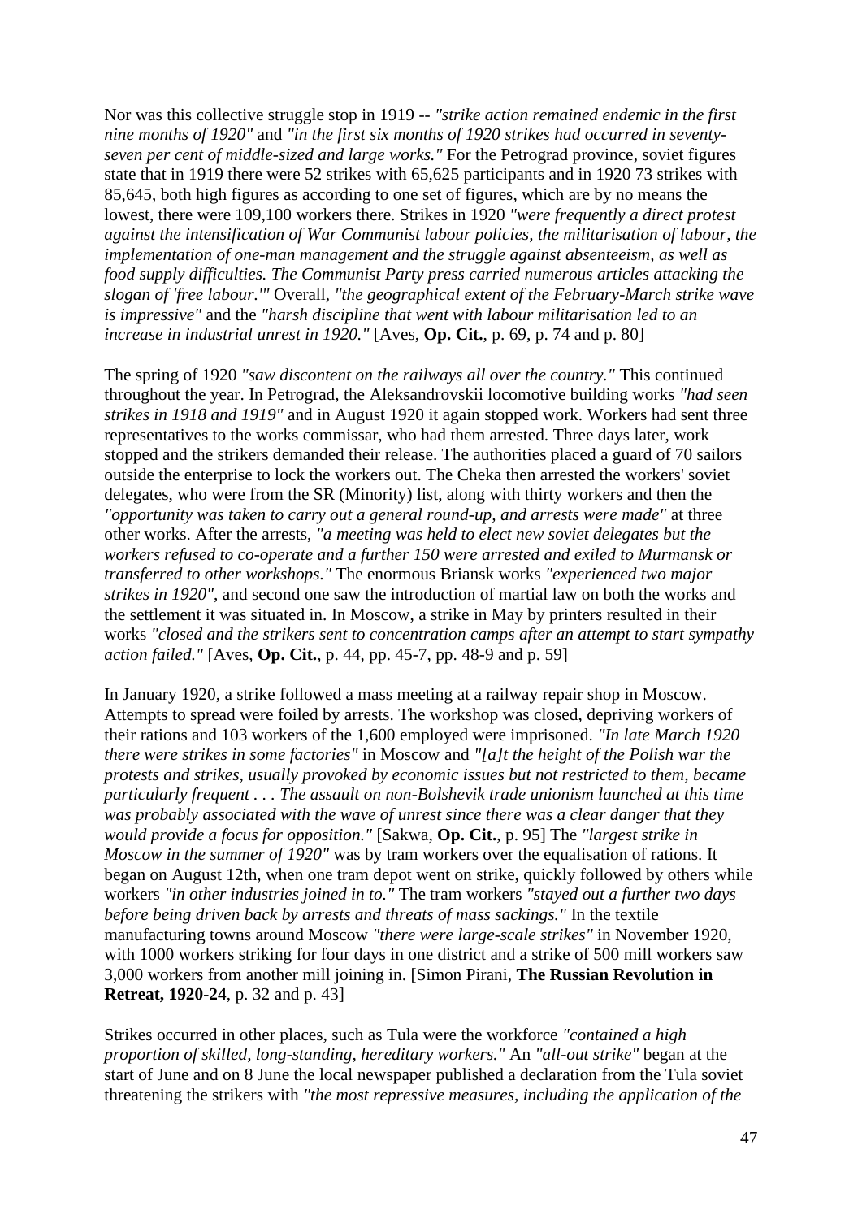Nor was this collective struggle stop in 1919 -- *"strike action remained endemic in the first nine months of 1920"* and *"in the first six months of 1920 strikes had occurred in seventy-seven per cent of middle-sized and large works."* For the Petrograd province, soviet figures state that in 1919 there were 52 strikes with 65,625 participants and in 1920 73 strikes with 85,645, both high figures as according to one set of figures, which are by no means the lowest, there were 109,100 workers there. Strikes in 1920 *"were frequently a direct protest against the intensification of War Communist labour policies, the militarisation of labour, the implementation of one-man management and the struggle against absenteeism, as well as food supply difficulties. The Communist Party press carried numerous articles attacking the slogan of 'free labour.'"* Overall, *"the geographical extent of the February-March strike wave is impressive"* and the *"harsh discipline that went with labour militarisation led to an increase in industrial unrest in 1920."* [Aves, **Op. Cit.**, p. 69, p. 74 and p. 80]

The spring of 1920 *"saw discontent on the railways all over the country."* This continued throughout the year. In Petrograd, the Aleksandrovskii locomotive building works *"had seen strikes in 1918 and 1919"* and in August 1920 it again stopped work. Workers had sent three representatives to the works commissar, who had them arrested. Three days later, work stopped and the strikers demanded their release. The authorities placed a guard of 70 sailors outside the enterprise to lock the workers out. The Cheka then arrested the workers' soviet delegates, who were from the SR (Minority) list, along with thirty workers and then the *"opportunity was taken to carry out a general round-up, and arrests were made"* at three other works. After the arrests, *"a meeting was held to elect new soviet delegates but the workers refused to co-operate and a further 150 were arrested and exiled to Murmansk or transferred to other workshops."* The enormous Briansk works *"experienced two major strikes in 1920"*, and second one saw the introduction of martial law on both the works and the settlement it was situated in. In Moscow, a strike in May by printers resulted in their works *"closed and the strikers sent to concentration camps after an attempt to start sympathy action failed."* [Aves, **Op. Cit.**, p. 44, pp. 45-7, pp. 48-9 and p. 59]

In January 1920, a strike followed a mass meeting at a railway repair shop in Moscow. Attempts to spread were foiled by arrests. The workshop was closed, depriving workers of their rations and 103 workers of the 1,600 employed were imprisoned. *"In late March 1920 there were strikes in some factories"* in Moscow and *"[a]t the height of the Polish war the protests and strikes, usually provoked by economic issues but not restricted to them, became particularly frequent . . . The assault on non-Bolshevik trade unionism launched at this time was probably associated with the wave of unrest since there was a clear danger that they would provide a focus for opposition."* [Sakwa, **Op. Cit.**, p. 95] The *"largest strike in Moscow in the summer of 1920"* was by tram workers over the equalisation of rations. It began on August 12th, when one tram depot went on strike, quickly followed by others while workers *"in other industries joined in to."* The tram workers *"stayed out a further two days before being driven back by arrests and threats of mass sackings."* In the textile manufacturing towns around Moscow *"there were large-scale strikes"* in November 1920, with 1000 workers striking for four days in one district and a strike of 500 mill workers saw 3,000 workers from another mill joining in. [Simon Pirani, **The Russian Revolution in Retreat, 1920-24**, p. 32 and p. 43]

Strikes occurred in other places, such as Tula were the workforce *"contained a high proportion of skilled, long-standing, hereditary workers."* An *"all-out strike"* began at the start of June and on 8 June the local newspaper published a declaration from the Tula soviet threatening the strikers with *"the most repressive measures, including the application of the*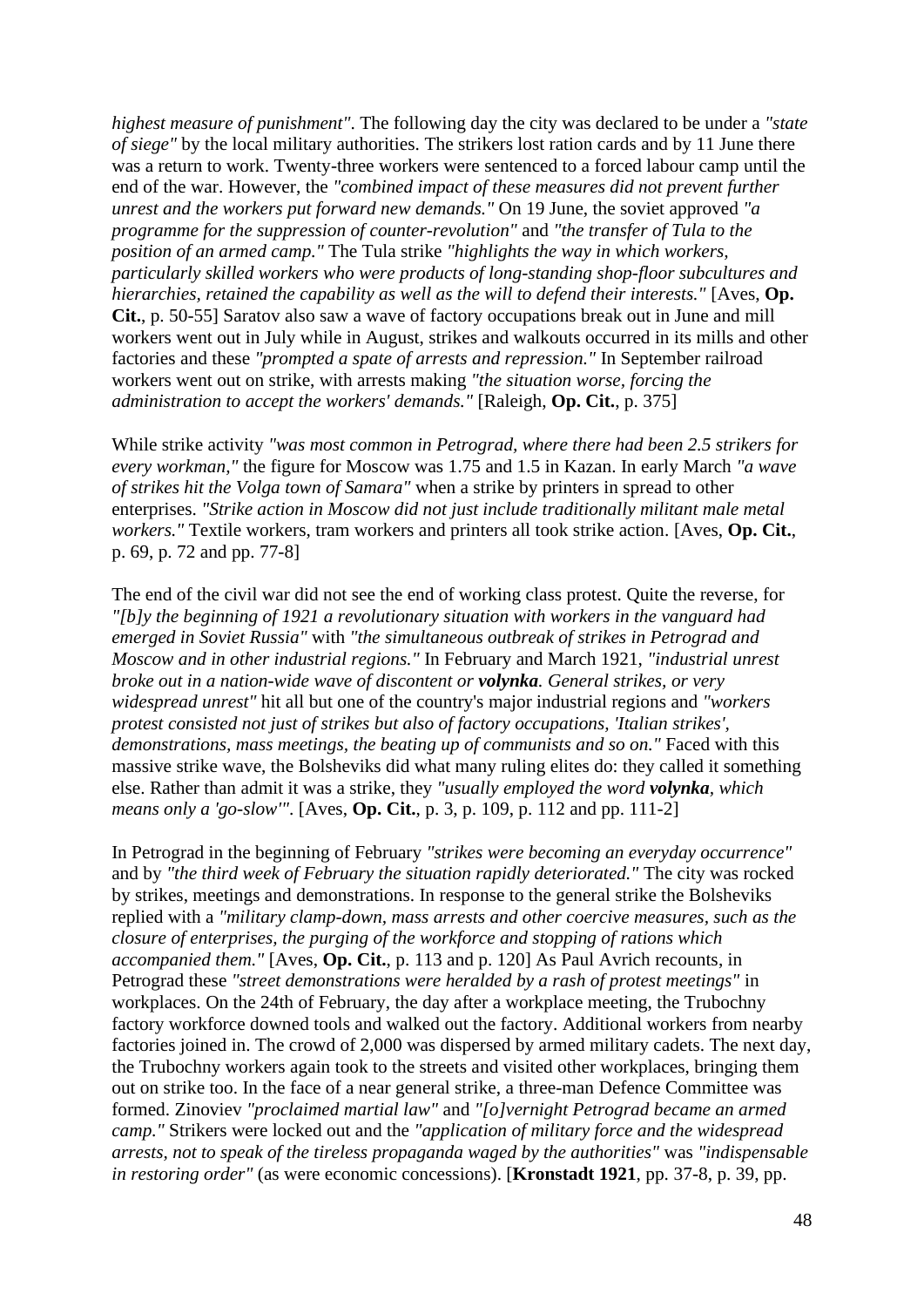*highest measure of punishment"*. The following day the city was declared to be under a *"state of siege"* by the local military authorities. The strikers lost ration cards and by 11 June there was a return to work. Twenty-three workers were sentenced to a forced labour camp until the end of the war. However, the *"combined impact of these measures did not prevent further unrest and the workers put forward new demands."* On 19 June, the soviet approved *"a programme for the suppression of counter-revolution"* and *"the transfer of Tula to the position of an armed camp."* The Tula strike *"highlights the way in which workers, particularly skilled workers who were products of long-standing shop-floor subcultures and hierarchies, retained the capability as well as the will to defend their interests."* [Aves, **Op. Cit.**, p. 50-55] Saratov also saw a wave of factory occupations break out in June and mill workers went out in July while in August, strikes and walkouts occurred in its mills and other factories and these *"prompted a spate of arrests and repression."* In September railroad workers went out on strike, with arrests making *"the situation worse, forcing the administration to accept the workers' demands."* [Raleigh, **Op. Cit.**, p. 375]

While strike activity *"was most common in Petrograd, where there had been 2.5 strikers for every workman,"* the figure for Moscow was 1.75 and 1.5 in Kazan. In early March *"a wave of strikes hit the Volga town of Samara"* when a strike by printers in spread to other enterprises. *"Strike action in Moscow did not just include traditionally militant male metal workers."* Textile workers, tram workers and printers all took strike action. [Aves, **Op. Cit.**, p. 69, p. 72 and pp. 77-8]

The end of the civil war did not see the end of working class protest. Quite the reverse, for *"[b]y the beginning of 1921 a revolutionary situation with workers in the vanguard had emerged in Soviet Russia"* with *"the simultaneous outbreak of strikes in Petrograd and Moscow and in other industrial regions."* In February and March 1921, *"industrial unrest broke out in a nation-wide wave of discontent or* ***volynka****. General strikes, or very widespread unrest"* hit all but one of the country's major industrial regions and *"workers protest consisted not just of strikes but also of factory occupations, 'Italian strikes', demonstrations, mass meetings, the beating up of communists and so on."* Faced with this massive strike wave, the Bolsheviks did what many ruling elites do: they called it something else. Rather than admit it was a strike, they *"usually employed the word* ***volynka****, which means only a 'go-slow'"*. [Aves, **Op. Cit.**, p. 3, p. 109, p. 112 and pp. 111-2]

In Petrograd in the beginning of February *"strikes were becoming an everyday occurrence"* and by *"the third week of February the situation rapidly deteriorated."* The city was rocked by strikes, meetings and demonstrations. In response to the general strike the Bolsheviks replied with a *"military clamp-down, mass arrests and other coercive measures, such as the closure of enterprises, the purging of the workforce and stopping of rations which accompanied them."* [Aves, **Op. Cit.**, p. 113 and p. 120] As Paul Avrich recounts, in Petrograd these *"street demonstrations were heralded by a rash of protest meetings"* in workplaces. On the 24th of February, the day after a workplace meeting, the Trubochny factory workforce downed tools and walked out the factory. Additional workers from nearby factories joined in. The crowd of 2,000 was dispersed by armed military cadets. The next day, the Trubochny workers again took to the streets and visited other workplaces, bringing them out on strike too. In the face of a near general strike, a three-man Defence Committee was formed. Zinoviev *"proclaimed martial law"* and *"[o]vernight Petrograd became an armed camp."* Strikers were locked out and the *"application of military force and the widespread arrests, not to speak of the tireless propaganda waged by the authorities"* was *"indispensable in restoring order"* (as were economic concessions). [**Kronstadt 1921**, pp. 37-8, p. 39, pp.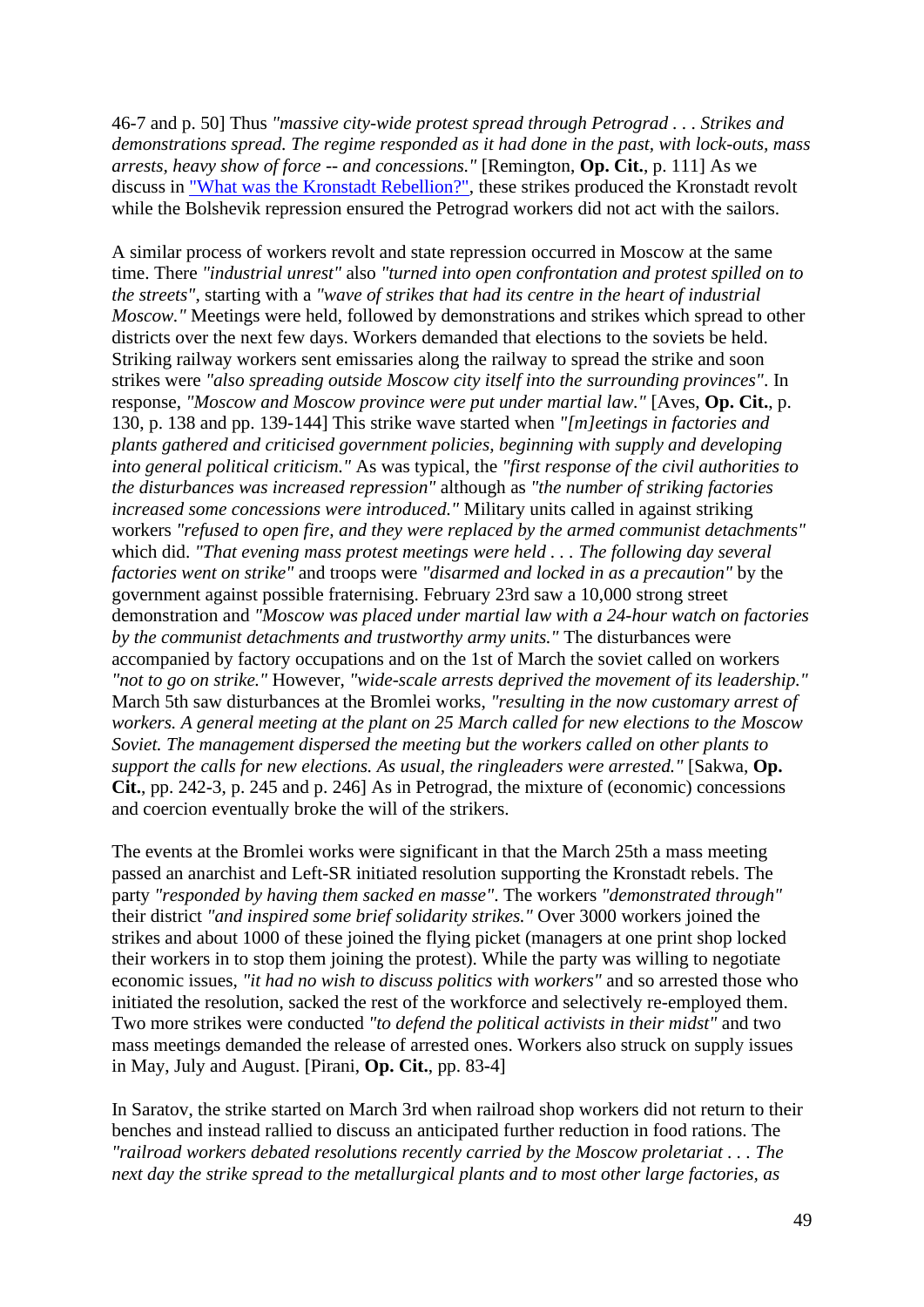46-7 and p. 50] Thus *"massive city-wide protest spread through Petrograd . . . Strikes and demonstrations spread. The regime responded as it had done in the past, with lock-outs, mass arrests, heavy show of force -- and concessions."* [Remington, **Op. Cit.**, p. 111] As we discuss in ["What was the Kronstadt Rebellion?"](), these strikes produced the Kronstadt revolt while the Bolshevik repression ensured the Petrograd workers did not act with the sailors.

A similar process of workers revolt and state repression occurred in Moscow at the same time. There *"industrial unrest"* also *"turned into open confrontation and protest spilled on to the streets"*, starting with a *"wave of strikes that had its centre in the heart of industrial Moscow."* Meetings were held, followed by demonstrations and strikes which spread to other districts over the next few days. Workers demanded that elections to the soviets be held. Striking railway workers sent emissaries along the railway to spread the strike and soon strikes were *"also spreading outside Moscow city itself into the surrounding provinces"*. In response, *"Moscow and Moscow province were put under martial law."* [Aves, **Op. Cit.**, p. 130, p. 138 and pp. 139-144] This strike wave started when *"[m]eetings in factories and plants gathered and criticised government policies, beginning with supply and developing into general political criticism."* As was typical, the *"first response of the civil authorities to the disturbances was increased repression"* although as *"the number of striking factories increased some concessions were introduced."* Military units called in against striking workers *"refused to open fire, and they were replaced by the armed communist detachments"* which did. *"That evening mass protest meetings were held . . . The following day several factories went on strike"* and troops were *"disarmed and locked in as a precaution"* by the government against possible fraternising. February 23rd saw a 10,000 strong street demonstration and *"Moscow was placed under martial law with a 24-hour watch on factories by the communist detachments and trustworthy army units."* The disturbances were accompanied by factory occupations and on the 1st of March the soviet called on workers *"not to go on strike."* However, *"wide-scale arrests deprived the movement of its leadership."* March 5th saw disturbances at the Bromlei works, *"resulting in the now customary arrest of workers. A general meeting at the plant on 25 March called for new elections to the Moscow Soviet. The management dispersed the meeting but the workers called on other plants to support the calls for new elections. As usual, the ringleaders were arrested."* [Sakwa, **Op. Cit.**, pp. 242-3, p. 245 and p. 246] As in Petrograd, the mixture of (economic) concessions and coercion eventually broke the will of the strikers.

The events at the Bromlei works were significant in that the March 25th a mass meeting passed an anarchist and Left-SR initiated resolution supporting the Kronstadt rebels. The party *"responded by having them sacked en masse"*. The workers *"demonstrated through"* their district *"and inspired some brief solidarity strikes."* Over 3000 workers joined the strikes and about 1000 of these joined the flying picket (managers at one print shop locked their workers in to stop them joining the protest). While the party was willing to negotiate economic issues, *"it had no wish to discuss politics with workers"* and so arrested those who initiated the resolution, sacked the rest of the workforce and selectively re-employed them. Two more strikes were conducted *"to defend the political activists in their midst"* and two mass meetings demanded the release of arrested ones. Workers also struck on supply issues in May, July and August. [Pirani, **Op. Cit.**, pp. 83-4]

In Saratov, the strike started on March 3rd when railroad shop workers did not return to their benches and instead rallied to discuss an anticipated further reduction in food rations. The *"railroad workers debated resolutions recently carried by the Moscow proletariat . . . The next day the strike spread to the metallurgical plants and to most other large factories, as*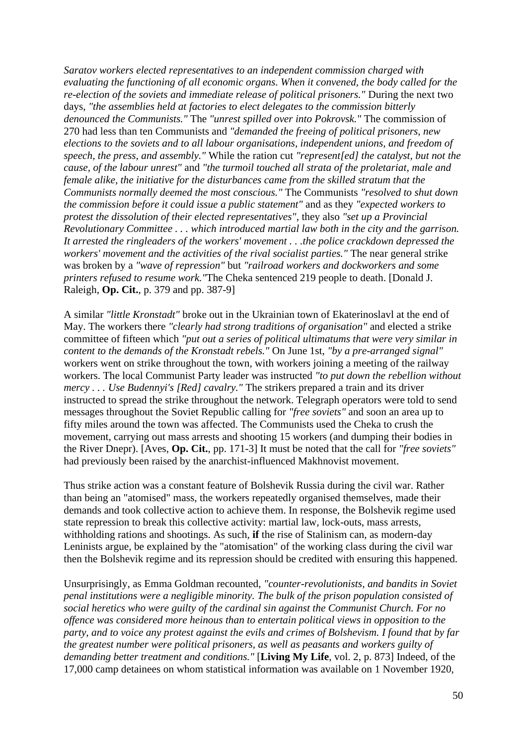*Saratov workers elected representatives to an independent commission charged with evaluating the functioning of all economic organs. When it convened, the body called for the re-election of the soviets and immediate release of political prisoners."* During the next two days, *"the assemblies held at factories to elect delegates to the commission bitterly denounced the Communists."* The *"unrest spilled over into Pokrovsk."* The commission of 270 had less than ten Communists and *"demanded the freeing of political prisoners, new elections to the soviets and to all labour organisations, independent unions, and freedom of speech, the press, and assembly."* While the ration cut *"represent[ed] the catalyst, but not the cause, of the labour unrest"* and *"the turmoil touched all strata of the proletariat, male and female alike, the initiative for the disturbances came from the skilled stratum that the Communists normally deemed the most conscious."* The Communists *"resolved to shut down the commission before it could issue a public statement"* and as they *"expected workers to protest the dissolution of their elected representatives"*, they also *"set up a Provincial Revolutionary Committee . . . which introduced martial law both in the city and the garrison. It arrested the ringleaders of the workers' movement . . .the police crackdown depressed the workers' movement and the activities of the rival socialist parties."* The near general strike was broken by a *"wave of repression"* but *"railroad workers and dockworkers and some printers refused to resume work."*The Cheka sentenced 219 people to death. [Donald J. Raleigh, **Op. Cit.**, p. 379 and pp. 387-9]

A similar *"little Kronstadt"* broke out in the Ukrainian town of Ekaterinoslavl at the end of May. The workers there *"clearly had strong traditions of organisation"* and elected a strike committee of fifteen which *"put out a series of political ultimatums that were very similar in content to the demands of the Kronstadt rebels."* On June 1st, *"by a pre-arranged signal"* workers went on strike throughout the town, with workers joining a meeting of the railway workers. The local Communist Party leader was instructed *"to put down the rebellion without mercy . . . Use Budennyi's [Red] cavalry."* The strikers prepared a train and its driver instructed to spread the strike throughout the network. Telegraph operators were told to send messages throughout the Soviet Republic calling for *"free soviets"* and soon an area up to fifty miles around the town was affected. The Communists used the Cheka to crush the movement, carrying out mass arrests and shooting 15 workers (and dumping their bodies in the River Dnepr). [Aves, **Op. Cit.**, pp. 171-3] It must be noted that the call for *"free soviets"* had previously been raised by the anarchist-influenced Makhnovist movement.

Thus strike action was a constant feature of Bolshevik Russia during the civil war. Rather than being an "atomised" mass, the workers repeatedly organised themselves, made their demands and took collective action to achieve them. In response, the Bolshevik regime used state repression to break this collective activity: martial law, lock-outs, mass arrests, withholding rations and shootings. As such, **if** the rise of Stalinism can, as modern-day Leninists argue, be explained by the "atomisation" of the working class during the civil war then the Bolshevik regime and its repression should be credited with ensuring this happened.

Unsurprisingly, as Emma Goldman recounted, *"counter-revolutionists, and bandits in Soviet penal institutions were a negligible minority. The bulk of the prison population consisted of social heretics who were guilty of the cardinal sin against the Communist Church. For no offence was considered more heinous than to entertain political views in opposition to the party, and to voice any protest against the evils and crimes of Bolshevism. I found that by far the greatest number were political prisoners, as well as peasants and workers guilty of demanding better treatment and conditions."* [**Living My Life**, vol. 2, p. 873] Indeed, of the 17,000 camp detainees on whom statistical information was available on 1 November 1920,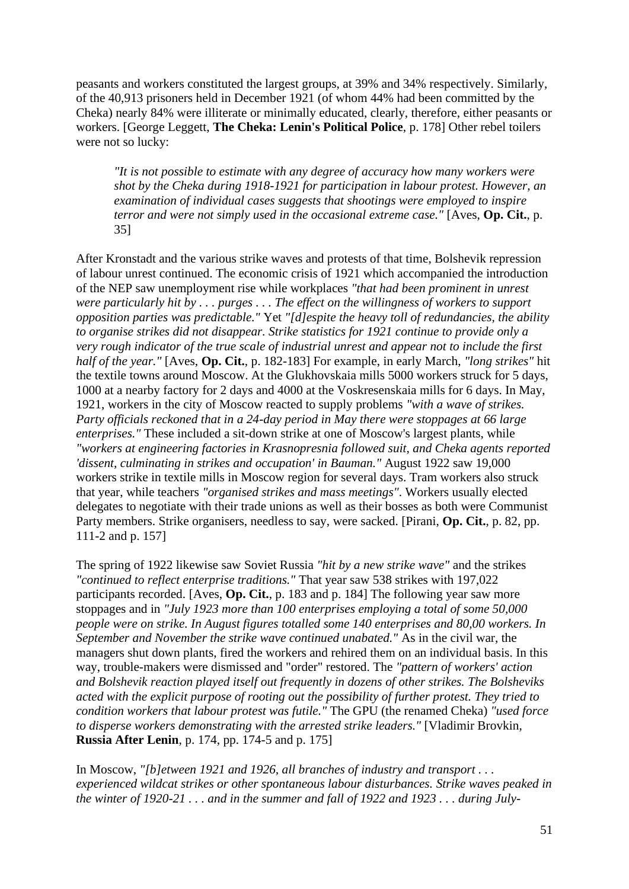peasants and workers constituted the largest groups, at 39% and 34% respectively. Similarly, of the 40,913 prisoners held in December 1921 (of whom 44% had been committed by the Cheka) nearly 84% were illiterate or minimally educated, clearly, therefore, either peasants or workers. [George Leggett, **The Cheka: Lenin's Political Police**, p. 178] Other rebel toilers were not so lucky:

> *"It is not possible to estimate with any degree of accuracy how many workers were shot by the Cheka during 1918-1921 for participation in labour protest. However, an examination of individual cases suggests that shootings were employed to inspire terror and were not simply used in the occasional extreme case."* [Aves, **Op. Cit.**, p. 35]

After Kronstadt and the various strike waves and protests of that time, Bolshevik repression of labour unrest continued. The economic crisis of 1921 which accompanied the introduction of the NEP saw unemployment rise while workplaces *"that had been prominent in unrest were particularly hit by . . . purges . . . The effect on the willingness of workers to support opposition parties was predictable."* Yet *"[d]espite the heavy toll of redundancies, the ability to organise strikes did not disappear. Strike statistics for 1921 continue to provide only a very rough indicator of the true scale of industrial unrest and appear not to include the first half of the year."* [Aves, **Op. Cit.**, p. 182-183] For example, in early March, *"long strikes"* hit the textile towns around Moscow. At the Glukhovskaia mills 5000 workers struck for 5 days, 1000 at a nearby factory for 2 days and 4000 at the Voskresenskaia mills for 6 days. In May, 1921, workers in the city of Moscow reacted to supply problems *"with a wave of strikes. Party officials reckoned that in a 24-day period in May there were stoppages at 66 large enterprises."* These included a sit-down strike at one of Moscow's largest plants, while *"workers at engineering factories in Krasnopresnia followed suit, and Cheka agents reported 'dissent, culminating in strikes and occupation' in Bauman."* August 1922 saw 19,000 workers strike in textile mills in Moscow region for several days. Tram workers also struck that year, while teachers *"organised strikes and mass meetings"*. Workers usually elected delegates to negotiate with their trade unions as well as their bosses as both were Communist Party members. Strike organisers, needless to say, were sacked. [Pirani, **Op. Cit.**, p. 82, pp. 111-2 and p. 157]

The spring of 1922 likewise saw Soviet Russia *"hit by a new strike wave"* and the strikes *"continued to reflect enterprise traditions."* That year saw 538 strikes with 197,022 participants recorded. [Aves, **Op. Cit.**, p. 183 and p. 184] The following year saw more stoppages and in *"July 1923 more than 100 enterprises employing a total of some 50,000 people were on strike. In August figures totalled some 140 enterprises and 80,00 workers. In September and November the strike wave continued unabated."* As in the civil war, the managers shut down plants, fired the workers and rehired them on an individual basis. In this way, trouble-makers were dismissed and "order" restored. The *"pattern of workers' action and Bolshevik reaction played itself out frequently in dozens of other strikes. The Bolsheviks acted with the explicit purpose of rooting out the possibility of further protest. They tried to condition workers that labour protest was futile."* The GPU (the renamed Cheka) *"used force to disperse workers demonstrating with the arrested strike leaders."* [Vladimir Brovkin, **Russia After Lenin**, p. 174, pp. 174-5 and p. 175]

In Moscow, *"[b]etween 1921 and 1926, all branches of industry and transport . . . experienced wildcat strikes or other spontaneous labour disturbances. Strike waves peaked in the winter of 1920-21 . . . and in the summer and fall of 1922 and 1923 . . . during July-*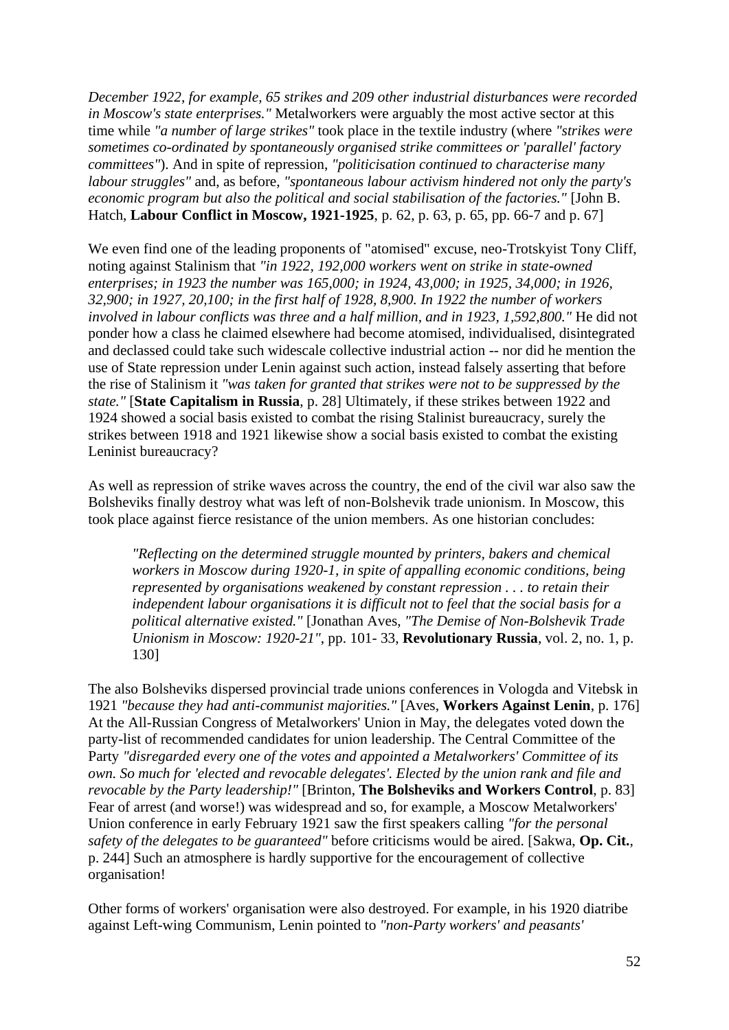*December 1922, for example, 65 strikes and 209 other industrial disturbances were recorded in Moscow's state enterprises."* Metalworkers were arguably the most active sector at this time while *"a number of large strikes"* took place in the textile industry (where *"strikes were sometimes co-ordinated by spontaneously organised strike committees or 'parallel' factory committees"*). And in spite of repression, *"politicisation continued to characterise many labour struggles"* and, as before, *"spontaneous labour activism hindered not only the party's economic program but also the political and social stabilisation of the factories."* [John B. Hatch, **Labour Conflict in Moscow, 1921-1925**, p. 62, p. 63, p. 65, pp. 66-7 and p. 67]

We even find one of the leading proponents of "atomised" excuse, neo-Trotskyist Tony Cliff, noting against Stalinism that *"in 1922, 192,000 workers went on strike in state-owned enterprises; in 1923 the number was 165,000; in 1924, 43,000; in 1925, 34,000; in 1926, 32,900; in 1927, 20,100; in the first half of 1928, 8,900. In 1922 the number of workers involved in labour conflicts was three and a half million, and in 1923, 1,592,800."* He did not ponder how a class he claimed elsewhere had become atomised, individualised, disintegrated and declassed could take such widescale collective industrial action -- nor did he mention the use of State repression under Lenin against such action, instead falsely asserting that before the rise of Stalinism it *"was taken for granted that strikes were not to be suppressed by the state."* [**State Capitalism in Russia**, p. 28] Ultimately, if these strikes between 1922 and 1924 showed a social basis existed to combat the rising Stalinist bureaucracy, surely the strikes between 1918 and 1921 likewise show a social basis existed to combat the existing Leninist bureaucracy?

As well as repression of strike waves across the country, the end of the civil war also saw the Bolsheviks finally destroy what was left of non-Bolshevik trade unionism. In Moscow, this took place against fierce resistance of the union members. As one historian concludes:

> *"Reflecting on the determined struggle mounted by printers, bakers and chemical workers in Moscow during 1920-1, in spite of appalling economic conditions, being represented by organisations weakened by constant repression . . . to retain their independent labour organisations it is difficult not to feel that the social basis for a political alternative existed."* [Jonathan Aves, *"The Demise of Non-Bolshevik Trade Unionism in Moscow: 1920-21"*, pp. 101- 33, **Revolutionary Russia**, vol. 2, no. 1, p. 130]

The also Bolsheviks dispersed provincial trade unions conferences in Vologda and Vitebsk in 1921 *"because they had anti-communist majorities."* [Aves, **Workers Against Lenin**, p. 176] At the All-Russian Congress of Metalworkers' Union in May, the delegates voted down the party-list of recommended candidates for union leadership. The Central Committee of the Party *"disregarded every one of the votes and appointed a Metalworkers' Committee of its own. So much for 'elected and revocable delegates'. Elected by the union rank and file and revocable by the Party leadership!"* [Brinton, **The Bolsheviks and Workers Control**, p. 83] Fear of arrest (and worse!) was widespread and so, for example, a Moscow Metalworkers' Union conference in early February 1921 saw the first speakers calling *"for the personal safety of the delegates to be guaranteed"* before criticisms would be aired. [Sakwa, **Op. Cit.**, p. 244] Such an atmosphere is hardly supportive for the encouragement of collective organisation!

Other forms of workers' organisation were also destroyed. For example, in his 1920 diatribe against Left-wing Communism, Lenin pointed to *"non-Party workers' and peasants'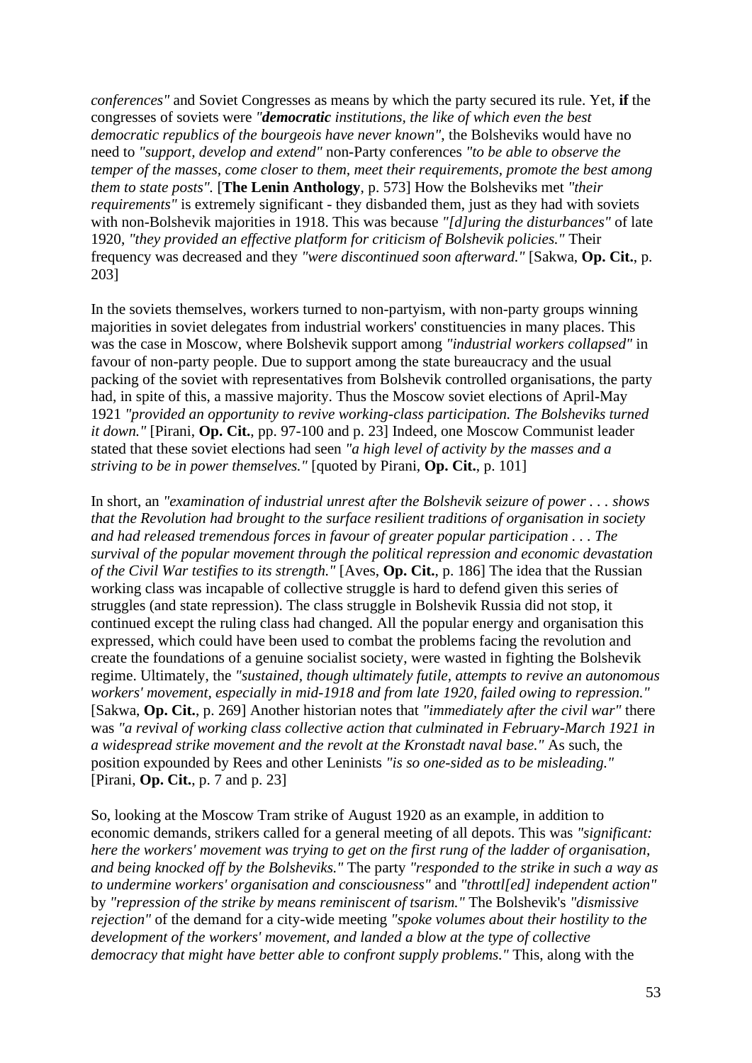*conferences"* and Soviet Congresses as means by which the party secured its rule. Yet, **if** the congresses of soviets were *"**democratic** institutions, the like of which even the best democratic republics of the bourgeois have never known"*, the Bolsheviks would have no need to *"support, develop and extend"* non-Party conferences *"to be able to observe the temper of the masses, come closer to them, meet their requirements, promote the best among them to state posts"*. [**The Lenin Anthology**, p. 573] How the Bolsheviks met *"their requirements"* is extremely significant - they disbanded them, just as they had with soviets with non-Bolshevik majorities in 1918. This was because *"[d]uring the disturbances"* of late 1920, *"they provided an effective platform for criticism of Bolshevik policies."* Their frequency was decreased and they *"were discontinued soon afterward."* [Sakwa, **Op. Cit.**, p. 203]

In the soviets themselves, workers turned to non-partyism, with non-party groups winning majorities in soviet delegates from industrial workers' constituencies in many places. This was the case in Moscow, where Bolshevik support among *"industrial workers collapsed"* in favour of non-party people. Due to support among the state bureaucracy and the usual packing of the soviet with representatives from Bolshevik controlled organisations, the party had, in spite of this, a massive majority. Thus the Moscow soviet elections of April-May 1921 *"provided an opportunity to revive working-class participation. The Bolsheviks turned it down."* [Pirani, **Op. Cit.**, pp. 97-100 and p. 23] Indeed, one Moscow Communist leader stated that these soviet elections had seen *"a high level of activity by the masses and a striving to be in power themselves."* [quoted by Pirani, **Op. Cit.**, p. 101]

In short, an *"examination of industrial unrest after the Bolshevik seizure of power . . . shows that the Revolution had brought to the surface resilient traditions of organisation in society and had released tremendous forces in favour of greater popular participation . . . The survival of the popular movement through the political repression and economic devastation of the Civil War testifies to its strength."* [Aves, **Op. Cit.**, p. 186] The idea that the Russian working class was incapable of collective struggle is hard to defend given this series of struggles (and state repression). The class struggle in Bolshevik Russia did not stop, it continued except the ruling class had changed. All the popular energy and organisation this expressed, which could have been used to combat the problems facing the revolution and create the foundations of a genuine socialist society, were wasted in fighting the Bolshevik regime. Ultimately, the *"sustained, though ultimately futile, attempts to revive an autonomous workers' movement, especially in mid-1918 and from late 1920, failed owing to repression."* [Sakwa, **Op. Cit.**, p. 269] Another historian notes that *"immediately after the civil war"* there was *"a revival of working class collective action that culminated in February-March 1921 in a widespread strike movement and the revolt at the Kronstadt naval base."* As such, the position expounded by Rees and other Leninists *"is so one-sided as to be misleading."* [Pirani, **Op. Cit.**, p. 7 and p. 23]

So, looking at the Moscow Tram strike of August 1920 as an example, in addition to economic demands, strikers called for a general meeting of all depots. This was *"significant: here the workers' movement was trying to get on the first rung of the ladder of organisation, and being knocked off by the Bolsheviks."* The party *"responded to the strike in such a way as to undermine workers' organisation and consciousness"* and *"throttl[ed] independent action"* by *"repression of the strike by means reminiscent of tsarism."* The Bolshevik's *"dismissive rejection"* of the demand for a city-wide meeting *"spoke volumes about their hostility to the development of the workers' movement, and landed a blow at the type of collective democracy that might have better able to confront supply problems."* This, along with the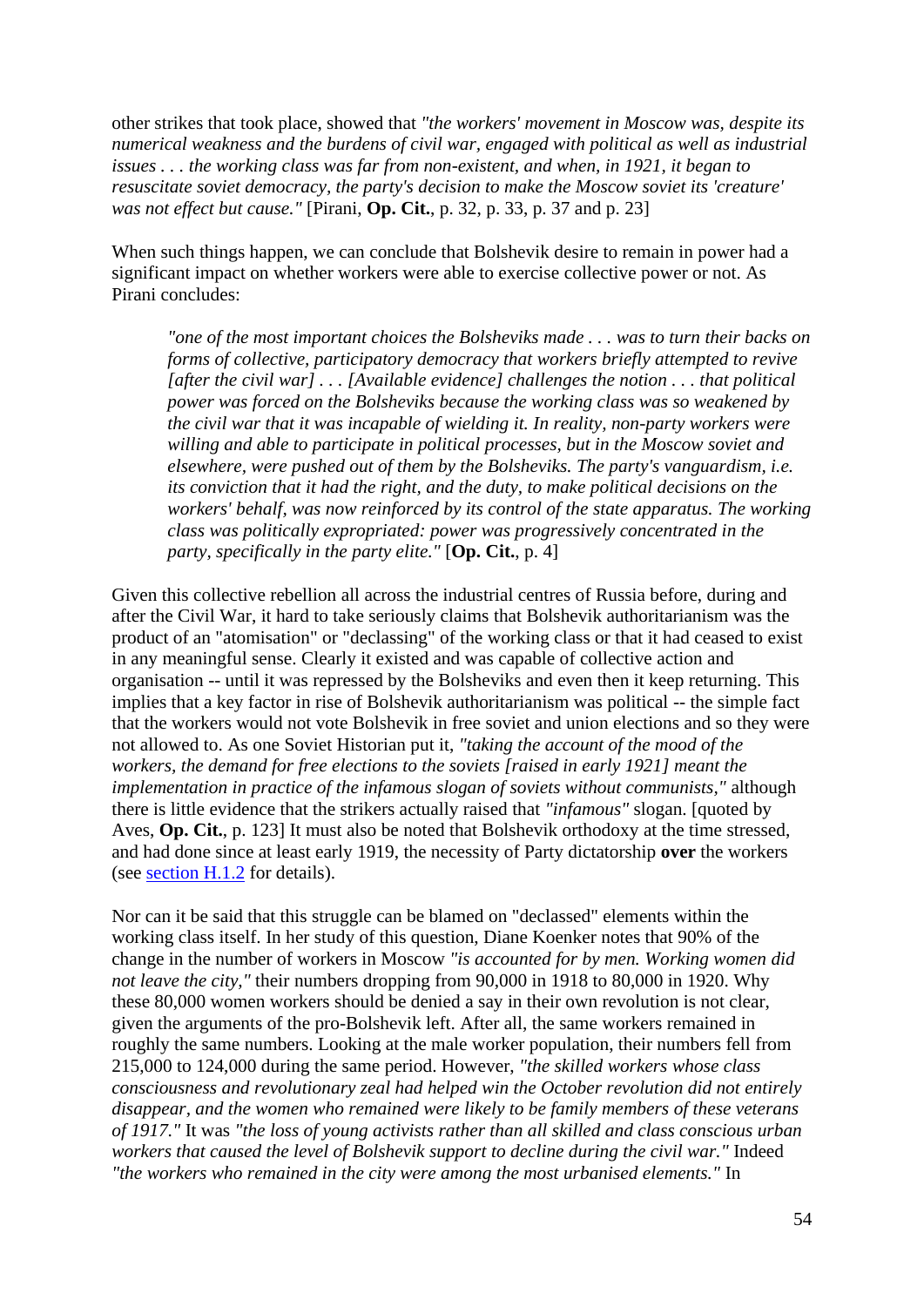other strikes that took place, showed that *"the workers' movement in Moscow was, despite its numerical weakness and the burdens of civil war, engaged with political as well as industrial issues . . . the working class was far from non-existent, and when, in 1921, it began to resuscitate soviet democracy, the party's decision to make the Moscow soviet its 'creature' was not effect but cause."* [Pirani, **Op. Cit.**, p. 32, p. 33, p. 37 and p. 23]

When such things happen, we can conclude that Bolshevik desire to remain in power had a significant impact on whether workers were able to exercise collective power or not. As Pirani concludes:

> *"one of the most important choices the Bolsheviks made . . . was to turn their backs on forms of collective, participatory democracy that workers briefly attempted to revive [after the civil war] . . . [Available evidence] challenges the notion . . . that political power was forced on the Bolsheviks because the working class was so weakened by the civil war that it was incapable of wielding it. In reality, non-party workers were willing and able to participate in political processes, but in the Moscow soviet and elsewhere, were pushed out of them by the Bolsheviks. The party's vanguardism, i.e. its conviction that it had the right, and the duty, to make political decisions on the workers' behalf, was now reinforced by its control of the state apparatus. The working class was politically expropriated: power was progressively concentrated in the party, specifically in the party elite."* [**Op. Cit.**, p. 4]

Given this collective rebellion all across the industrial centres of Russia before, during and after the Civil War, it hard to take seriously claims that Bolshevik authoritarianism was the product of an "atomisation" or "declassing" of the working class or that it had ceased to exist in any meaningful sense. Clearly it existed and was capable of collective action and organisation -- until it was repressed by the Bolsheviks and even then it keep returning. This implies that a key factor in rise of Bolshevik authoritarianism was political -- the simple fact that the workers would not vote Bolshevik in free soviet and union elections and so they were not allowed to. As one Soviet Historian put it, *"taking the account of the mood of the workers, the demand for free elections to the soviets [raised in early 1921] meant the implementation in practice of the infamous slogan of soviets without communists,"* although there is little evidence that the strikers actually raised that *"infamous"* slogan. [quoted by Aves, **Op. Cit.**, p. 123] It must also be noted that Bolshevik orthodoxy at the time stressed, and had done since at least early 1919, the necessity of Party dictatorship **over** the workers (see [section H.1.2](#) for details).

Nor can it be said that this struggle can be blamed on "declassed" elements within the working class itself. In her study of this question, Diane Koenker notes that 90% of the change in the number of workers in Moscow *"is accounted for by men. Working women did not leave the city,"* their numbers dropping from 90,000 in 1918 to 80,000 in 1920. Why these 80,000 women workers should be denied a say in their own revolution is not clear, given the arguments of the pro-Bolshevik left. After all, the same workers remained in roughly the same numbers. Looking at the male worker population, their numbers fell from 215,000 to 124,000 during the same period. However, *"the skilled workers whose class consciousness and revolutionary zeal had helped win the October revolution did not entirely disappear, and the women who remained were likely to be family members of these veterans of 1917."* It was *"the loss of young activists rather than all skilled and class conscious urban workers that caused the level of Bolshevik support to decline during the civil war."* Indeed *"the workers who remained in the city were among the most urbanised elements."* In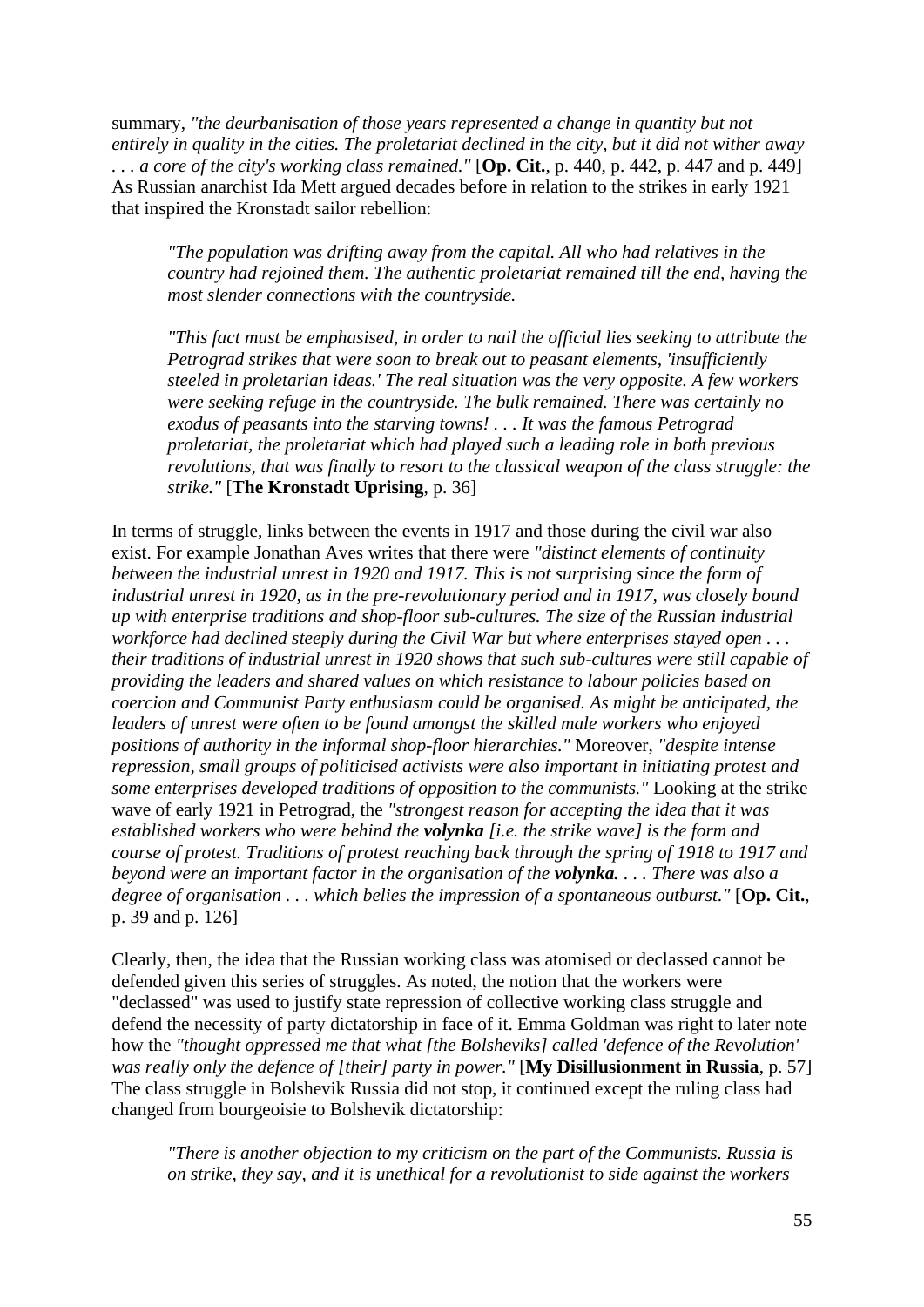summary, *"the deurbanisation of those years represented a change in quantity but not entirely in quality in the cities. The proletariat declined in the city, but it did not wither away . . . a core of the city's working class remained."* [**Op. Cit.**, p. 440, p. 442, p. 447 and p. 449] As Russian anarchist Ida Mett argued decades before in relation to the strikes in early 1921 that inspired the Kronstadt sailor rebellion:

> *"The population was drifting away from the capital. All who had relatives in the country had rejoined them. The authentic proletariat remained till the end, having the most slender connections with the countryside.*
>
> *"This fact must be emphasised, in order to nail the official lies seeking to attribute the Petrograd strikes that were soon to break out to peasant elements, 'insufficiently steeled in proletarian ideas.' The real situation was the very opposite. A few workers were seeking refuge in the countryside. The bulk remained. There was certainly no exodus of peasants into the starving towns! . . . It was the famous Petrograd proletariat, the proletariat which had played such a leading role in both previous revolutions, that was finally to resort to the classical weapon of the class struggle: the strike."* [**The Kronstadt Uprising**, p. 36]

In terms of struggle, links between the events in 1917 and those during the civil war also exist. For example Jonathan Aves writes that there were *"distinct elements of continuity between the industrial unrest in 1920 and 1917. This is not surprising since the form of industrial unrest in 1920, as in the pre-revolutionary period and in 1917, was closely bound up with enterprise traditions and shop-floor sub-cultures. The size of the Russian industrial workforce had declined steeply during the Civil War but where enterprises stayed open . . . their traditions of industrial unrest in 1920 shows that such sub-cultures were still capable of providing the leaders and shared values on which resistance to labour policies based on coercion and Communist Party enthusiasm could be organised. As might be anticipated, the leaders of unrest were often to be found amongst the skilled male workers who enjoyed positions of authority in the informal shop-floor hierarchies."* Moreover, *"despite intense repression, small groups of politicised activists were also important in initiating protest and some enterprises developed traditions of opposition to the communists."* Looking at the strike wave of early 1921 in Petrograd, the *"strongest reason for accepting the idea that it was established workers who were behind the **volynka** [i.e. the strike wave] is the form and course of protest. Traditions of protest reaching back through the spring of 1918 to 1917 and beyond were an important factor in the organisation of the **volynka.** . . . There was also a degree of organisation . . . which belies the impression of a spontaneous outburst."* [**Op. Cit.**, p. 39 and p. 126]

Clearly, then, the idea that the Russian working class was atomised or declassed cannot be defended given this series of struggles. As noted, the notion that the workers were "declassed" was used to justify state repression of collective working class struggle and defend the necessity of party dictatorship in face of it. Emma Goldman was right to later note how the *"thought oppressed me that what [the Bolsheviks] called 'defence of the Revolution' was really only the defence of [their] party in power."* [**My Disillusionment in Russia**, p. 57] The class struggle in Bolshevik Russia did not stop, it continued except the ruling class had changed from bourgeoisie to Bolshevik dictatorship:

> *"There is another objection to my criticism on the part of the Communists. Russia is on strike, they say, and it is unethical for a revolutionist to side against the workers*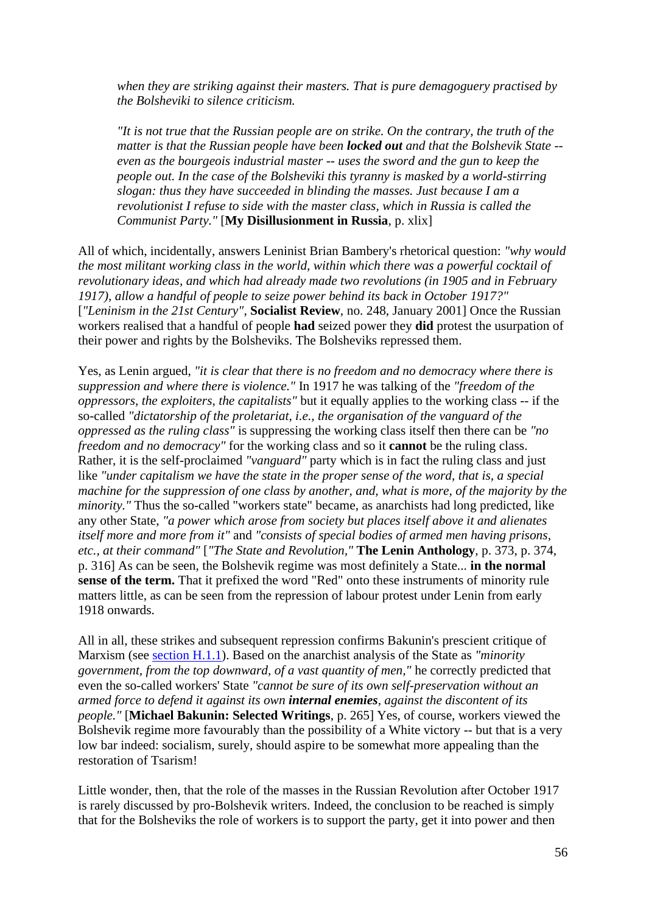> *when they are striking against their masters. That is pure demagoguery practised by the Bolsheviki to silence criticism.*
>
> *"It is not true that the Russian people are on strike. On the contrary, the truth of the matter is that the Russian people have been **locked out** and that the Bolshevik State -- even as the bourgeois industrial master -- uses the sword and the gun to keep the people out. In the case of the Bolsheviki this tyranny is masked by a world-stirring slogan: thus they have succeeded in blinding the masses. Just because I am a revolutionist I refuse to side with the master class, which in Russia is called the Communist Party."* [**My Disillusionment in Russia**, p. xlix]

All of which, incidentally, answers Leninist Brian Bambery's rhetorical question: *"why would the most militant working class in the world, within which there was a powerful cocktail of revolutionary ideas, and which had already made two revolutions (in 1905 and in February 1917), allow a handful of people to seize power behind its back in October 1917?"* [*"Leninism in the 21st Century"*, **Socialist Review**, no. 248, January 2001] Once the Russian workers realised that a handful of people **had** seized power they **did** protest the usurpation of their power and rights by the Bolsheviks. The Bolsheviks repressed them.

Yes, as Lenin argued, *"it is clear that there is no freedom and no democracy where there is suppression and where there is violence."* In 1917 he was talking of the *"freedom of the oppressors, the exploiters, the capitalists"* but it equally applies to the working class -- if the so-called *"dictatorship of the proletariat, i.e., the organisation of the vanguard of the oppressed as the ruling class"* is suppressing the working class itself then there can be *"no freedom and no democracy"* for the working class and so it **cannot** be the ruling class. Rather, it is the self-proclaimed *"vanguard"* party which is in fact the ruling class and just like *"under capitalism we have the state in the proper sense of the word, that is, a special machine for the suppression of one class by another, and, what is more, of the majority by the minority."* Thus the so-called "workers state" became, as anarchists had long predicted, like any other State, *"a power which arose from society but places itself above it and alienates itself more and more from it"* and *"consists of special bodies of armed men having prisons, etc., at their command"* [*"The State and Revolution,"* **The Lenin Anthology**, p. 373, p. 374, p. 316] As can be seen, the Bolshevik regime was most definitely a State... **in the normal sense of the term.** That it prefixed the word "Red" onto these instruments of minority rule matters little, as can be seen from the repression of labour protest under Lenin from early 1918 onwards.

All in all, these strikes and subsequent repression confirms Bakunin's prescient critique of Marxism (see section H.1.1). Based on the anarchist analysis of the State as *"minority government, from the top downward, of a vast quantity of men,"* he correctly predicted that even the so-called workers' State *"cannot be sure of its own self-preservation without an armed force to defend it against its own **internal enemies**, against the discontent of its people."* [**Michael Bakunin: Selected Writings**, p. 265] Yes, of course, workers viewed the Bolshevik regime more favourably than the possibility of a White victory -- but that is a very low bar indeed: socialism, surely, should aspire to be somewhat more appealing than the restoration of Tsarism!

Little wonder, then, that the role of the masses in the Russian Revolution after October 1917 is rarely discussed by pro-Bolshevik writers. Indeed, the conclusion to be reached is simply that for the Bolsheviks the role of workers is to support the party, get it into power and then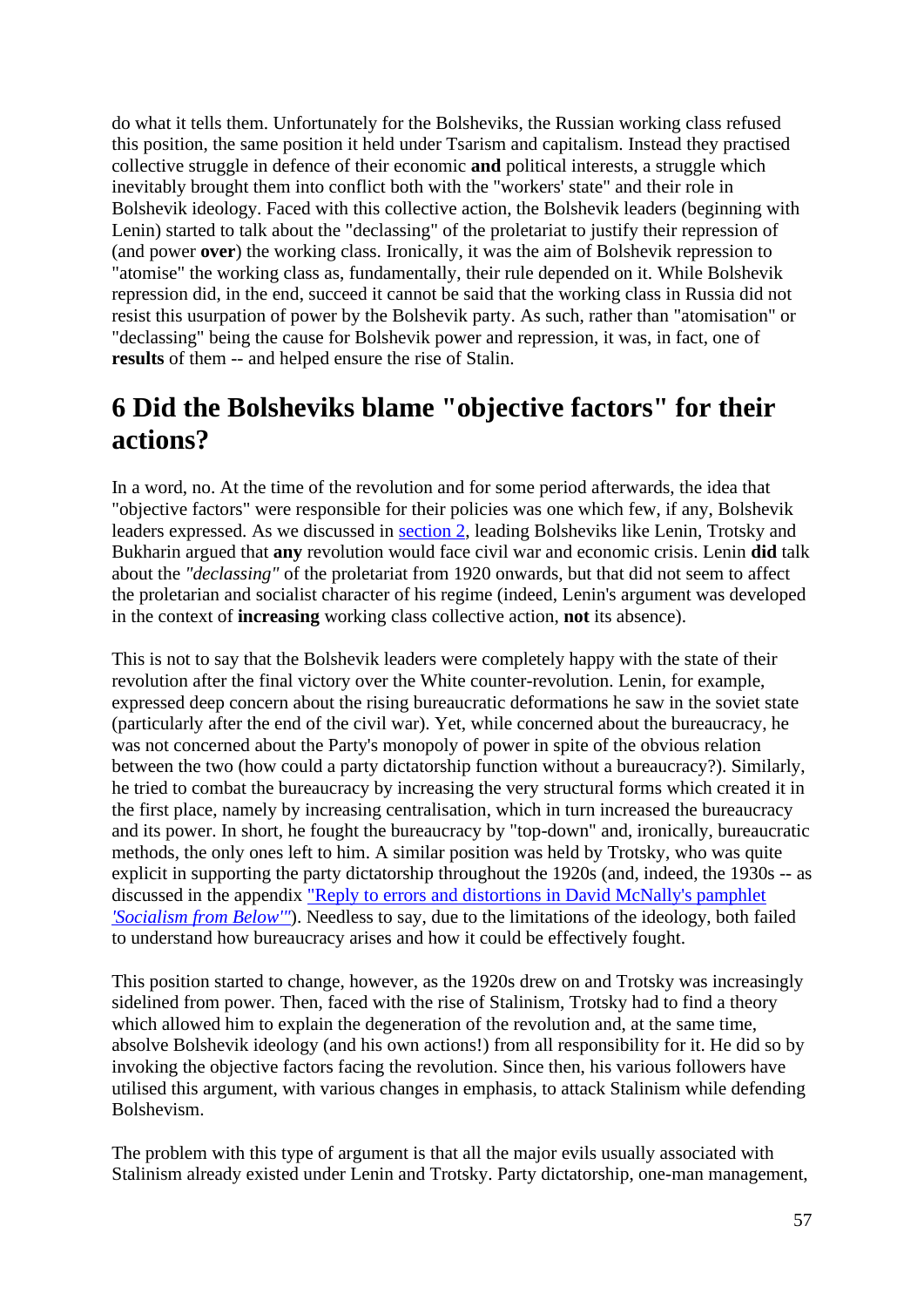do what it tells them. Unfortunately for the Bolsheviks, the Russian working class refused this position, the same position it held under Tsarism and capitalism. Instead they practised collective struggle in defence of their economic **and** political interests, a struggle which inevitably brought them into conflict both with the "workers' state" and their role in Bolshevik ideology. Faced with this collective action, the Bolshevik leaders (beginning with Lenin) started to talk about the "declassing" of the proletariat to justify their repression of (and power **over**) the working class. Ironically, it was the aim of Bolshevik repression to "atomise" the working class as, fundamentally, their rule depended on it. While Bolshevik repression did, in the end, succeed it cannot be said that the working class in Russia did not resist this usurpation of power by the Bolshevik party. As such, rather than "atomisation" or "declassing" being the cause for Bolshevik power and repression, it was, in fact, one of **results** of them -- and helped ensure the rise of Stalin.

## 6 Did the Bolsheviks blame "objective factors" for their actions?

In a word, no. At the time of the revolution and for some period afterwards, the idea that "objective factors" were responsible for their policies was one which few, if any, Bolshevik leaders expressed. As we discussed in [section 2](), leading Bolsheviks like Lenin, Trotsky and Bukharin argued that **any** revolution would face civil war and economic crisis. Lenin **did** talk about the *"declassing"* of the proletariat from 1920 onwards, but that did not seem to affect the proletarian and socialist character of his regime (indeed, Lenin's argument was developed in the context of **increasing** working class collective action, **not** its absence).

This is not to say that the Bolshevik leaders were completely happy with the state of their revolution after the final victory over the White counter-revolution. Lenin, for example, expressed deep concern about the rising bureaucratic deformations he saw in the soviet state (particularly after the end of the civil war). Yet, while concerned about the bureaucracy, he was not concerned about the Party's monopoly of power in spite of the obvious relation between the two (how could a party dictatorship function without a bureaucracy?). Similarly, he tried to combat the bureaucracy by increasing the very structural forms which created it in the first place, namely by increasing centralisation, which in turn increased the bureaucracy and its power. In short, he fought the bureaucracy by "top-down" and, ironically, bureaucratic methods, the only ones left to him. A similar position was held by Trotsky, who was quite explicit in supporting the party dictatorship throughout the 1920s (and, indeed, the 1930s -- as discussed in the appendix ["Reply to errors and distortions in David McNally's pamphlet *'Socialism from Below'*"]()). Needless to say, due to the limitations of the ideology, both failed to understand how bureaucracy arises and how it could be effectively fought.

This position started to change, however, as the 1920s drew on and Trotsky was increasingly sidelined from power. Then, faced with the rise of Stalinism, Trotsky had to find a theory which allowed him to explain the degeneration of the revolution and, at the same time, absolve Bolshevik ideology (and his own actions!) from all responsibility for it. He did so by invoking the objective factors facing the revolution. Since then, his various followers have utilised this argument, with various changes in emphasis, to attack Stalinism while defending Bolshevism.

The problem with this type of argument is that all the major evils usually associated with Stalinism already existed under Lenin and Trotsky. Party dictatorship, one-man management,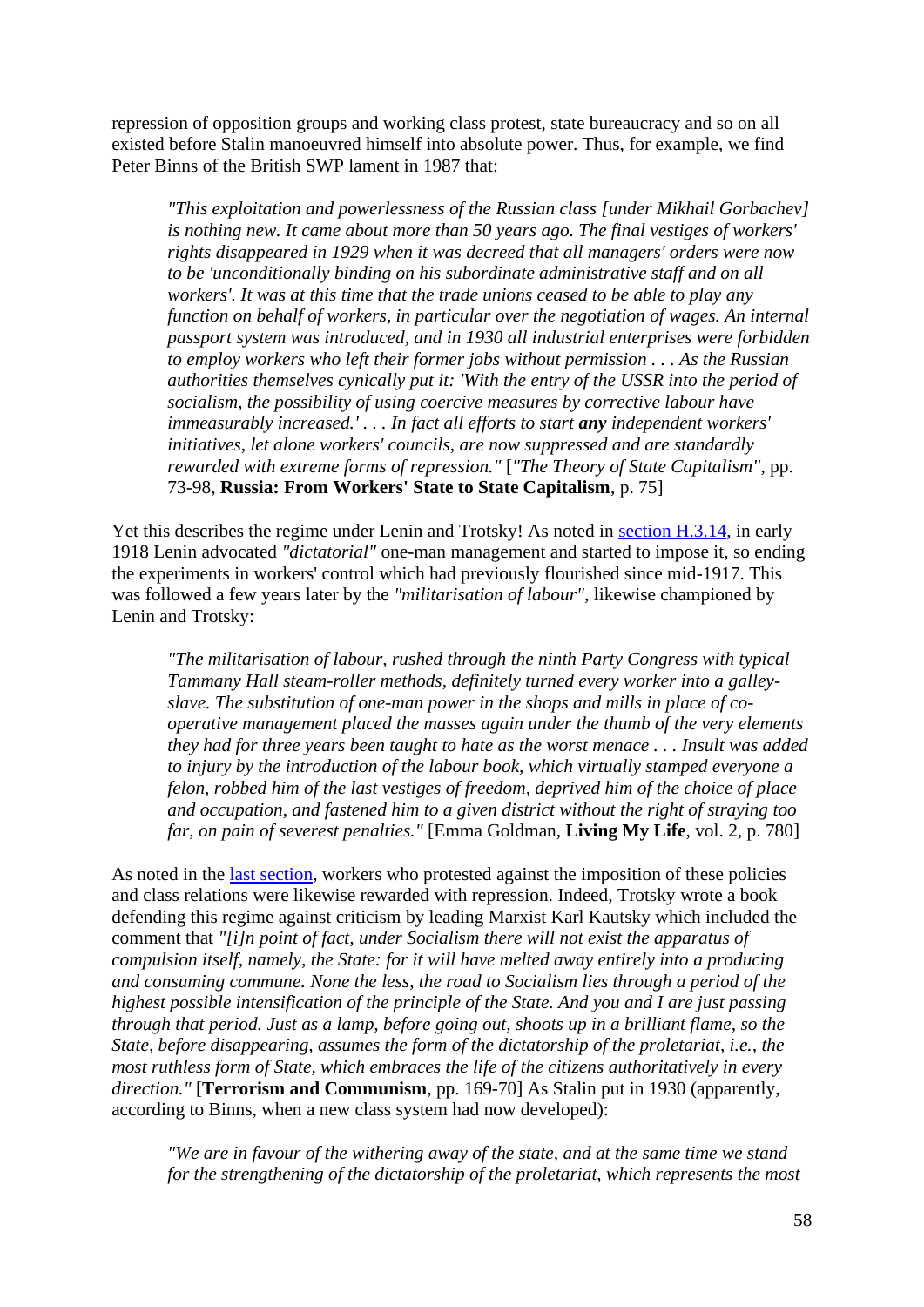repression of opposition groups and working class protest, state bureaucracy and so on all existed before Stalin manoeuvred himself into absolute power. Thus, for example, we find Peter Binns of the British SWP lament in 1987 that:

> *"This exploitation and powerlessness of the Russian class [under Mikhail Gorbachev] is nothing new. It came about more than 50 years ago. The final vestiges of workers' rights disappeared in 1929 when it was decreed that all managers' orders were now to be 'unconditionally binding on his subordinate administrative staff and on all workers'. It was at this time that the trade unions ceased to be able to play any function on behalf of workers, in particular over the negotiation of wages. An internal passport system was introduced, and in 1930 all industrial enterprises were forbidden to employ workers who left their former jobs without permission . . . As the Russian authorities themselves cynically put it: 'With the entry of the USSR into the period of socialism, the possibility of using coercive measures by corrective labour have immeasurably increased.' . . . In fact all efforts to start* ***any*** *independent workers' initiatives, let alone workers' councils, are now suppressed and are standardly rewarded with extreme forms of repression."* [*"The Theory of State Capitalism"*, pp. 73-98, **Russia: From Workers' State to State Capitalism**, p. 75]

Yet this describes the regime under Lenin and Trotsky! As noted in section H.3.14, in early 1918 Lenin advocated *"dictatorial"* one-man management and started to impose it, so ending the experiments in workers' control which had previously flourished since mid-1917. This was followed a few years later by the *"militarisation of labour"*, likewise championed by Lenin and Trotsky:

> *"The militarisation of labour, rushed through the ninth Party Congress with typical Tammany Hall steam-roller methods, definitely turned every worker into a galley-slave. The substitution of one-man power in the shops and mills in place of co-operative management placed the masses again under the thumb of the very elements they had for three years been taught to hate as the worst menace . . . Insult was added to injury by the introduction of the labour book, which virtually stamped everyone a felon, robbed him of the last vestiges of freedom, deprived him of the choice of place and occupation, and fastened him to a given district without the right of straying too far, on pain of severest penalties."* [Emma Goldman, **Living My Life**, vol. 2, p. 780]

As noted in the last section, workers who protested against the imposition of these policies and class relations were likewise rewarded with repression. Indeed, Trotsky wrote a book defending this regime against criticism by leading Marxist Karl Kautsky which included the comment that *"[i]n point of fact, under Socialism there will not exist the apparatus of compulsion itself, namely, the State: for it will have melted away entirely into a producing and consuming commune. None the less, the road to Socialism lies through a period of the highest possible intensification of the principle of the State. And you and I are just passing through that period. Just as a lamp, before going out, shoots up in a brilliant flame, so the State, before disappearing, assumes the form of the dictatorship of the proletariat, i.e., the most ruthless form of State, which embraces the life of the citizens authoritatively in every direction."* [**Terrorism and Communism**, pp. 169-70] As Stalin put in 1930 (apparently, according to Binns, when a new class system had now developed):

> *"We are in favour of the withering away of the state, and at the same time we stand for the strengthening of the dictatorship of the proletariat, which represents the most*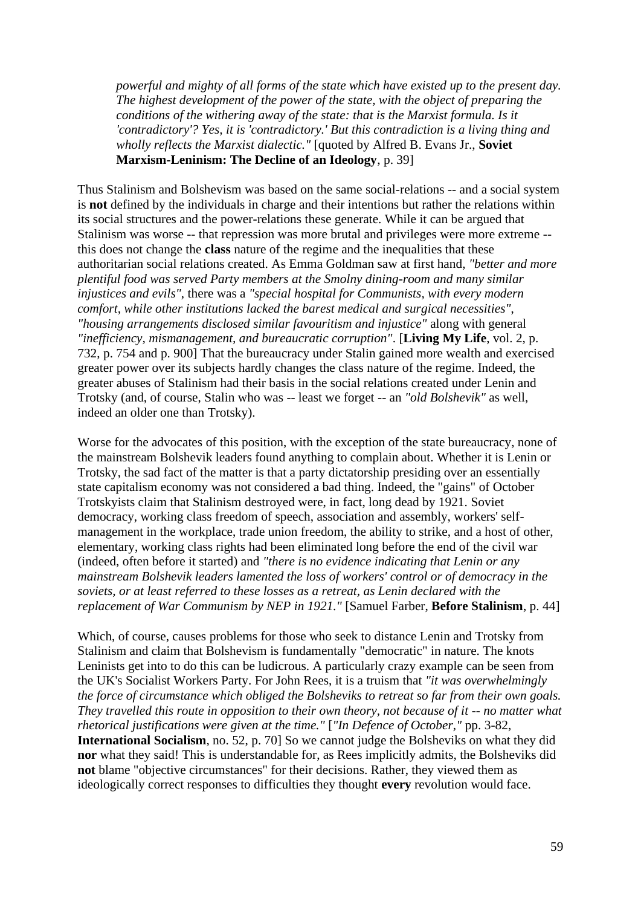> *powerful and mighty of all forms of the state which have existed up to the present day. The highest development of the power of the state, with the object of preparing the conditions of the withering away of the state: that is the Marxist formula. Is it 'contradictory'? Yes, it is 'contradictory.' But this contradiction is a living thing and wholly reflects the Marxist dialectic."* [quoted by Alfred B. Evans Jr., **Soviet Marxism-Leninism: The Decline of an Ideology**, p. 39]

Thus Stalinism and Bolshevism was based on the same social-relations -- and a social system is **not** defined by the individuals in charge and their intentions but rather the relations within its social structures and the power-relations these generate. While it can be argued that Stalinism was worse -- that repression was more brutal and privileges were more extreme -- this does not change the **class** nature of the regime and the inequalities that these authoritarian social relations created. As Emma Goldman saw at first hand, *"better and more plentiful food was served Party members at the Smolny dining-room and many similar injustices and evils"*, there was a *"special hospital for Communists, with every modern comfort, while other institutions lacked the barest medical and surgical necessities"*, *"housing arrangements disclosed similar favouritism and injustice"* along with general *"inefficiency, mismanagement, and bureaucratic corruption"*. [**Living My Life**, vol. 2, p. 732, p. 754 and p. 900] That the bureaucracy under Stalin gained more wealth and exercised greater power over its subjects hardly changes the class nature of the regime. Indeed, the greater abuses of Stalinism had their basis in the social relations created under Lenin and Trotsky (and, of course, Stalin who was -- least we forget -- an *"old Bolshevik"* as well, indeed an older one than Trotsky).

Worse for the advocates of this position, with the exception of the state bureaucracy, none of the mainstream Bolshevik leaders found anything to complain about. Whether it is Lenin or Trotsky, the sad fact of the matter is that a party dictatorship presiding over an essentially state capitalism economy was not considered a bad thing. Indeed, the "gains" of October Trotskyists claim that Stalinism destroyed were, in fact, long dead by 1921. Soviet democracy, working class freedom of speech, association and assembly, workers' self-management in the workplace, trade union freedom, the ability to strike, and a host of other, elementary, working class rights had been eliminated long before the end of the civil war (indeed, often before it started) and *"there is no evidence indicating that Lenin or any mainstream Bolshevik leaders lamented the loss of workers' control or of democracy in the soviets, or at least referred to these losses as a retreat, as Lenin declared with the replacement of War Communism by NEP in 1921."* [Samuel Farber, **Before Stalinism**, p. 44]

Which, of course, causes problems for those who seek to distance Lenin and Trotsky from Stalinism and claim that Bolshevism is fundamentally "democratic" in nature. The knots Leninists get into to do this can be ludicrous. A particularly crazy example can be seen from the UK's Socialist Workers Party. For John Rees, it is a truism that *"it was overwhelmingly the force of circumstance which obliged the Bolsheviks to retreat so far from their own goals. They travelled this route in opposition to their own theory, not because of it -- no matter what rhetorical justifications were given at the time."* [*"In Defence of October,"* pp. 3-82, **International Socialism**, no. 52, p. 70] So we cannot judge the Bolsheviks on what they did **nor** what they said! This is understandable for, as Rees implicitly admits, the Bolsheviks did **not** blame "objective circumstances" for their decisions. Rather, they viewed them as ideologically correct responses to difficulties they thought **every** revolution would face.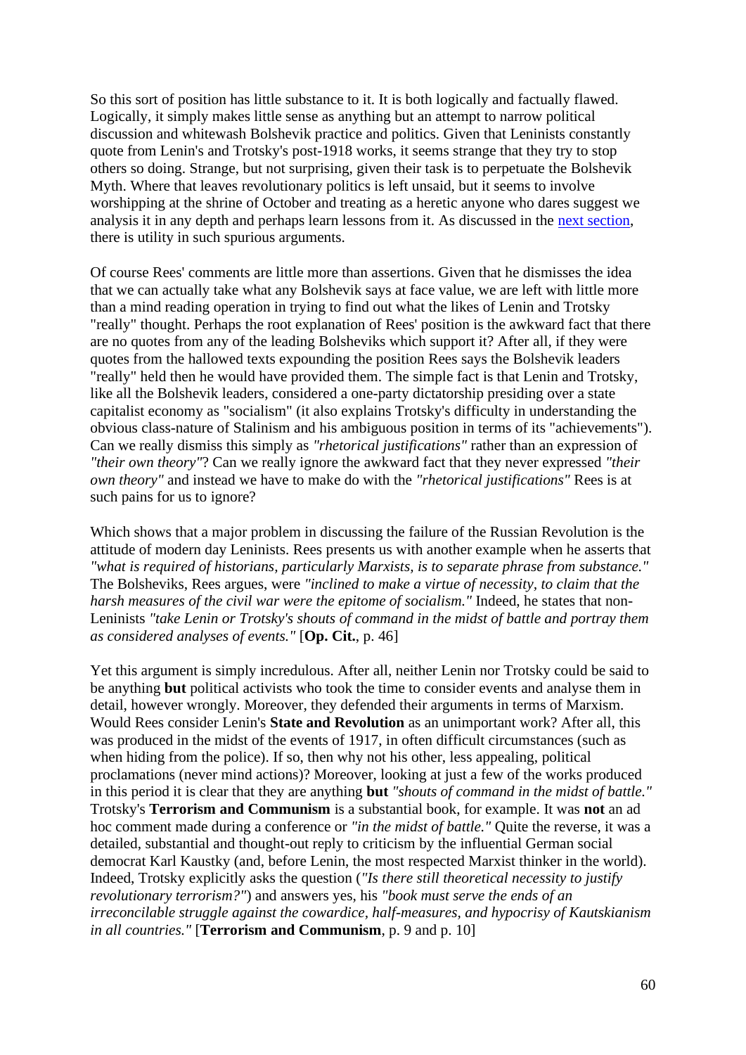So this sort of position has little substance to it. It is both logically and factually flawed. Logically, it simply makes little sense as anything but an attempt to narrow political discussion and whitewash Bolshevik practice and politics. Given that Leninists constantly quote from Lenin's and Trotsky's post-1918 works, it seems strange that they try to stop others so doing. Strange, but not surprising, given their task is to perpetuate the Bolshevik Myth. Where that leaves revolutionary politics is left unsaid, but it seems to involve worshipping at the shrine of October and treating as a heretic anyone who dares suggest we analysis it in any depth and perhaps learn lessons from it. As discussed in the next section, there is utility in such spurious arguments.

Of course Rees' comments are little more than assertions. Given that he dismisses the idea that we can actually take what any Bolshevik says at face value, we are left with little more than a mind reading operation in trying to find out what the likes of Lenin and Trotsky "really" thought. Perhaps the root explanation of Rees' position is the awkward fact that there are no quotes from any of the leading Bolsheviks which support it? After all, if they were quotes from the hallowed texts expounding the position Rees says the Bolshevik leaders "really" held then he would have provided them. The simple fact is that Lenin and Trotsky, like all the Bolshevik leaders, considered a one-party dictatorship presiding over a state capitalist economy as "socialism" (it also explains Trotsky's difficulty in understanding the obvious class-nature of Stalinism and his ambiguous position in terms of its "achievements"). Can we really dismiss this simply as *"rhetorical justifications"* rather than an expression of *"their own theory"*? Can we really ignore the awkward fact that they never expressed *"their own theory"* and instead we have to make do with the *"rhetorical justifications"* Rees is at such pains for us to ignore?

Which shows that a major problem in discussing the failure of the Russian Revolution is the attitude of modern day Leninists. Rees presents us with another example when he asserts that *"what is required of historians, particularly Marxists, is to separate phrase from substance."* The Bolsheviks, Rees argues, were *"inclined to make a virtue of necessity, to claim that the harsh measures of the civil war were the epitome of socialism."* Indeed, he states that non-Leninists *"take Lenin or Trotsky's shouts of command in the midst of battle and portray them as considered analyses of events."* [**Op. Cit.**, p. 46]

Yet this argument is simply incredulous. After all, neither Lenin nor Trotsky could be said to be anything **but** political activists who took the time to consider events and analyse them in detail, however wrongly. Moreover, they defended their arguments in terms of Marxism. Would Rees consider Lenin's **State and Revolution** as an unimportant work? After all, this was produced in the midst of the events of 1917, in often difficult circumstances (such as when hiding from the police). If so, then why not his other, less appealing, political proclamations (never mind actions)? Moreover, looking at just a few of the works produced in this period it is clear that they are anything **but** *"shouts of command in the midst of battle."* Trotsky's **Terrorism and Communism** is a substantial book, for example. It was **not** an ad hoc comment made during a conference or *"in the midst of battle."* Quite the reverse, it was a detailed, substantial and thought-out reply to criticism by the influential German social democrat Karl Kaustky (and, before Lenin, the most respected Marxist thinker in the world). Indeed, Trotsky explicitly asks the question (*"Is there still theoretical necessity to justify revolutionary terrorism?"*) and answers yes, his *"book must serve the ends of an irreconcilable struggle against the cowardice, half-measures, and hypocrisy of Kautskianism in all countries."* [**Terrorism and Communism**, p. 9 and p. 10]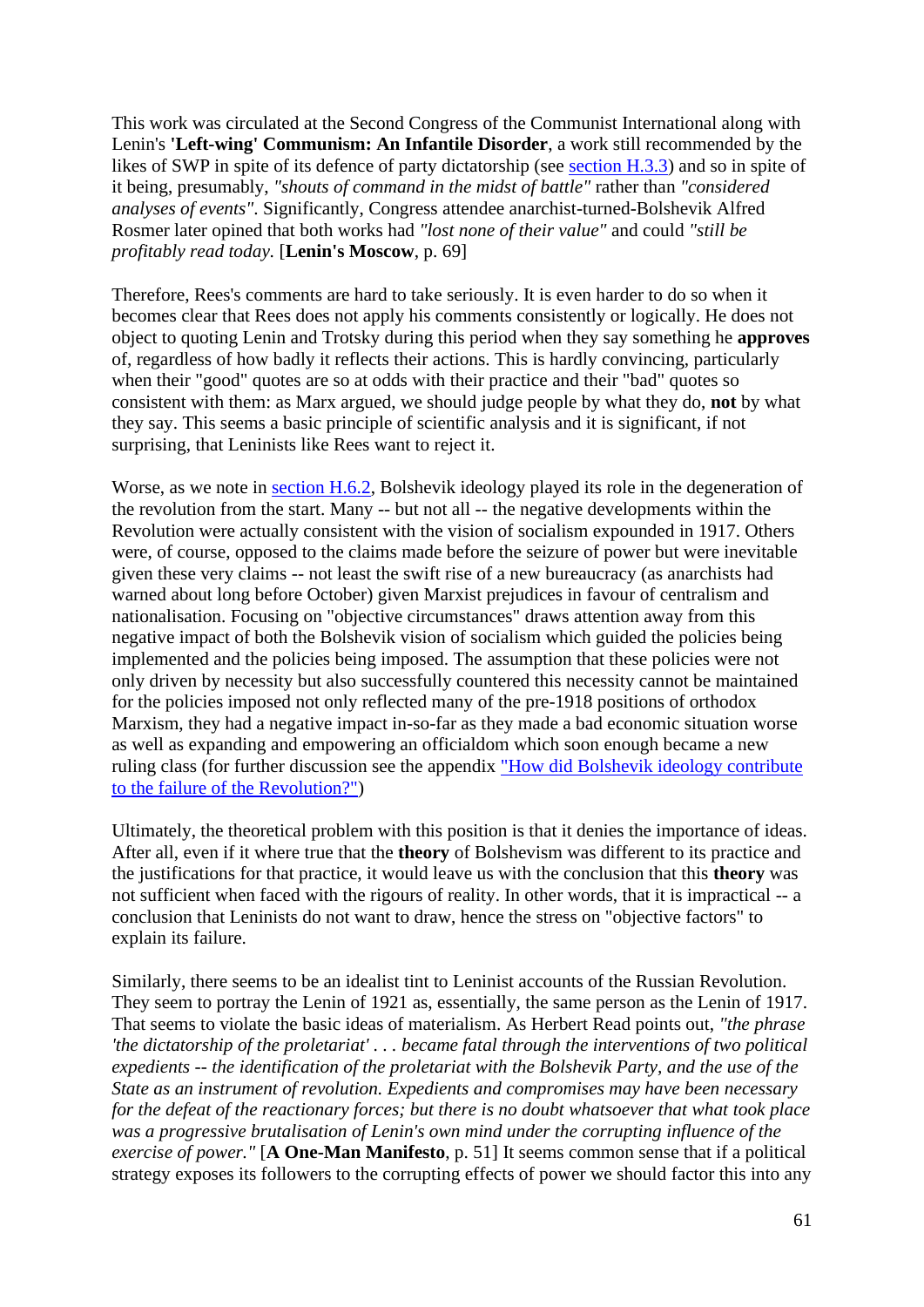This work was circulated at the Second Congress of the Communist International along with Lenin's **'Left-wing' Communism: An Infantile Disorder**, a work still recommended by the likes of SWP in spite of its defence of party dictatorship (see [section H.3.3](#)) and so in spite of it being, presumably, *"shouts of command in the midst of battle"* rather than *"considered analyses of events"*. Significantly, Congress attendee anarchist-turned-Bolshevik Alfred Rosmer later opined that both works had *"lost none of their value"* and could *"still be profitably read today.* [**Lenin's Moscow**, p. 69]

Therefore, Rees's comments are hard to take seriously. It is even harder to do so when it becomes clear that Rees does not apply his comments consistently or logically. He does not object to quoting Lenin and Trotsky during this period when they say something he **approves** of, regardless of how badly it reflects their actions. This is hardly convincing, particularly when their "good" quotes are so at odds with their practice and their "bad" quotes so consistent with them: as Marx argued, we should judge people by what they do, **not** by what they say. This seems a basic principle of scientific analysis and it is significant, if not surprising, that Leninists like Rees want to reject it.

Worse, as we note in [section H.6.2](#), Bolshevik ideology played its role in the degeneration of the revolution from the start. Many -- but not all -- the negative developments within the Revolution were actually consistent with the vision of socialism expounded in 1917. Others were, of course, opposed to the claims made before the seizure of power but were inevitable given these very claims -- not least the swift rise of a new bureaucracy (as anarchists had warned about long before October) given Marxist prejudices in favour of centralism and nationalisation. Focusing on "objective circumstances" draws attention away from this negative impact of both the Bolshevik vision of socialism which guided the policies being implemented and the policies being imposed. The assumption that these policies were not only driven by necessity but also successfully countered this necessity cannot be maintained for the policies imposed not only reflected many of the pre-1918 positions of orthodox Marxism, they had a negative impact in-so-far as they made a bad economic situation worse as well as expanding and empowering an officialdom which soon enough became a new ruling class (for further discussion see the appendix ["How did Bolshevik ideology contribute to the failure of the Revolution?"](#))

Ultimately, the theoretical problem with this position is that it denies the importance of ideas. After all, even if it where true that the **theory** of Bolshevism was different to its practice and the justifications for that practice, it would leave us with the conclusion that this **theory** was not sufficient when faced with the rigours of reality. In other words, that it is impractical -- a conclusion that Leninists do not want to draw, hence the stress on "objective factors" to explain its failure.

Similarly, there seems to be an idealist tint to Leninist accounts of the Russian Revolution. They seem to portray the Lenin of 1921 as, essentially, the same person as the Lenin of 1917. That seems to violate the basic ideas of materialism. As Herbert Read points out, *"the phrase 'the dictatorship of the proletariat' . . . became fatal through the interventions of two political expedients -- the identification of the proletariat with the Bolshevik Party, and the use of the State as an instrument of revolution. Expedients and compromises may have been necessary for the defeat of the reactionary forces; but there is no doubt whatsoever that what took place was a progressive brutalisation of Lenin's own mind under the corrupting influence of the exercise of power."* [**A One-Man Manifesto**, p. 51] It seems common sense that if a political strategy exposes its followers to the corrupting effects of power we should factor this into any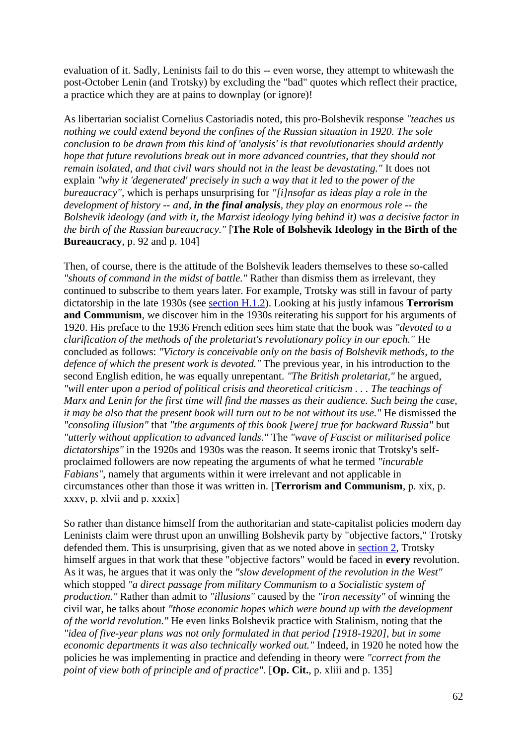evaluation of it. Sadly, Leninists fail to do this -- even worse, they attempt to whitewash the post-October Lenin (and Trotsky) by excluding the "bad" quotes which reflect their practice, a practice which they are at pains to downplay (or ignore)!

As libertarian socialist Cornelius Castoriadis noted, this pro-Bolshevik response *"teaches us nothing we could extend beyond the confines of the Russian situation in 1920. The sole conclusion to be drawn from this kind of 'analysis' is that revolutionaries should ardently hope that future revolutions break out in more advanced countries, that they should not remain isolated, and that civil wars should not in the least be devastating."* It does not explain *"why it 'degenerated' precisely in such a way that it led to the power of the bureaucracy"*, which is perhaps unsurprising for *"[i]nsofar as ideas play a role in the development of history -- and, **in the final analysis**, they play an enormous role -- the Bolshevik ideology (and with it, the Marxist ideology lying behind it) was a decisive factor in the birth of the Russian bureaucracy."* [**The Role of Bolshevik Ideology in the Birth of the Bureaucracy**, p. 92 and p. 104]

Then, of course, there is the attitude of the Bolshevik leaders themselves to these so-called *"shouts of command in the midst of battle."* Rather than dismiss them as irrelevant, they continued to subscribe to them years later. For example, Trotsky was still in favour of party dictatorship in the late 1930s (see section H.1.2). Looking at his justly infamous **Terrorism and Communism**, we discover him in the 1930s reiterating his support for his arguments of 1920. His preface to the 1936 French edition sees him state that the book was *"devoted to a clarification of the methods of the proletariat's revolutionary policy in our epoch."* He concluded as follows: *"Victory is conceivable only on the basis of Bolshevik methods, to the defence of which the present work is devoted."* The previous year, in his introduction to the second English edition, he was equally unrepentant. *"The British proletariat,"* he argued, *"will enter upon a period of political crisis and theoretical criticism . . . The teachings of Marx and Lenin for the first time will find the masses as their audience. Such being the case, it may be also that the present book will turn out to be not without its use."* He dismissed the *"consoling illusion"* that *"the arguments of this book [were] true for backward Russia"* but *"utterly without application to advanced lands."* The *"wave of Fascist or militarised police dictatorships"* in the 1920s and 1930s was the reason. It seems ironic that Trotsky's self-proclaimed followers are now repeating the arguments of what he termed *"incurable Fabians"*, namely that arguments within it were irrelevant and not applicable in circumstances other than those it was written in. [**Terrorism and Communism**, p. xix, p. xxxv, p. xlvii and p. xxxix]

So rather than distance himself from the authoritarian and state-capitalist policies modern day Leninists claim were thrust upon an unwilling Bolshevik party by "objective factors," Trotsky defended them. This is unsurprising, given that as we noted above in section 2, Trotsky himself argues in that work that these "objective factors" would be faced in **every** revolution. As it was, he argues that it was only the *"slow development of the revolution in the West"* which stopped *"a direct passage from military Communism to a Socialistic system of production."* Rather than admit to *"illusions"* caused by the *"iron necessity"* of winning the civil war, he talks about *"those economic hopes which were bound up with the development of the world revolution."* He even links Bolshevik practice with Stalinism, noting that the *"idea of five-year plans was not only formulated in that period [1918-1920], but in some economic departments it was also technically worked out."* Indeed, in 1920 he noted how the policies he was implementing in practice and defending in theory were *"correct from the point of view both of principle and of practice"*. [**Op. Cit.**, p. xliii and p. 135]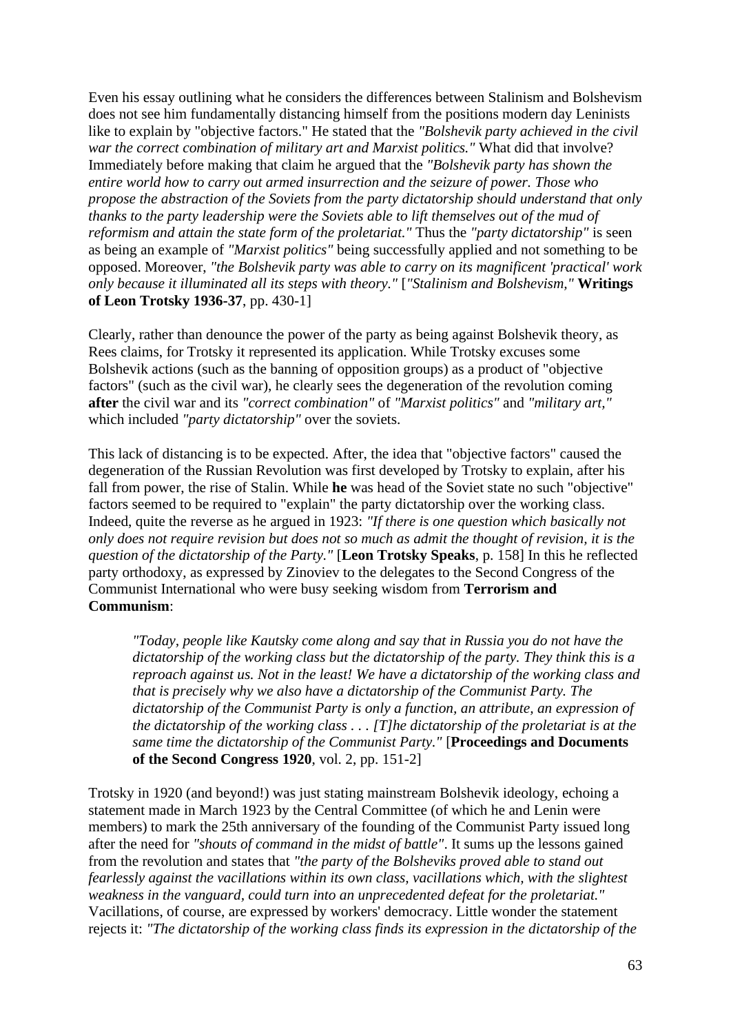Even his essay outlining what he considers the differences between Stalinism and Bolshevism does not see him fundamentally distancing himself from the positions modern day Leninists like to explain by "objective factors." He stated that the *"Bolshevik party achieved in the civil war the correct combination of military art and Marxist politics."* What did that involve? Immediately before making that claim he argued that the *"Bolshevik party has shown the entire world how to carry out armed insurrection and the seizure of power. Those who propose the abstraction of the Soviets from the party dictatorship should understand that only thanks to the party leadership were the Soviets able to lift themselves out of the mud of reformism and attain the state form of the proletariat."* Thus the *"party dictatorship"* is seen as being an example of *"Marxist politics"* being successfully applied and not something to be opposed. Moreover, *"the Bolshevik party was able to carry on its magnificent 'practical' work only because it illuminated all its steps with theory."* [*"Stalinism and Bolshevism,"* **Writings of Leon Trotsky 1936-37**, pp. 430-1]

Clearly, rather than denounce the power of the party as being against Bolshevik theory, as Rees claims, for Trotsky it represented its application. While Trotsky excuses some Bolshevik actions (such as the banning of opposition groups) as a product of "objective factors" (such as the civil war), he clearly sees the degeneration of the revolution coming **after** the civil war and its *"correct combination"* of *"Marxist politics"* and *"military art,"* which included *"party dictatorship"* over the soviets.

This lack of distancing is to be expected. After, the idea that "objective factors" caused the degeneration of the Russian Revolution was first developed by Trotsky to explain, after his fall from power, the rise of Stalin. While **he** was head of the Soviet state no such "objective" factors seemed to be required to "explain" the party dictatorship over the working class. Indeed, quite the reverse as he argued in 1923: *"If there is one question which basically not only does not require revision but does not so much as admit the thought of revision, it is the question of the dictatorship of the Party."* [**Leon Trotsky Speaks**, p. 158] In this he reflected party orthodoxy, as expressed by Zinoviev to the delegates to the Second Congress of the Communist International who were busy seeking wisdom from **Terrorism and Communism**:

> *"Today, people like Kautsky come along and say that in Russia you do not have the dictatorship of the working class but the dictatorship of the party. They think this is a reproach against us. Not in the least! We have a dictatorship of the working class and that is precisely why we also have a dictatorship of the Communist Party. The dictatorship of the Communist Party is only a function, an attribute, an expression of the dictatorship of the working class . . . [T]he dictatorship of the proletariat is at the same time the dictatorship of the Communist Party."* [**Proceedings and Documents of the Second Congress 1920**, vol. 2, pp. 151-2]

Trotsky in 1920 (and beyond!) was just stating mainstream Bolshevik ideology, echoing a statement made in March 1923 by the Central Committee (of which he and Lenin were members) to mark the 25th anniversary of the founding of the Communist Party issued long after the need for *"shouts of command in the midst of battle"*. It sums up the lessons gained from the revolution and states that *"the party of the Bolsheviks proved able to stand out fearlessly against the vacillations within its own class, vacillations which, with the slightest weakness in the vanguard, could turn into an unprecedented defeat for the proletariat."* Vacillations, of course, are expressed by workers' democracy. Little wonder the statement rejects it: *"The dictatorship of the working class finds its expression in the dictatorship of the*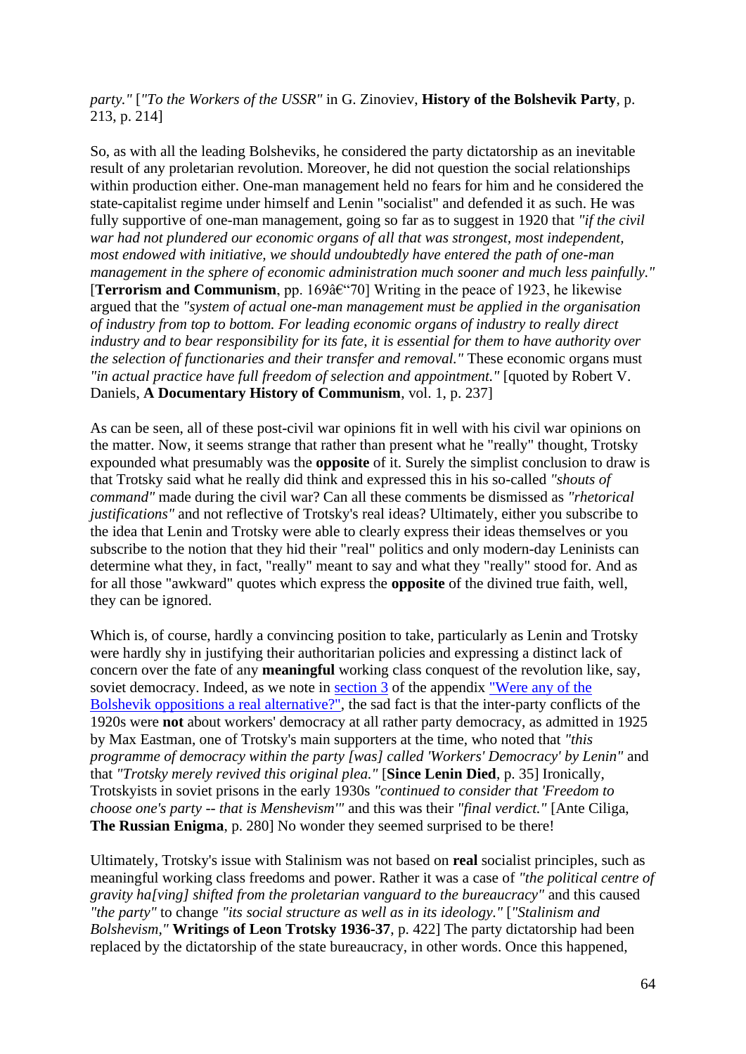*party."* [*"To the Workers of the USSR"* in G. Zinoviev, **History of the Bolshevik Party**, p. 213, p. 214]

So, as with all the leading Bolsheviks, he considered the party dictatorship as an inevitable result of any proletarian revolution. Moreover, he did not question the social relationships within production either. One-man management held no fears for him and he considered the state-capitalist regime under himself and Lenin "socialist" and defended it as such. He was fully supportive of one-man management, going so far as to suggest in 1920 that *"if the civil war had not plundered our economic organs of all that was strongest, most independent, most endowed with initiative, we should undoubtedly have entered the path of one-man management in the sphere of economic administration much sooner and much less painfully."* [**Terrorism and Communism**, pp. 169â€"70] Writing in the peace of 1923, he likewise argued that the *"system of actual one-man management must be applied in the organisation of industry from top to bottom. For leading economic organs of industry to really direct industry and to bear responsibility for its fate, it is essential for them to have authority over the selection of functionaries and their transfer and removal."* These economic organs must *"in actual practice have full freedom of selection and appointment."* [quoted by Robert V. Daniels, **A Documentary History of Communism**, vol. 1, p. 237]

As can be seen, all of these post-civil war opinions fit in well with his civil war opinions on the matter. Now, it seems strange that rather than present what he "really" thought, Trotsky expounded what presumably was the **opposite** of it. Surely the simplist conclusion to draw is that Trotsky said what he really did think and expressed this in his so-called *"shouts of command"* made during the civil war? Can all these comments be dismissed as *"rhetorical justifications"* and not reflective of Trotsky's real ideas? Ultimately, either you subscribe to the idea that Lenin and Trotsky were able to clearly express their ideas themselves or you subscribe to the notion that they hid their "real" politics and only modern-day Leninists can determine what they, in fact, "really" meant to say and what they "really" stood for. And as for all those "awkward" quotes which express the **opposite** of the divined true faith, well, they can be ignored.

Which is, of course, hardly a convincing position to take, particularly as Lenin and Trotsky were hardly shy in justifying their authoritarian policies and expressing a distinct lack of concern over the fate of any **meaningful** working class conquest of the revolution like, say, soviet democracy. Indeed, as we note in section 3 of the appendix "Were any of the Bolshevik oppositions a real alternative?", the sad fact is that the inter-party conflicts of the 1920s were **not** about workers' democracy at all rather party democracy, as admitted in 1925 by Max Eastman, one of Trotsky's main supporters at the time, who noted that *"this programme of democracy within the party [was] called 'Workers' Democracy' by Lenin"* and that *"Trotsky merely revived this original plea."* [**Since Lenin Died**, p. 35] Ironically, Trotskyists in soviet prisons in the early 1930s *"continued to consider that 'Freedom to choose one's party -- that is Menshevism'"* and this was their *"final verdict."* [Ante Ciliga, **The Russian Enigma**, p. 280] No wonder they seemed surprised to be there!

Ultimately, Trotsky's issue with Stalinism was not based on **real** socialist principles, such as meaningful working class freedoms and power. Rather it was a case of *"the political centre of gravity ha[ving] shifted from the proletarian vanguard to the bureaucracy"* and this caused *"the party"* to change *"its social structure as well as in its ideology."* [*"Stalinism and Bolshevism,"* **Writings of Leon Trotsky 1936-37**, p. 422] The party dictatorship had been replaced by the dictatorship of the state bureaucracy, in other words. Once this happened,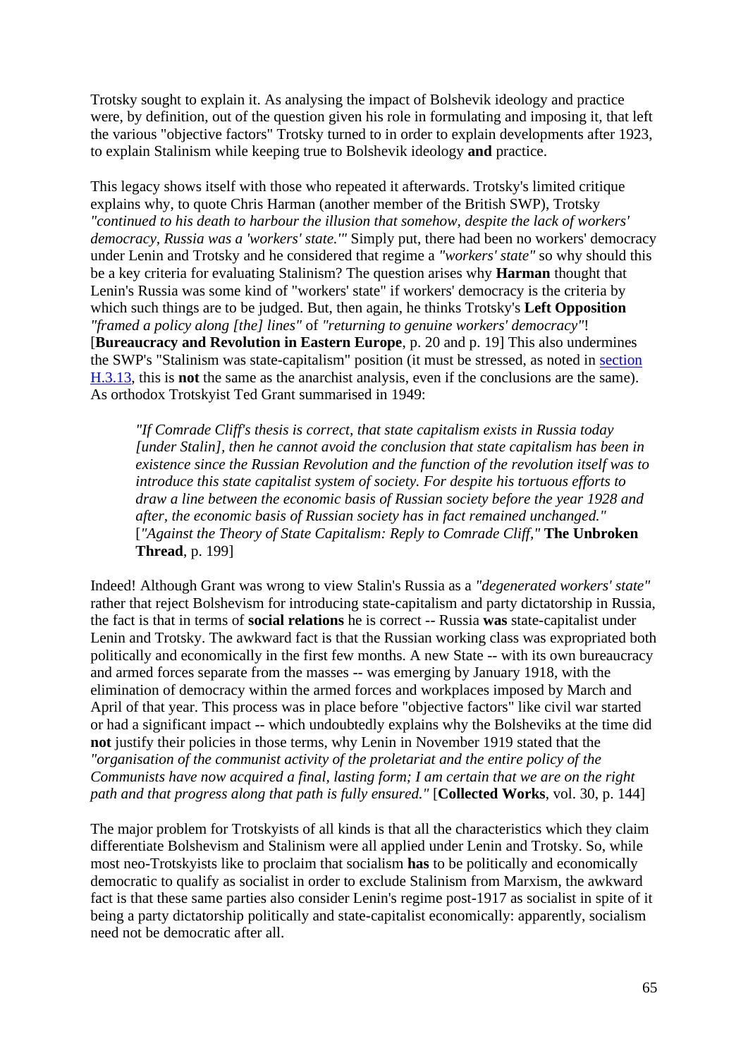Trotsky sought to explain it. As analysing the impact of Bolshevik ideology and practice were, by definition, out of the question given his role in formulating and imposing it, that left the various "objective factors" Trotsky turned to in order to explain developments after 1923, to explain Stalinism while keeping true to Bolshevik ideology **and** practice.

This legacy shows itself with those who repeated it afterwards. Trotsky's limited critique explains why, to quote Chris Harman (another member of the British SWP), Trotsky *"continued to his death to harbour the illusion that somehow, despite the lack of workers' democracy, Russia was a 'workers' state.'"* Simply put, there had been no workers' democracy under Lenin and Trotsky and he considered that regime a *"workers' state"* so why should this be a key criteria for evaluating Stalinism? The question arises why **Harman** thought that Lenin's Russia was some kind of "workers' state" if workers' democracy is the criteria by which such things are to be judged. But, then again, he thinks Trotsky's **Left Opposition** *"framed a policy along [the] lines"* of *"returning to genuine workers' democracy"*! [**Bureaucracy and Revolution in Eastern Europe**, p. 20 and p. 19] This also undermines the SWP's "Stalinism was state-capitalism" position (it must be stressed, as noted in section H.3.13, this is **not** the same as the anarchist analysis, even if the conclusions are the same). As orthodox Trotskyist Ted Grant summarised in 1949:

> *"If Comrade Cliff's thesis is correct, that state capitalism exists in Russia today [under Stalin], then he cannot avoid the conclusion that state capitalism has been in existence since the Russian Revolution and the function of the revolution itself was to introduce this state capitalist system of society. For despite his tortuous efforts to draw a line between the economic basis of Russian society before the year 1928 and after, the economic basis of Russian society has in fact remained unchanged."* [*"Against the Theory of State Capitalism: Reply to Comrade Cliff,"* **The Unbroken Thread**, p. 199]

Indeed! Although Grant was wrong to view Stalin's Russia as a *"degenerated workers' state"* rather that reject Bolshevism for introducing state-capitalism and party dictatorship in Russia, the fact is that in terms of **social relations** he is correct -- Russia **was** state-capitalist under Lenin and Trotsky. The awkward fact is that the Russian working class was expropriated both politically and economically in the first few months. A new State -- with its own bureaucracy and armed forces separate from the masses -- was emerging by January 1918, with the elimination of democracy within the armed forces and workplaces imposed by March and April of that year. This process was in place before "objective factors" like civil war started or had a significant impact -- which undoubtedly explains why the Bolsheviks at the time did **not** justify their policies in those terms, why Lenin in November 1919 stated that the *"organisation of the communist activity of the proletariat and the entire policy of the Communists have now acquired a final, lasting form; I am certain that we are on the right path and that progress along that path is fully ensured."* [**Collected Works**, vol. 30, p. 144]

The major problem for Trotskyists of all kinds is that all the characteristics which they claim differentiate Bolshevism and Stalinism were all applied under Lenin and Trotsky. So, while most neo-Trotskyists like to proclaim that socialism **has** to be politically and economically democratic to qualify as socialist in order to exclude Stalinism from Marxism, the awkward fact is that these same parties also consider Lenin's regime post-1917 as socialist in spite of it being a party dictatorship politically and state-capitalist economically: apparently, socialism need not be democratic after all.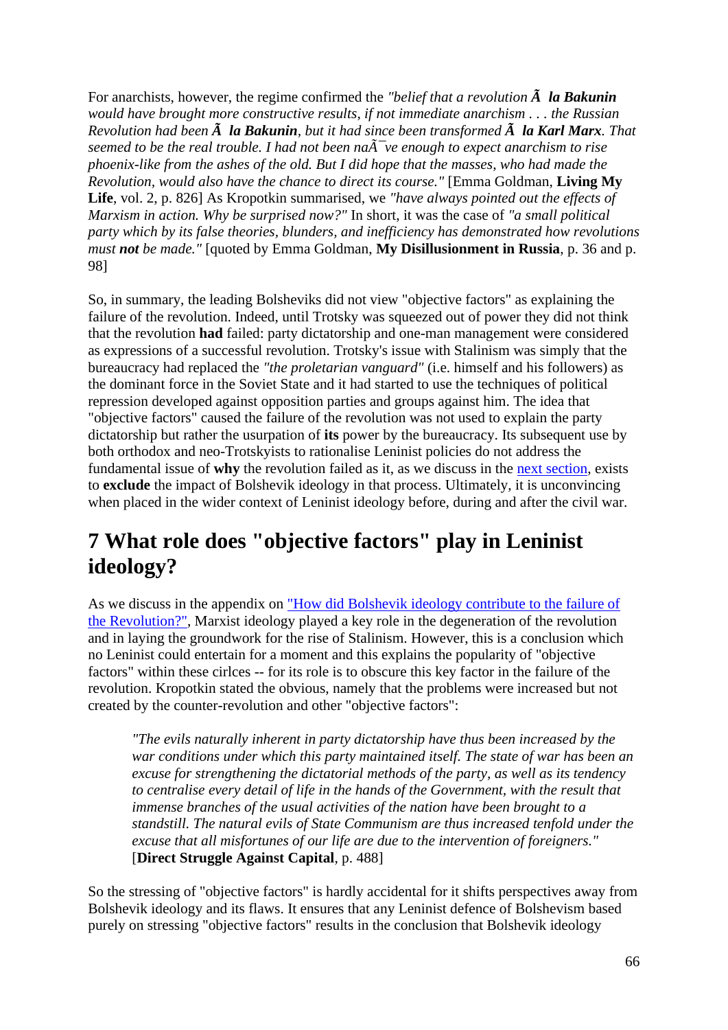For anarchists, however, the regime confirmed the *"belief that a revolution **Ã  la Bakunin** would have brought more constructive results, if not immediate anarchism . . . the Russian Revolution had been **Ã  la Bakunin**, but it had since been transformed **Ã  la Karl Marx**. That seemed to be the real trouble. I had not been naÃ¯ve enough to expect anarchism to rise phoenix-like from the ashes of the old. But I did hope that the masses, who had made the Revolution, would also have the chance to direct its course."* [Emma Goldman, **Living My Life**, vol. 2, p. 826] As Kropotkin summarised, we *"have always pointed out the effects of Marxism in action. Why be surprised now?"* In short, it was the case of *"a small political party which by its false theories, blunders, and inefficiency has demonstrated how revolutions must **not** be made."* [quoted by Emma Goldman, **My Disillusionment in Russia**, p. 36 and p. 98]

So, in summary, the leading Bolsheviks did not view "objective factors" as explaining the failure of the revolution. Indeed, until Trotsky was squeezed out of power they did not think that the revolution **had** failed: party dictatorship and one-man management were considered as expressions of a successful revolution. Trotsky's issue with Stalinism was simply that the bureaucracy had replaced the *"the proletarian vanguard"* (i.e. himself and his followers) as the dominant force in the Soviet State and it had started to use the techniques of political repression developed against opposition parties and groups against him. The idea that "objective factors" caused the failure of the revolution was not used to explain the party dictatorship but rather the usurpation of **its** power by the bureaucracy. Its subsequent use by both orthodox and neo-Trotskyists to rationalise Leninist policies do not address the fundamental issue of **why** the revolution failed as it, as we discuss in the next section, exists to **exclude** the impact of Bolshevik ideology in that process. Ultimately, it is unconvincing when placed in the wider context of Leninist ideology before, during and after the civil war.

## 7 What role does "objective factors" play in Leninist ideology?

As we discuss in the appendix on "How did Bolshevik ideology contribute to the failure of the Revolution?", Marxist ideology played a key role in the degeneration of the revolution and in laying the groundwork for the rise of Stalinism. However, this is a conclusion which no Leninist could entertain for a moment and this explains the popularity of "objective factors" within these cirlces -- for its role is to obscure this key factor in the failure of the revolution. Kropotkin stated the obvious, namely that the problems were increased but not created by the counter-revolution and other "objective factors":

> *"The evils naturally inherent in party dictatorship have thus been increased by the war conditions under which this party maintained itself. The state of war has been an excuse for strengthening the dictatorial methods of the party, as well as its tendency to centralise every detail of life in the hands of the Government, with the result that immense branches of the usual activities of the nation have been brought to a standstill. The natural evils of State Communism are thus increased tenfold under the excuse that all misfortunes of our life are due to the intervention of foreigners."* [**Direct Struggle Against Capital**, p. 488]

So the stressing of "objective factors" is hardly accidental for it shifts perspectives away from Bolshevik ideology and its flaws. It ensures that any Leninist defence of Bolshevism based purely on stressing "objective factors" results in the conclusion that Bolshevik ideology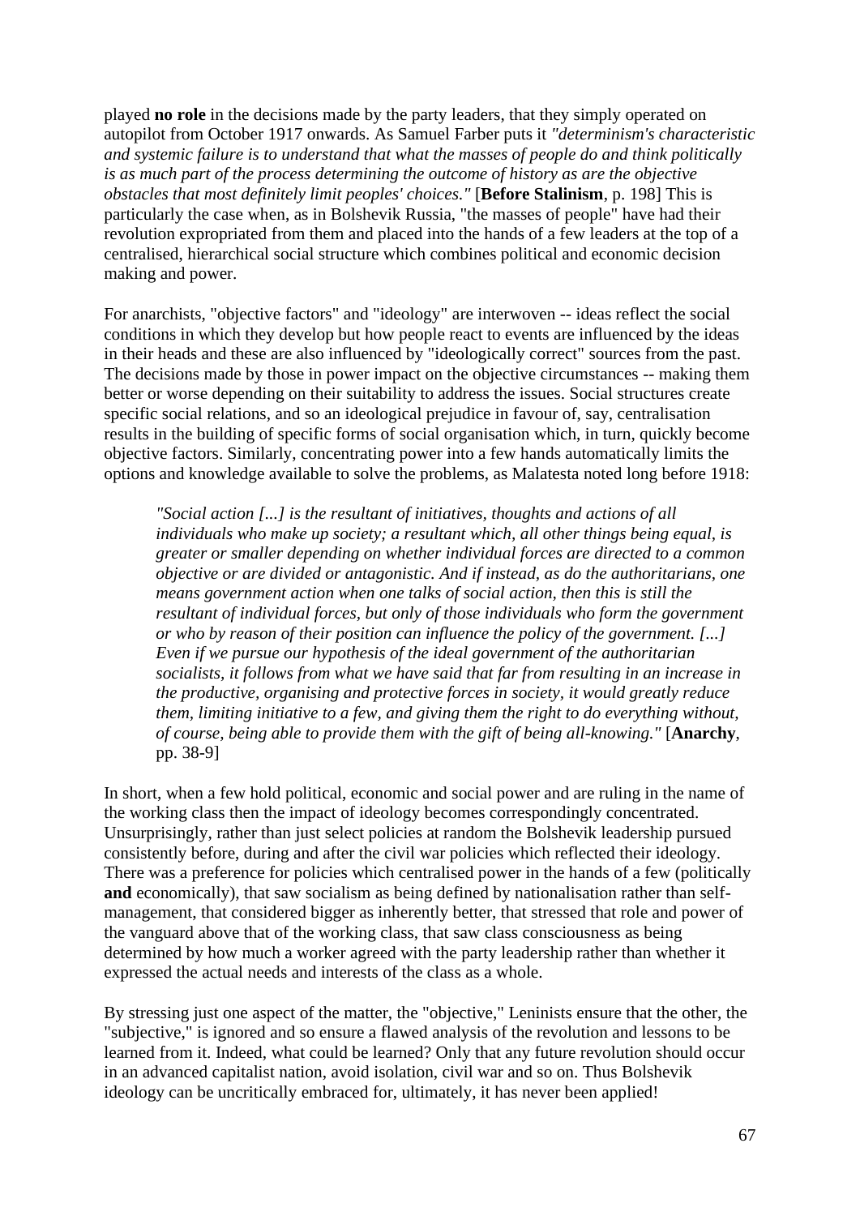played **no role** in the decisions made by the party leaders, that they simply operated on autopilot from October 1917 onwards. As Samuel Farber puts it *"determinism's characteristic and systemic failure is to understand that what the masses of people do and think politically is as much part of the process determining the outcome of history as are the objective obstacles that most definitely limit peoples' choices."* [**Before Stalinism**, p. 198] This is particularly the case when, as in Bolshevik Russia, "the masses of people" have had their revolution expropriated from them and placed into the hands of a few leaders at the top of a centralised, hierarchical social structure which combines political and economic decision making and power.

For anarchists, "objective factors" and "ideology" are interwoven -- ideas reflect the social conditions in which they develop but how people react to events are influenced by the ideas in their heads and these are also influenced by "ideologically correct" sources from the past. The decisions made by those in power impact on the objective circumstances -- making them better or worse depending on their suitability to address the issues. Social structures create specific social relations, and so an ideological prejudice in favour of, say, centralisation results in the building of specific forms of social organisation which, in turn, quickly become objective factors. Similarly, concentrating power into a few hands automatically limits the options and knowledge available to solve the problems, as Malatesta noted long before 1918:

> *"Social action [...] is the resultant of initiatives, thoughts and actions of all individuals who make up society; a resultant which, all other things being equal, is greater or smaller depending on whether individual forces are directed to a common objective or are divided or antagonistic. And if instead, as do the authoritarians, one means government action when one talks of social action, then this is still the resultant of individual forces, but only of those individuals who form the government or who by reason of their position can influence the policy of the government. [...] Even if we pursue our hypothesis of the ideal government of the authoritarian socialists, it follows from what we have said that far from resulting in an increase in the productive, organising and protective forces in society, it would greatly reduce them, limiting initiative to a few, and giving them the right to do everything without, of course, being able to provide them with the gift of being all-knowing."* [**Anarchy**, pp. 38-9]

In short, when a few hold political, economic and social power and are ruling in the name of the working class then the impact of ideology becomes correspondingly concentrated. Unsurprisingly, rather than just select policies at random the Bolshevik leadership pursued consistently before, during and after the civil war policies which reflected their ideology. There was a preference for policies which centralised power in the hands of a few (politically **and** economically), that saw socialism as being defined by nationalisation rather than self-management, that considered bigger as inherently better, that stressed that role and power of the vanguard above that of the working class, that saw class consciousness as being determined by how much a worker agreed with the party leadership rather than whether it expressed the actual needs and interests of the class as a whole.

By stressing just one aspect of the matter, the "objective," Leninists ensure that the other, the "subjective," is ignored and so ensure a flawed analysis of the revolution and lessons to be learned from it. Indeed, what could be learned? Only that any future revolution should occur in an advanced capitalist nation, avoid isolation, civil war and so on. Thus Bolshevik ideology can be uncritically embraced for, ultimately, it has never been applied!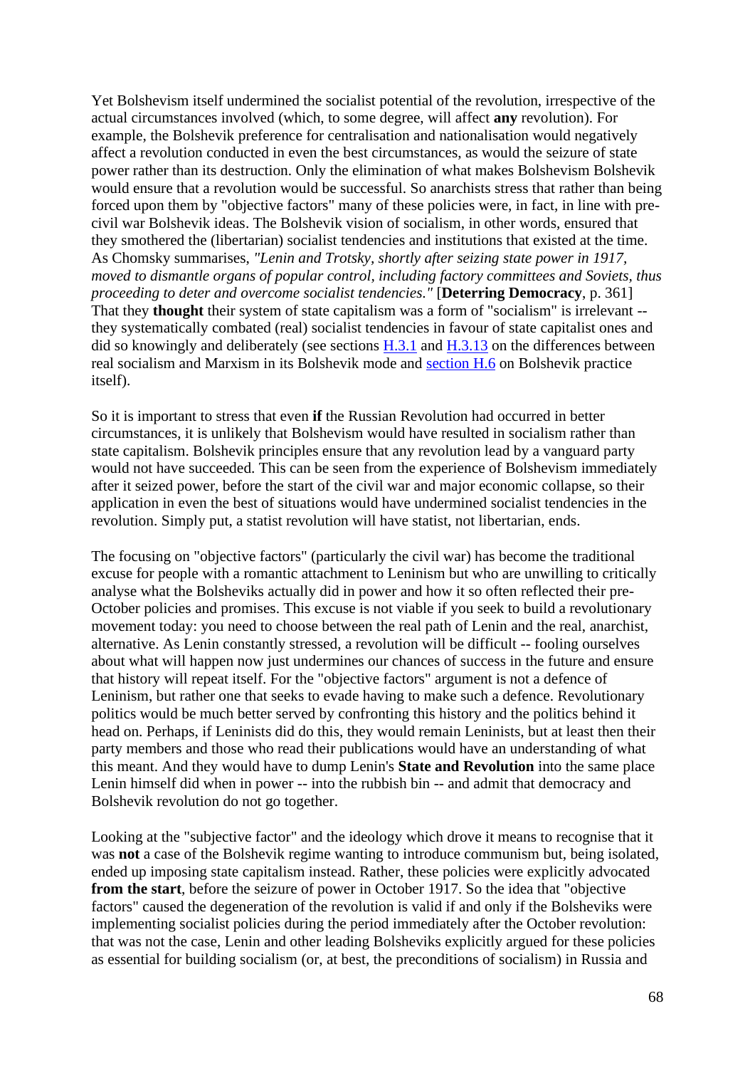Yet Bolshevism itself undermined the socialist potential of the revolution, irrespective of the actual circumstances involved (which, to some degree, will affect **any** revolution). For example, the Bolshevik preference for centralisation and nationalisation would negatively affect a revolution conducted in even the best circumstances, as would the seizure of state power rather than its destruction. Only the elimination of what makes Bolshevism Bolshevik would ensure that a revolution would be successful. So anarchists stress that rather than being forced upon them by "objective factors" many of these policies were, in fact, in line with pre-civil war Bolshevik ideas. The Bolshevik vision of socialism, in other words, ensured that they smothered the (libertarian) socialist tendencies and institutions that existed at the time. As Chomsky summarises, *"Lenin and Trotsky, shortly after seizing state power in 1917, moved to dismantle organs of popular control, including factory committees and Soviets, thus proceeding to deter and overcome socialist tendencies."* [**Deterring Democracy**, p. 361] That they **thought** their system of state capitalism was a form of "socialism" is irrelevant -- they systematically combated (real) socialist tendencies in favour of state capitalist ones and did so knowingly and deliberately (see sections [H.3.1] and [H.3.13] on the differences between real socialism and Marxism in its Bolshevik mode and [section H.6] on Bolshevik practice itself).

So it is important to stress that even **if** the Russian Revolution had occurred in better circumstances, it is unlikely that Bolshevism would have resulted in socialism rather than state capitalism. Bolshevik principles ensure that any revolution lead by a vanguard party would not have succeeded. This can be seen from the experience of Bolshevism immediately after it seized power, before the start of the civil war and major economic collapse, so their application in even the best of situations would have undermined socialist tendencies in the revolution. Simply put, a statist revolution will have statist, not libertarian, ends.

The focusing on "objective factors" (particularly the civil war) has become the traditional excuse for people with a romantic attachment to Leninism but who are unwilling to critically analyse what the Bolsheviks actually did in power and how it so often reflected their pre-October policies and promises. This excuse is not viable if you seek to build a revolutionary movement today: you need to choose between the real path of Lenin and the real, anarchist, alternative. As Lenin constantly stressed, a revolution will be difficult -- fooling ourselves about what will happen now just undermines our chances of success in the future and ensure that history will repeat itself. For the "objective factors" argument is not a defence of Leninism, but rather one that seeks to evade having to make such a defence. Revolutionary politics would be much better served by confronting this history and the politics behind it head on. Perhaps, if Leninists did do this, they would remain Leninists, but at least then their party members and those who read their publications would have an understanding of what this meant. And they would have to dump Lenin's **State and Revolution** into the same place Lenin himself did when in power -- into the rubbish bin -- and admit that democracy and Bolshevik revolution do not go together.

Looking at the "subjective factor" and the ideology which drove it means to recognise that it was **not** a case of the Bolshevik regime wanting to introduce communism but, being isolated, ended up imposing state capitalism instead. Rather, these policies were explicitly advocated **from the start**, before the seizure of power in October 1917. So the idea that "objective factors" caused the degeneration of the revolution is valid if and only if the Bolsheviks were implementing socialist policies during the period immediately after the October revolution: that was not the case, Lenin and other leading Bolsheviks explicitly argued for these policies as essential for building socialism (or, at best, the preconditions of socialism) in Russia and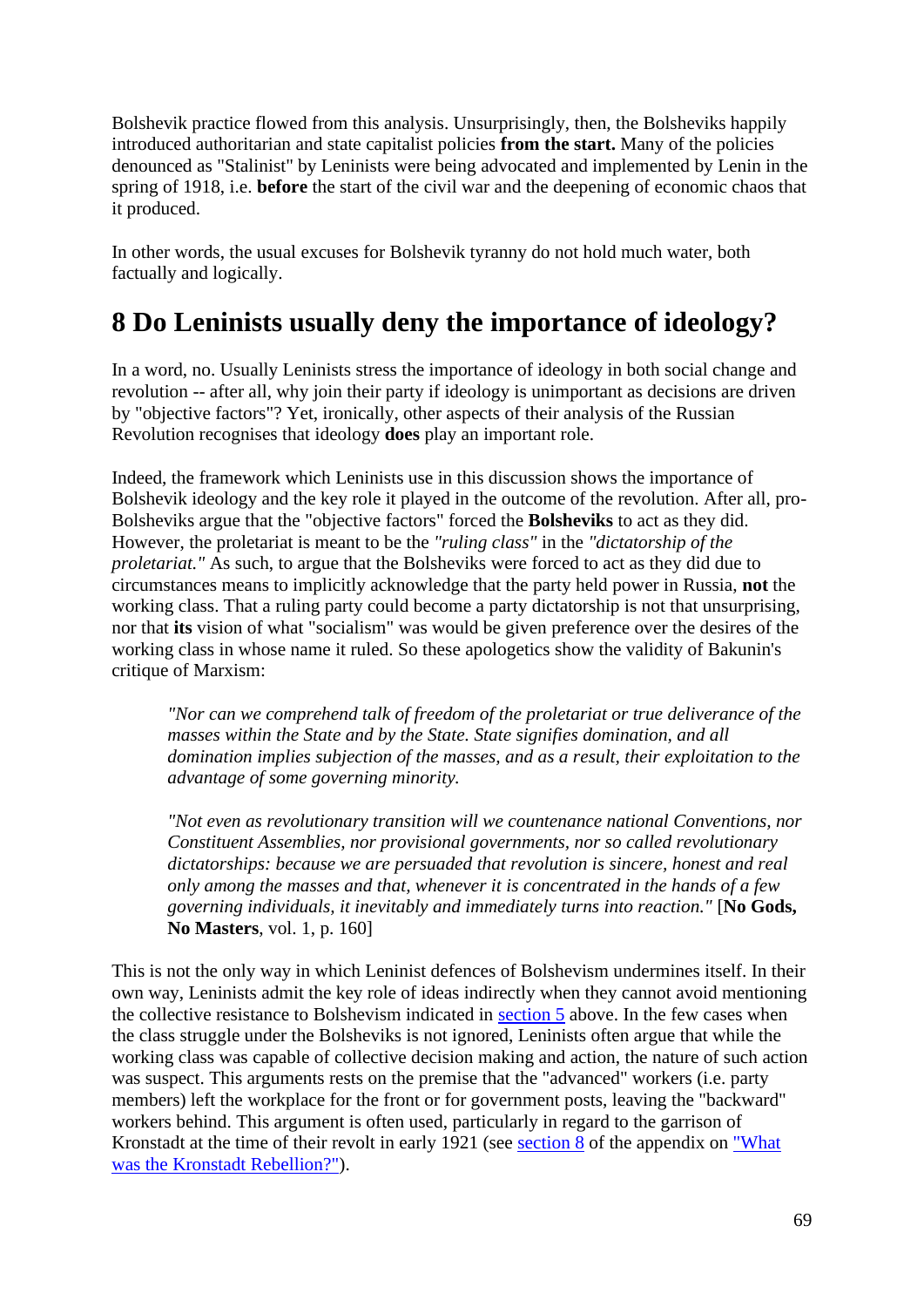Bolshevik practice flowed from this analysis. Unsurprisingly, then, the Bolsheviks happily introduced authoritarian and state capitalist policies **from the start.** Many of the policies denounced as "Stalinist" by Leninists were being advocated and implemented by Lenin in the spring of 1918, i.e. **before** the start of the civil war and the deepening of economic chaos that it produced.

In other words, the usual excuses for Bolshevik tyranny do not hold much water, both factually and logically.

## 8 Do Leninists usually deny the importance of ideology?

In a word, no. Usually Leninists stress the importance of ideology in both social change and revolution -- after all, why join their party if ideology is unimportant as decisions are driven by "objective factors"? Yet, ironically, other aspects of their analysis of the Russian Revolution recognises that ideology **does** play an important role.

Indeed, the framework which Leninists use in this discussion shows the importance of Bolshevik ideology and the key role it played in the outcome of the revolution. After all, pro-Bolsheviks argue that the "objective factors" forced the **Bolsheviks** to act as they did. However, the proletariat is meant to be the *"ruling class"* in the *"dictatorship of the proletariat."* As such, to argue that the Bolsheviks were forced to act as they did due to circumstances means to implicitly acknowledge that the party held power in Russia, **not** the working class. That a ruling party could become a party dictatorship is not that unsurprising, nor that **its** vision of what "socialism" was would be given preference over the desires of the working class in whose name it ruled. So these apologetics show the validity of Bakunin's critique of Marxism:

> *"Nor can we comprehend talk of freedom of the proletariat or true deliverance of the masses within the State and by the State. State signifies domination, and all domination implies subjection of the masses, and as a result, their exploitation to the advantage of some governing minority.*
>
> *"Not even as revolutionary transition will we countenance national Conventions, nor Constituent Assemblies, nor provisional governments, nor so called revolutionary dictatorships: because we are persuaded that revolution is sincere, honest and real only among the masses and that, whenever it is concentrated in the hands of a few governing individuals, it inevitably and immediately turns into reaction."* [**No Gods, No Masters**, vol. 1, p. 160]

This is not the only way in which Leninist defences of Bolshevism undermines itself. In their own way, Leninists admit the key role of ideas indirectly when they cannot avoid mentioning the collective resistance to Bolshevism indicated in section 5 above. In the few cases when the class struggle under the Bolsheviks is not ignored, Leninists often argue that while the working class was capable of collective decision making and action, the nature of such action was suspect. This arguments rests on the premise that the "advanced" workers (i.e. party members) left the workplace for the front or for government posts, leaving the "backward" workers behind. This argument is often used, particularly in regard to the garrison of Kronstadt at the time of their revolt in early 1921 (see section 8 of the appendix on "What was the Kronstadt Rebellion?").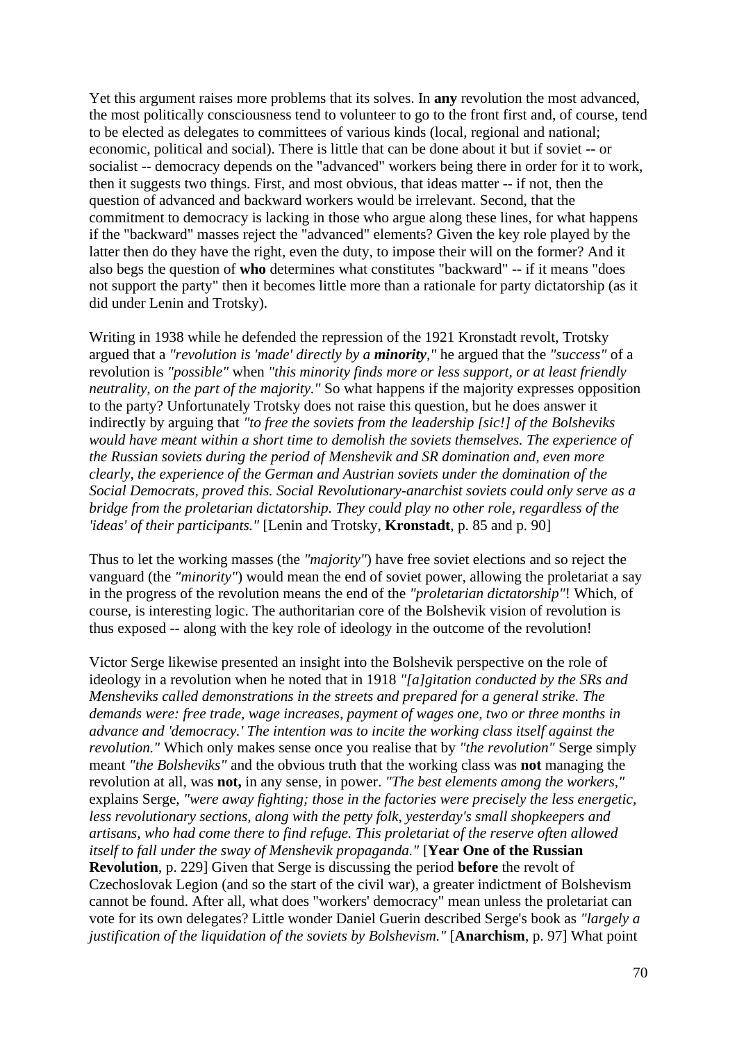Yet this argument raises more problems that its solves. In **any** revolution the most advanced, the most politically consciousness tend to volunteer to go to the front first and, of course, tend to be elected as delegates to committees of various kinds (local, regional and national; economic, political and social). There is little that can be done about it but if soviet -- or socialist -- democracy depends on the "advanced" workers being there in order for it to work, then it suggests two things. First, and most obvious, that ideas matter -- if not, then the question of advanced and backward workers would be irrelevant. Second, that the commitment to democracy is lacking in those who argue along these lines, for what happens if the "backward" masses reject the "advanced" elements? Given the key role played by the latter then do they have the right, even the duty, to impose their will on the former? And it also begs the question of **who** determines what constitutes "backward" -- if it means "does not support the party" then it becomes little more than a rationale for party dictatorship (as it did under Lenin and Trotsky).

Writing in 1938 while he defended the repression of the 1921 Kronstadt revolt, Trotsky argued that a *"revolution is 'made' directly by a **minority**,"* he argued that the *"success"* of a revolution is *"possible"* when *"this minority finds more or less support, or at least friendly neutrality, on the part of the majority."* So what happens if the majority expresses opposition to the party? Unfortunately Trotsky does not raise this question, but he does answer it indirectly by arguing that *"to free the soviets from the leadership [sic!] of the Bolsheviks would have meant within a short time to demolish the soviets themselves. The experience of the Russian soviets during the period of Menshevik and SR domination and, even more clearly, the experience of the German and Austrian soviets under the domination of the Social Democrats, proved this. Social Revolutionary-anarchist soviets could only serve as a bridge from the proletarian dictatorship. They could play no other role, regardless of the 'ideas' of their participants."* [Lenin and Trotsky, **Kronstadt**, p. 85 and p. 90]

Thus to let the working masses (the *"majority"*) have free soviet elections and so reject the vanguard (the *"minority"*) would mean the end of soviet power, allowing the proletariat a say in the progress of the revolution means the end of the *"proletarian dictatorship"*! Which, of course, is interesting logic. The authoritarian core of the Bolshevik vision of revolution is thus exposed -- along with the key role of ideology in the outcome of the revolution!

Victor Serge likewise presented an insight into the Bolshevik perspective on the role of ideology in a revolution when he noted that in 1918 *"[a]gitation conducted by the SRs and Mensheviks called demonstrations in the streets and prepared for a general strike. The demands were: free trade, wage increases, payment of wages one, two or three months in advance and 'democracy.' The intention was to incite the working class itself against the revolution."* Which only makes sense once you realise that by *"the revolution"* Serge simply meant *"the Bolsheviks"* and the obvious truth that the working class was **not** managing the revolution at all, was **not,** in any sense, in power. *"The best elements among the workers,"* explains Serge, *"were away fighting; those in the factories were precisely the less energetic, less revolutionary sections, along with the petty folk, yesterday's small shopkeepers and artisans, who had come there to find refuge. This proletariat of the reserve often allowed itself to fall under the sway of Menshevik propaganda."* [**Year One of the Russian Revolution**, p. 229] Given that Serge is discussing the period **before** the revolt of Czechoslovak Legion (and so the start of the civil war), a greater indictment of Bolshevism cannot be found. After all, what does "workers' democracy" mean unless the proletariat can vote for its own delegates? Little wonder Daniel Guerin described Serge's book as *"largely a justification of the liquidation of the soviets by Bolshevism."* [**Anarchism**, p. 97] What point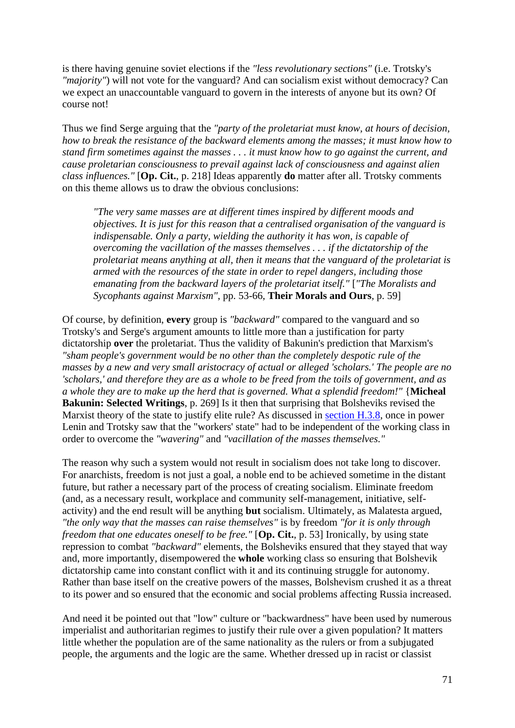is there having genuine soviet elections if the *"less revolutionary sections"* (i.e. Trotsky's *"majority"*) will not vote for the vanguard? And can socialism exist without democracy? Can we expect an unaccountable vanguard to govern in the interests of anyone but its own? Of course not!

Thus we find Serge arguing that the *"party of the proletariat must know, at hours of decision, how to break the resistance of the backward elements among the masses; it must know how to stand firm sometimes against the masses . . . it must know how to go against the current, and cause proletarian consciousness to prevail against lack of consciousness and against alien class influences."* [**Op. Cit.**, p. 218] Ideas apparently **do** matter after all. Trotsky comments on this theme allows us to draw the obvious conclusions:

> *"The very same masses are at different times inspired by different moods and objectives. It is just for this reason that a centralised organisation of the vanguard is indispensable. Only a party, wielding the authority it has won, is capable of overcoming the vacillation of the masses themselves . . . if the dictatorship of the proletariat means anything at all, then it means that the vanguard of the proletariat is armed with the resources of the state in order to repel dangers, including those emanating from the backward layers of the proletariat itself."* [*"The Moralists and Sycophants against Marxism"*, pp. 53-66, **Their Morals and Ours**, p. 59]

Of course, by definition, **every** group is *"backward"* compared to the vanguard and so Trotsky's and Serge's argument amounts to little more than a justification for party dictatorship **over** the proletariat. Thus the validity of Bakunin's prediction that Marxism's *"sham people's government would be no other than the completely despotic rule of the masses by a new and very small aristocracy of actual or alleged 'scholars.' The people are no 'scholars,' and therefore they are as a whole to be freed from the toils of government, and as a whole they are to make up the herd that is governed. What a splendid freedom!"* {**Micheal Bakunin: Selected Writings**, p. 269] Is it then that surprising that Bolsheviks revised the Marxist theory of the state to justify elite rule? As discussed in section H.3.8, once in power Lenin and Trotsky saw that the "workers' state" had to be independent of the working class in order to overcome the *"wavering"* and *"vacillation of the masses themselves."*

The reason why such a system would not result in socialism does not take long to discover. For anarchists, freedom is not just a goal, a noble end to be achieved sometime in the distant future, but rather a necessary part of the process of creating socialism. Eliminate freedom (and, as a necessary result, workplace and community self-management, initiative, self-activity) and the end result will be anything **but** socialism. Ultimately, as Malatesta argued, *"the only way that the masses can raise themselves"* is by freedom *"for it is only through freedom that one educates oneself to be free."* [**Op. Cit.**, p. 53] Ironically, by using state repression to combat *"backward"* elements, the Bolsheviks ensured that they stayed that way and, more importantly, disempowered the **whole** working class so ensuring that Bolshevik dictatorship came into constant conflict with it and its continuing struggle for autonomy. Rather than base itself on the creative powers of the masses, Bolshevism crushed it as a threat to its power and so ensured that the economic and social problems affecting Russia increased.

And need it be pointed out that "low" culture or "backwardness" have been used by numerous imperialist and authoritarian regimes to justify their rule over a given population? It matters little whether the population are of the same nationality as the rulers or from a subjugated people, the arguments and the logic are the same. Whether dressed up in racist or classist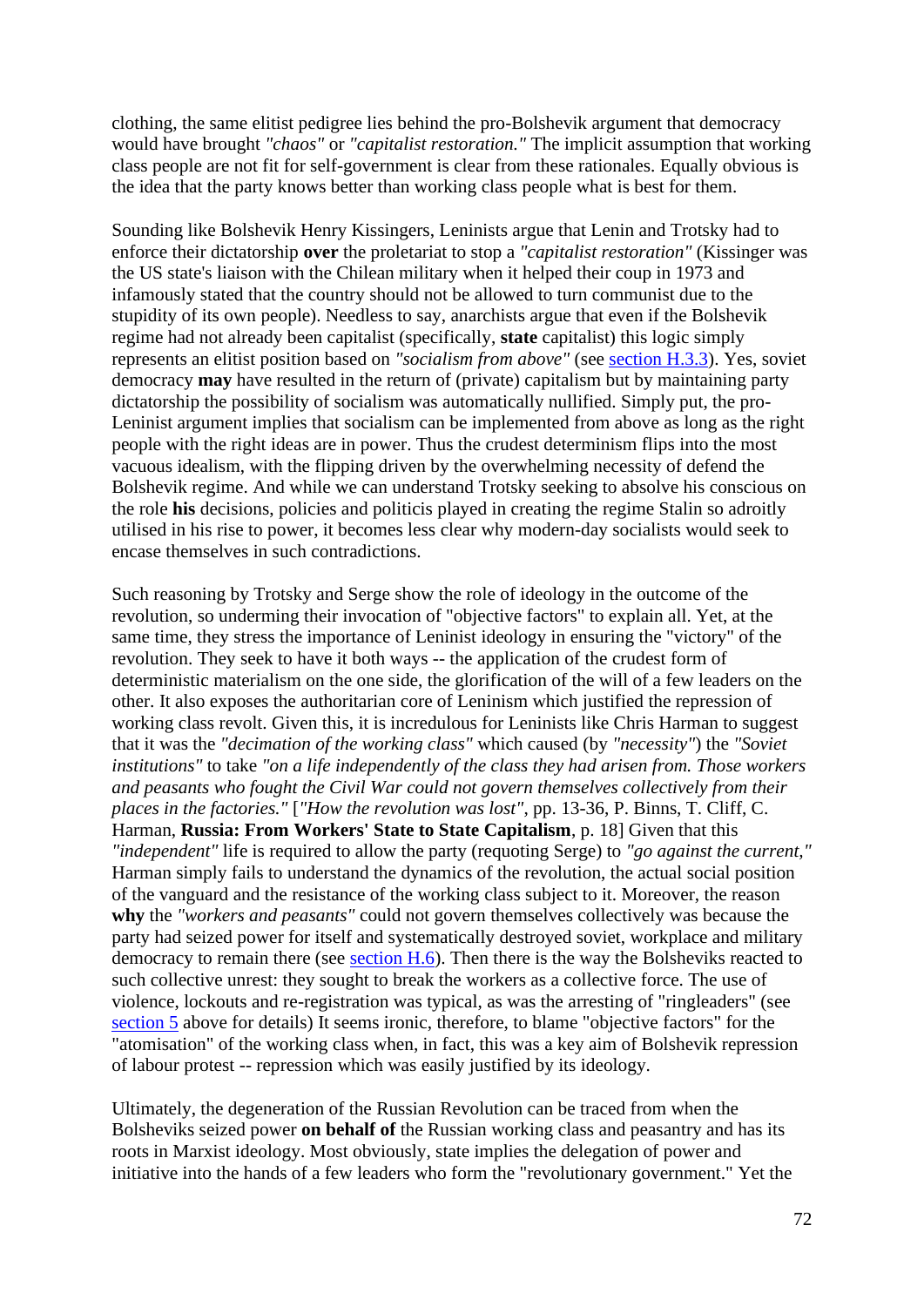clothing, the same elitist pedigree lies behind the pro-Bolshevik argument that democracy would have brought *"chaos"* or *"capitalist restoration."* The implicit assumption that working class people are not fit for self-government is clear from these rationales. Equally obvious is the idea that the party knows better than working class people what is best for them.

Sounding like Bolshevik Henry Kissingers, Leninists argue that Lenin and Trotsky had to enforce their dictatorship **over** the proletariat to stop a *"capitalist restoration"* (Kissinger was the US state's liaison with the Chilean military when it helped their coup in 1973 and infamously stated that the country should not be allowed to turn communist due to the stupidity of its own people). Needless to say, anarchists argue that even if the Bolshevik regime had not already been capitalist (specifically, **state** capitalist) this logic simply represents an elitist position based on *"socialism from above"* (see section H.3.3). Yes, soviet democracy **may** have resulted in the return of (private) capitalism but by maintaining party dictatorship the possibility of socialism was automatically nullified. Simply put, the pro-Leninist argument implies that socialism can be implemented from above as long as the right people with the right ideas are in power. Thus the crudest determinism flips into the most vacuous idealism, with the flipping driven by the overwhelming necessity of defend the Bolshevik regime. And while we can understand Trotsky seeking to absolve his conscious on the role **his** decisions, policies and politicis played in creating the regime Stalin so adroitly utilised in his rise to power, it becomes less clear why modern-day socialists would seek to encase themselves in such contradictions.

Such reasoning by Trotsky and Serge show the role of ideology in the outcome of the revolution, so underming their invocation of "objective factors" to explain all. Yet, at the same time, they stress the importance of Leninist ideology in ensuring the "victory" of the revolution. They seek to have it both ways -- the application of the crudest form of deterministic materialism on the one side, the glorification of the will of a few leaders on the other. It also exposes the authoritarian core of Leninism which justified the repression of working class revolt. Given this, it is incredulous for Leninists like Chris Harman to suggest that it was the *"decimation of the working class"* which caused (by *"necessity"*) the *"Soviet institutions"* to take *"on a life independently of the class they had arisen from. Those workers and peasants who fought the Civil War could not govern themselves collectively from their places in the factories."* [*"How the revolution was lost"*, pp. 13-36, P. Binns, T. Cliff, C. Harman, **Russia: From Workers' State to State Capitalism**, p. 18] Given that this *"independent"* life is required to allow the party (requoting Serge) to *"go against the current,"* Harman simply fails to understand the dynamics of the revolution, the actual social position of the vanguard and the resistance of the working class subject to it. Moreover, the reason **why** the *"workers and peasants"* could not govern themselves collectively was because the party had seized power for itself and systematically destroyed soviet, workplace and military democracy to remain there (see section H.6). Then there is the way the Bolsheviks reacted to such collective unrest: they sought to break the workers as a collective force. The use of violence, lockouts and re-registration was typical, as was the arresting of "ringleaders" (see section 5 above for details) It seems ironic, therefore, to blame "objective factors" for the "atomisation" of the working class when, in fact, this was a key aim of Bolshevik repression of labour protest -- repression which was easily justified by its ideology.

Ultimately, the degeneration of the Russian Revolution can be traced from when the Bolsheviks seized power **on behalf of** the Russian working class and peasantry and has its roots in Marxist ideology. Most obviously, state implies the delegation of power and initiative into the hands of a few leaders who form the "revolutionary government." Yet the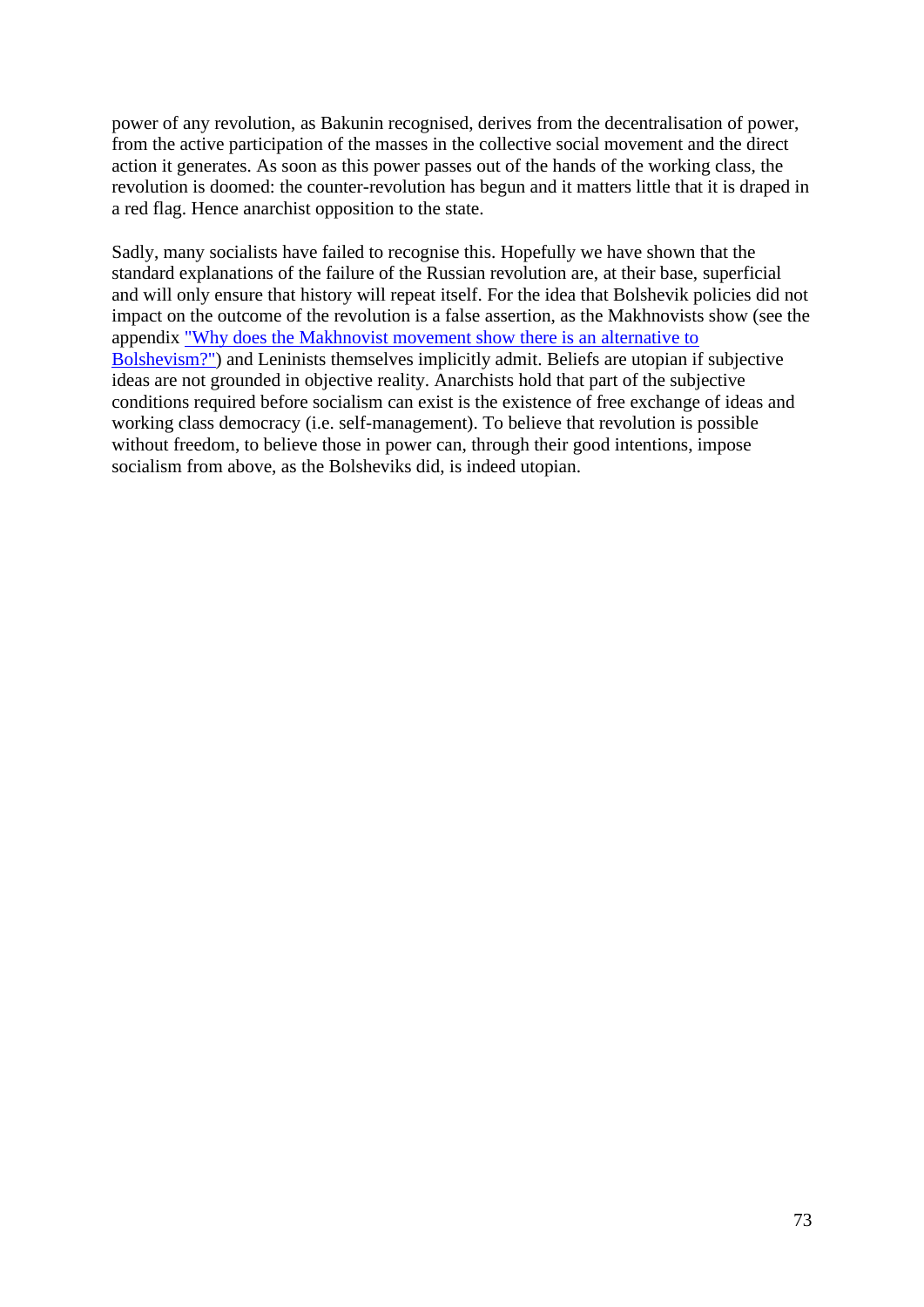power of any revolution, as Bakunin recognised, derives from the decentralisation of power, from the active participation of the masses in the collective social movement and the direct action it generates. As soon as this power passes out of the hands of the working class, the revolution is doomed: the counter-revolution has begun and it matters little that it is draped in a red flag. Hence anarchist opposition to the state.

Sadly, many socialists have failed to recognise this. Hopefully we have shown that the standard explanations of the failure of the Russian revolution are, at their base, superficial and will only ensure that history will repeat itself. For the idea that Bolshevik policies did not impact on the outcome of the revolution is a false assertion, as the Makhnovists show (see the appendix "Why does the Makhnovist movement show there is an alternative to Bolshevism?") and Leninists themselves implicitly admit. Beliefs are utopian if subjective ideas are not grounded in objective reality. Anarchists hold that part of the subjective conditions required before socialism can exist is the existence of free exchange of ideas and working class democracy (i.e. self-management). To believe that revolution is possible without freedom, to believe those in power can, through their good intentions, impose socialism from above, as the Bolsheviks did, is indeed utopian.